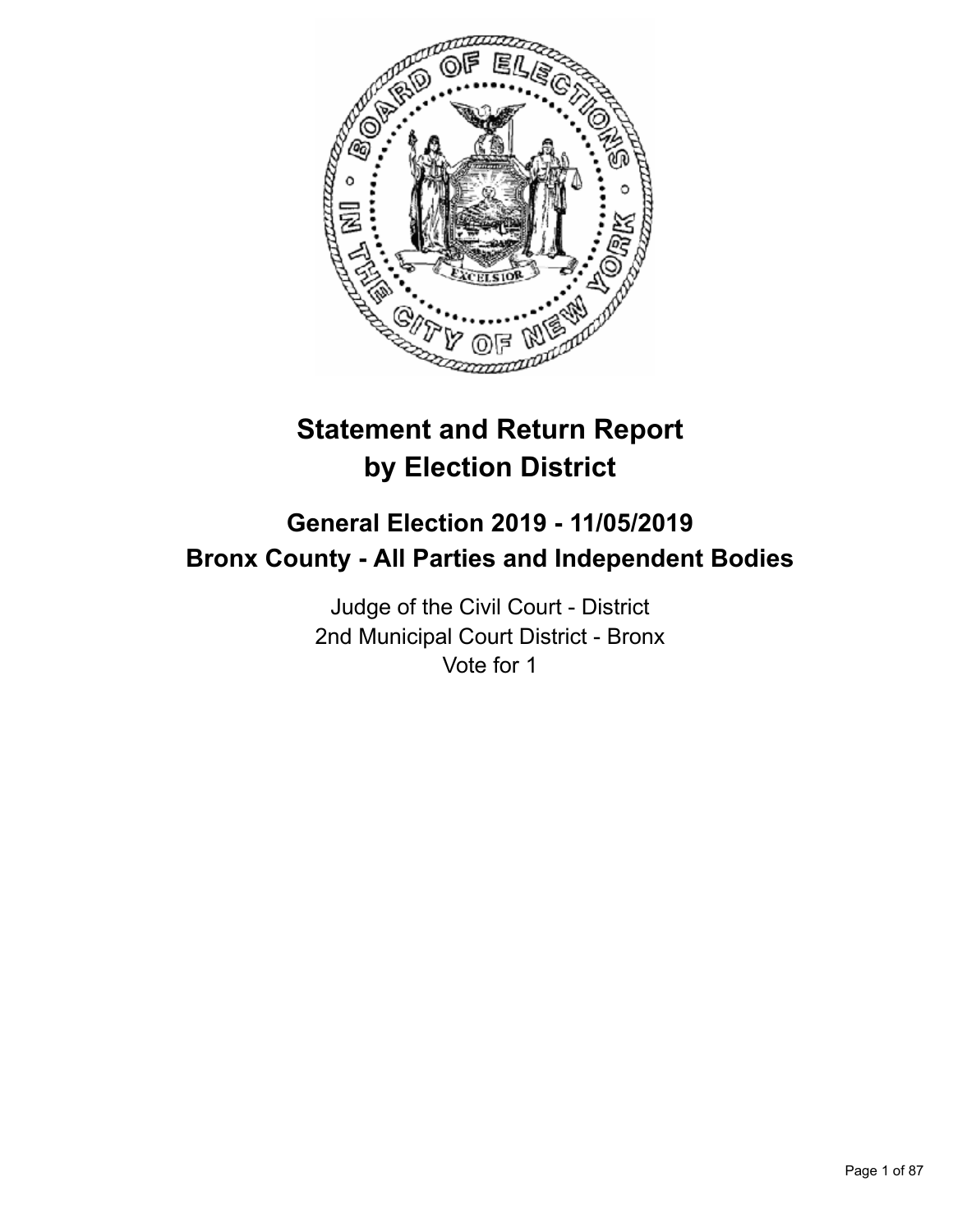# Statement and Return Report by Election District

## General Election 2019 - 11/05/2019
## Bronx County - All Parties and Independent Bodies

Judge of the Civil Court - District
2nd Municipal Court District - Bronx
Vote for 1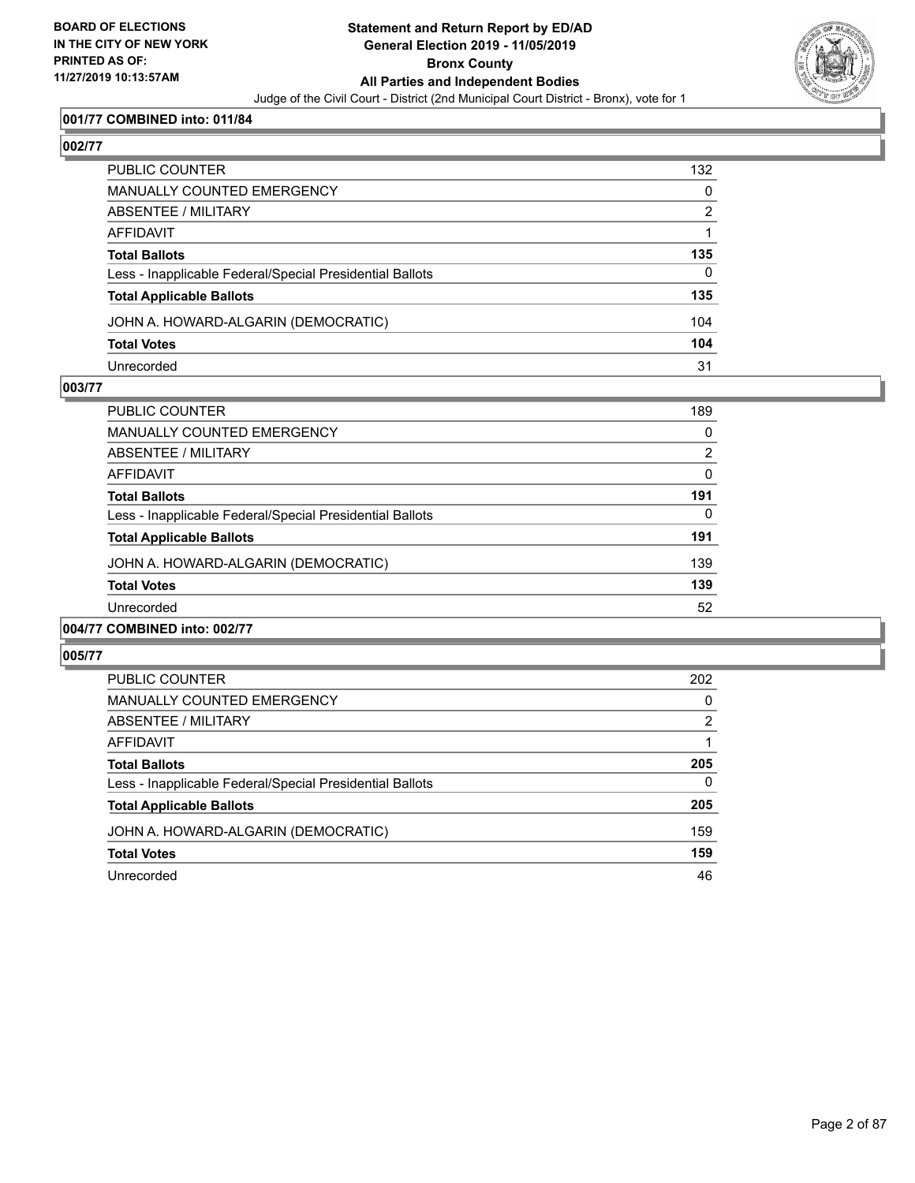### 001/77 COMBINED into: 011/84

### 002/77

| | |
|---|---|
| PUBLIC COUNTER | 132 |
| MANUALLY COUNTED EMERGENCY | 0 |
| ABSENTEE / MILITARY | 2 |
| AFFIDAVIT | 1 |
| **Total Ballots** | **135** |
| Less - Inapplicable Federal/Special Presidential Ballots | 0 |
| **Total Applicable Ballots** | **135** |
| JOHN A. HOWARD-ALGARIN (DEMOCRATIC) | 104 |
| **Total Votes** | **104** |
| Unrecorded | 31 |

### 003/77

| | |
|---|---|
| PUBLIC COUNTER | 189 |
| MANUALLY COUNTED EMERGENCY | 0 |
| ABSENTEE / MILITARY | 2 |
| AFFIDAVIT | 0 |
| **Total Ballots** | **191** |
| Less - Inapplicable Federal/Special Presidential Ballots | 0 |
| **Total Applicable Ballots** | **191** |
| JOHN A. HOWARD-ALGARIN (DEMOCRATIC) | 139 |
| **Total Votes** | **139** |
| Unrecorded | 52 |

### 004/77 COMBINED into: 002/77

### 005/77

| | |
|---|---|
| PUBLIC COUNTER | 202 |
| MANUALLY COUNTED EMERGENCY | 0 |
| ABSENTEE / MILITARY | 2 |
| AFFIDAVIT | 1 |
| **Total Ballots** | **205** |
| Less - Inapplicable Federal/Special Presidential Ballots | 0 |
| **Total Applicable Ballots** | **205** |
| JOHN A. HOWARD-ALGARIN (DEMOCRATIC) | 159 |
| **Total Votes** | **159** |
| Unrecorded | 46 |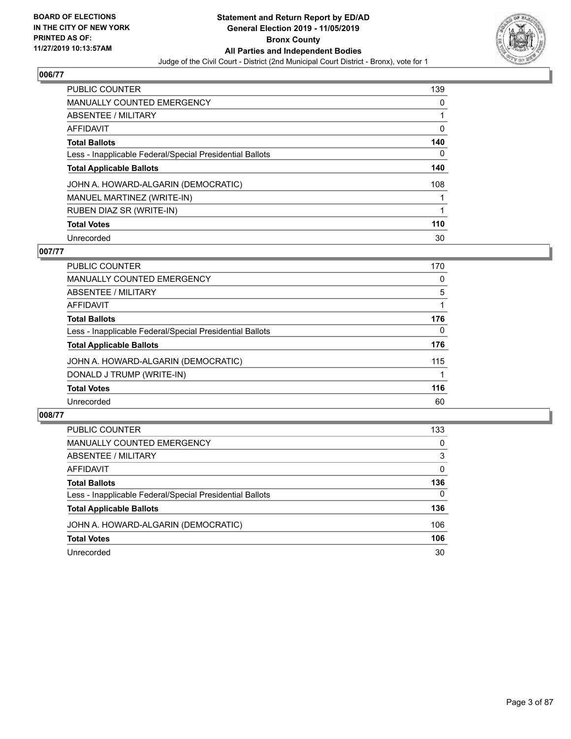**BOARD OF ELECTIONS IN THE CITY OF NEW YORK PRINTED AS OF: 11/27/2019 10:13:57AM**

**Statement and Return Report by ED/AD General Election 2019 - 11/05/2019 Bronx County All Parties and Independent Bodies**

Judge of the Civil Court - District (2nd Municipal Court District - Bronx), vote for 1

## 006/77

| | |
|---|---|
| PUBLIC COUNTER | 139 |
| MANUALLY COUNTED EMERGENCY | 0 |
| ABSENTEE / MILITARY | 1 |
| AFFIDAVIT | 0 |
| **Total Ballots** | **140** |
| Less - Inapplicable Federal/Special Presidential Ballots | 0 |
| **Total Applicable Ballots** | **140** |
| JOHN A. HOWARD-ALGARIN (DEMOCRATIC) | 108 |
| MANUEL MARTINEZ (WRITE-IN) | 1 |
| RUBEN DIAZ SR (WRITE-IN) | 1 |
| **Total Votes** | **110** |
| Unrecorded | 30 |

## 007/77

| | |
|---|---|
| PUBLIC COUNTER | 170 |
| MANUALLY COUNTED EMERGENCY | 0 |
| ABSENTEE / MILITARY | 5 |
| AFFIDAVIT | 1 |
| **Total Ballots** | **176** |
| Less - Inapplicable Federal/Special Presidential Ballots | 0 |
| **Total Applicable Ballots** | **176** |
| JOHN A. HOWARD-ALGARIN (DEMOCRATIC) | 115 |
| DONALD J TRUMP (WRITE-IN) | 1 |
| **Total Votes** | **116** |
| Unrecorded | 60 |

## 008/77

| | |
|---|---|
| PUBLIC COUNTER | 133 |
| MANUALLY COUNTED EMERGENCY | 0 |
| ABSENTEE / MILITARY | 3 |
| AFFIDAVIT | 0 |
| **Total Ballots** | **136** |
| Less - Inapplicable Federal/Special Presidential Ballots | 0 |
| **Total Applicable Ballots** | **136** |
| JOHN A. HOWARD-ALGARIN (DEMOCRATIC) | 106 |
| **Total Votes** | **106** |
| Unrecorded | 30 |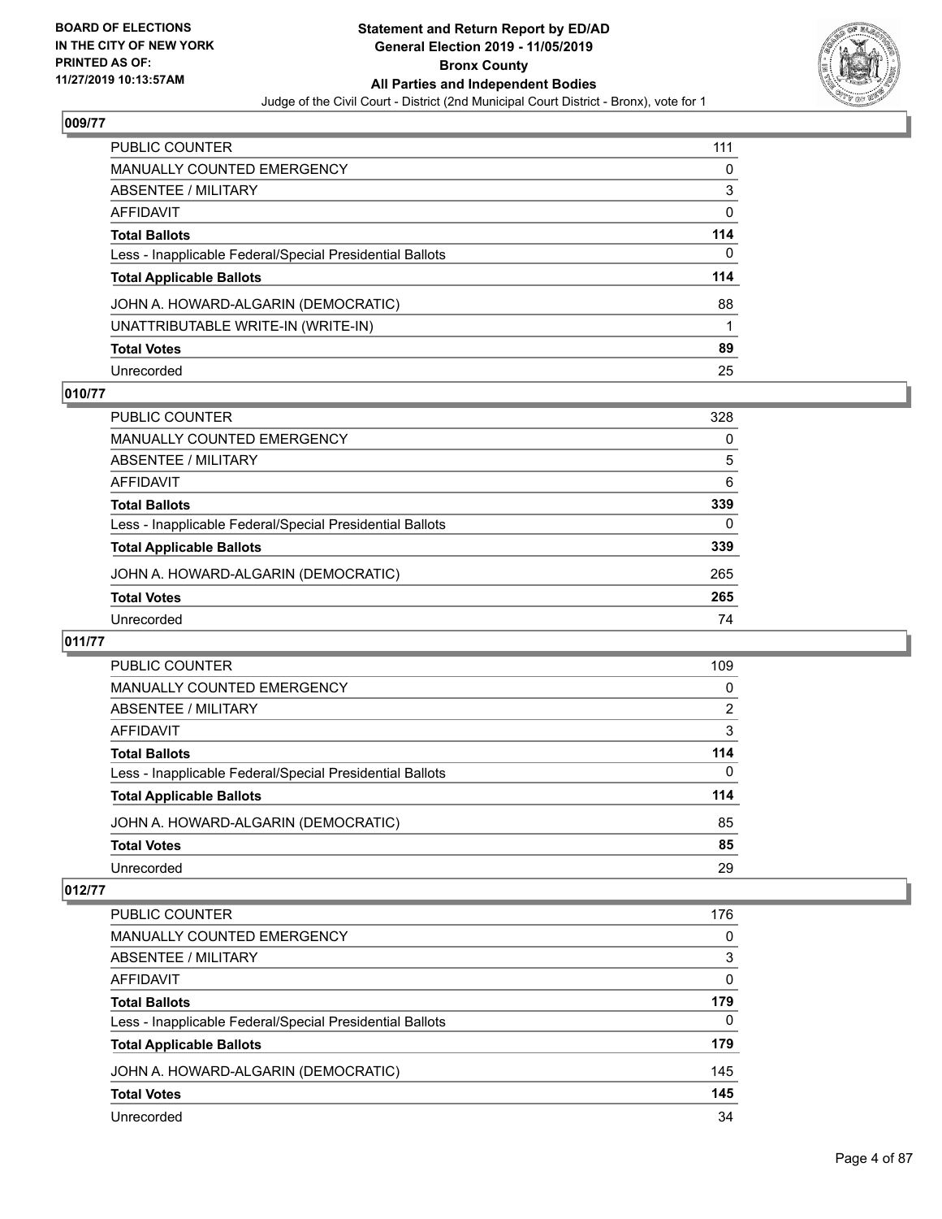## 009/77

| | |
|---|---|
| PUBLIC COUNTER | 111 |
| MANUALLY COUNTED EMERGENCY | 0 |
| ABSENTEE / MILITARY | 3 |
| AFFIDAVIT | 0 |
| **Total Ballots** | **114** |
| Less - Inapplicable Federal/Special Presidential Ballots | 0 |
| **Total Applicable Ballots** | **114** |
| JOHN A. HOWARD-ALGARIN (DEMOCRATIC) | 88 |
| UNATTRIBUTABLE WRITE-IN (WRITE-IN) | 1 |
| **Total Votes** | **89** |
| Unrecorded | 25 |

## 010/77

| | |
|---|---|
| PUBLIC COUNTER | 328 |
| MANUALLY COUNTED EMERGENCY | 0 |
| ABSENTEE / MILITARY | 5 |
| AFFIDAVIT | 6 |
| **Total Ballots** | **339** |
| Less - Inapplicable Federal/Special Presidential Ballots | 0 |
| **Total Applicable Ballots** | **339** |
| JOHN A. HOWARD-ALGARIN (DEMOCRATIC) | 265 |
| **Total Votes** | **265** |
| Unrecorded | 74 |

## 011/77

| | |
|---|---|
| PUBLIC COUNTER | 109 |
| MANUALLY COUNTED EMERGENCY | 0 |
| ABSENTEE / MILITARY | 2 |
| AFFIDAVIT | 3 |
| **Total Ballots** | **114** |
| Less - Inapplicable Federal/Special Presidential Ballots | 0 |
| **Total Applicable Ballots** | **114** |
| JOHN A. HOWARD-ALGARIN (DEMOCRATIC) | 85 |
| **Total Votes** | **85** |
| Unrecorded | 29 |

## 012/77

| | |
|---|---|
| PUBLIC COUNTER | 176 |
| MANUALLY COUNTED EMERGENCY | 0 |
| ABSENTEE / MILITARY | 3 |
| AFFIDAVIT | 0 |
| **Total Ballots** | **179** |
| Less - Inapplicable Federal/Special Presidential Ballots | 0 |
| **Total Applicable Ballots** | **179** |
| JOHN A. HOWARD-ALGARIN (DEMOCRATIC) | 145 |
| **Total Votes** | **145** |
| Unrecorded | 34 |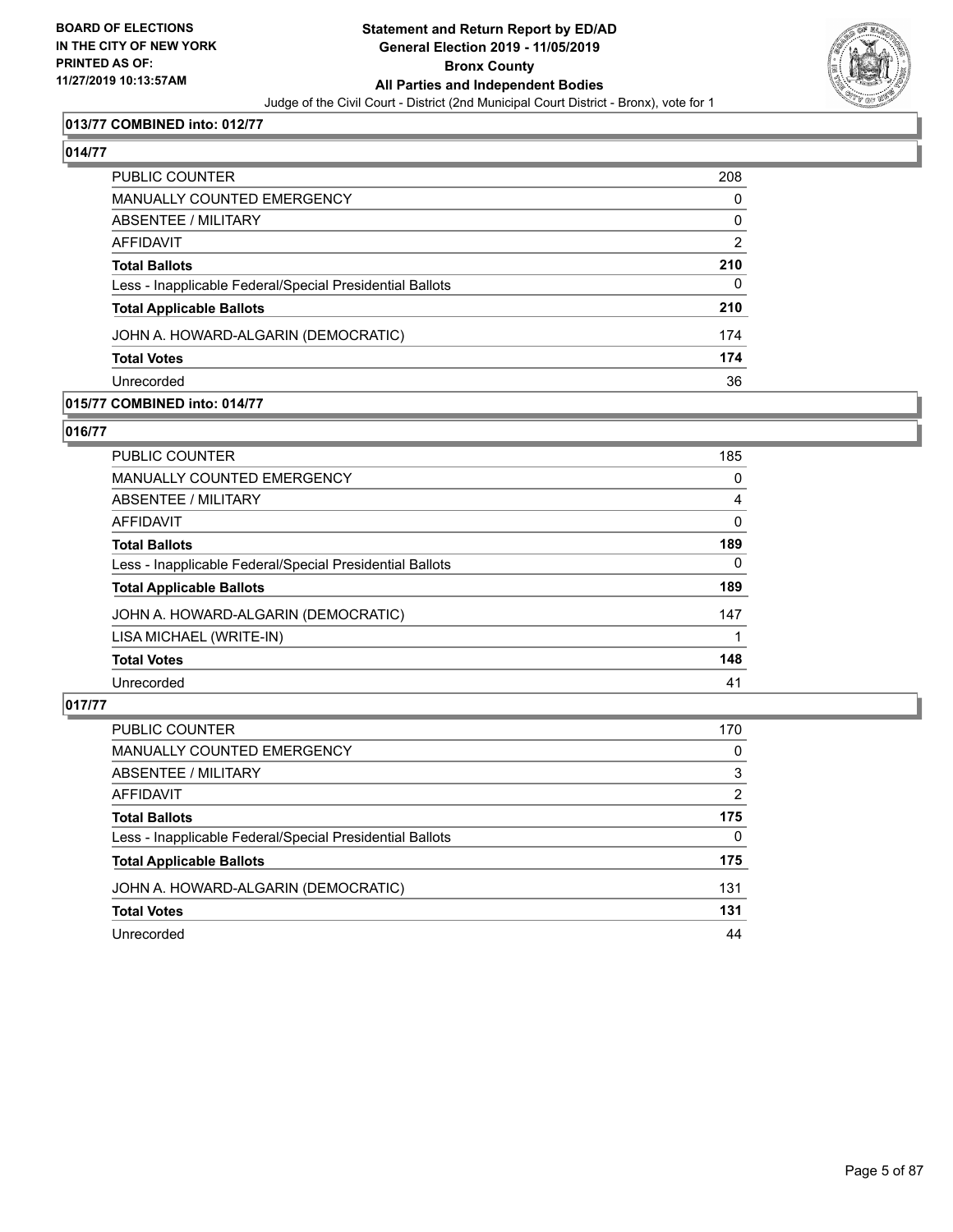**BOARD OF ELECTIONS IN THE CITY OF NEW YORK PRINTED AS OF: 11/27/2019 10:13:57AM**

**Statement and Return Report by ED/AD General Election 2019 - 11/05/2019 Bronx County All Parties and Independent Bodies**

Judge of the Civil Court - District (2nd Municipal Court District - Bronx), vote for 1

### 013/77 COMBINED into: 012/77

### 014/77

| | |
|---|---|
| PUBLIC COUNTER | 208 |
| MANUALLY COUNTED EMERGENCY | 0 |
| ABSENTEE / MILITARY | 0 |
| AFFIDAVIT | 2 |
| **Total Ballots** | **210** |
| Less - Inapplicable Federal/Special Presidential Ballots | 0 |
| **Total Applicable Ballots** | **210** |
| JOHN A. HOWARD-ALGARIN (DEMOCRATIC) | 174 |
| **Total Votes** | **174** |
| Unrecorded | 36 |

### 015/77 COMBINED into: 014/77

### 016/77

| | |
|---|---|
| PUBLIC COUNTER | 185 |
| MANUALLY COUNTED EMERGENCY | 0 |
| ABSENTEE / MILITARY | 4 |
| AFFIDAVIT | 0 |
| **Total Ballots** | **189** |
| Less - Inapplicable Federal/Special Presidential Ballots | 0 |
| **Total Applicable Ballots** | **189** |
| JOHN A. HOWARD-ALGARIN (DEMOCRATIC) | 147 |
| LISA MICHAEL (WRITE-IN) | 1 |
| **Total Votes** | **148** |
| Unrecorded | 41 |

### 017/77

| | |
|---|---|
| PUBLIC COUNTER | 170 |
| MANUALLY COUNTED EMERGENCY | 0 |
| ABSENTEE / MILITARY | 3 |
| AFFIDAVIT | 2 |
| **Total Ballots** | **175** |
| Less - Inapplicable Federal/Special Presidential Ballots | 0 |
| **Total Applicable Ballots** | **175** |
| JOHN A. HOWARD-ALGARIN (DEMOCRATIC) | 131 |
| **Total Votes** | **131** |
| Unrecorded | 44 |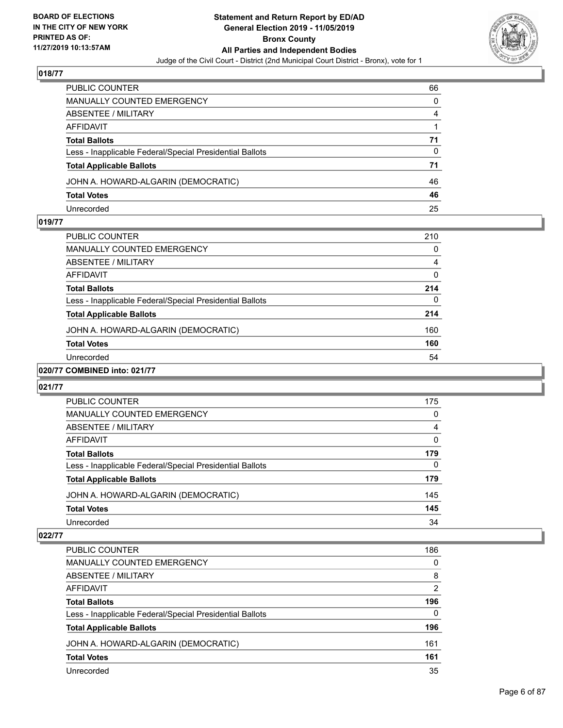## 018/77

| | |
|---|---|
| PUBLIC COUNTER | 66 |
| MANUALLY COUNTED EMERGENCY | 0 |
| ABSENTEE / MILITARY | 4 |
| AFFIDAVIT | 1 |
| **Total Ballots** | **71** |
| Less - Inapplicable Federal/Special Presidential Ballots | 0 |
| **Total Applicable Ballots** | **71** |
| JOHN A. HOWARD-ALGARIN (DEMOCRATIC) | 46 |
| **Total Votes** | **46** |
| Unrecorded | 25 |

## 019/77

| | |
|---|---|
| PUBLIC COUNTER | 210 |
| MANUALLY COUNTED EMERGENCY | 0 |
| ABSENTEE / MILITARY | 4 |
| AFFIDAVIT | 0 |
| **Total Ballots** | **214** |
| Less - Inapplicable Federal/Special Presidential Ballots | 0 |
| **Total Applicable Ballots** | **214** |
| JOHN A. HOWARD-ALGARIN (DEMOCRATIC) | 160 |
| **Total Votes** | **160** |
| Unrecorded | 54 |

## 020/77 COMBINED into: 021/77

## 021/77

| | |
|---|---|
| PUBLIC COUNTER | 175 |
| MANUALLY COUNTED EMERGENCY | 0 |
| ABSENTEE / MILITARY | 4 |
| AFFIDAVIT | 0 |
| **Total Ballots** | **179** |
| Less - Inapplicable Federal/Special Presidential Ballots | 0 |
| **Total Applicable Ballots** | **179** |
| JOHN A. HOWARD-ALGARIN (DEMOCRATIC) | 145 |
| **Total Votes** | **145** |
| Unrecorded | 34 |

## 022/77

| | |
|---|---|
| PUBLIC COUNTER | 186 |
| MANUALLY COUNTED EMERGENCY | 0 |
| ABSENTEE / MILITARY | 8 |
| AFFIDAVIT | 2 |
| **Total Ballots** | **196** |
| Less - Inapplicable Federal/Special Presidential Ballots | 0 |
| **Total Applicable Ballots** | **196** |
| JOHN A. HOWARD-ALGARIN (DEMOCRATIC) | 161 |
| **Total Votes** | **161** |
| Unrecorded | 35 |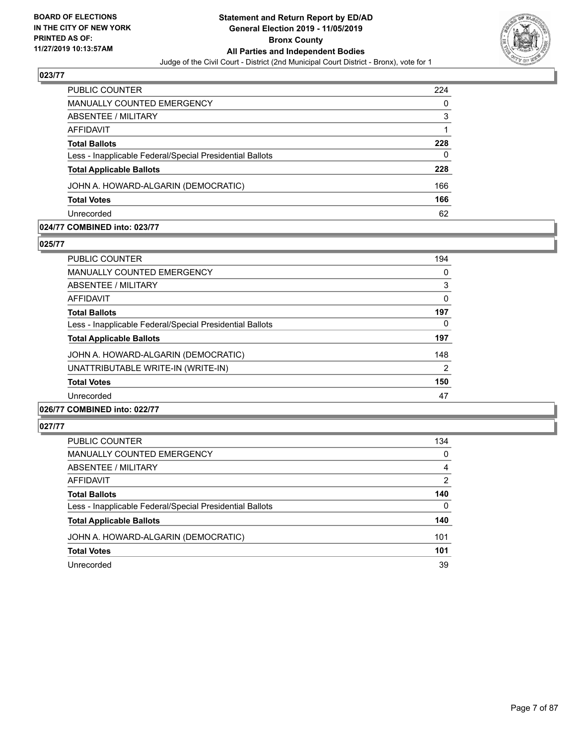## 023/77

| | |
|---|---|
| PUBLIC COUNTER | 224 |
| MANUALLY COUNTED EMERGENCY | 0 |
| ABSENTEE / MILITARY | 3 |
| AFFIDAVIT | 1 |
| **Total Ballots** | **228** |
| Less - Inapplicable Federal/Special Presidential Ballots | 0 |
| **Total Applicable Ballots** | **228** |
| JOHN A. HOWARD-ALGARIN (DEMOCRATIC) | 166 |
| **Total Votes** | **166** |
| Unrecorded | 62 |

## 024/77 COMBINED into: 023/77

## 025/77

| | |
|---|---|
| PUBLIC COUNTER | 194 |
| MANUALLY COUNTED EMERGENCY | 0 |
| ABSENTEE / MILITARY | 3 |
| AFFIDAVIT | 0 |
| **Total Ballots** | **197** |
| Less - Inapplicable Federal/Special Presidential Ballots | 0 |
| **Total Applicable Ballots** | **197** |
| JOHN A. HOWARD-ALGARIN (DEMOCRATIC) | 148 |
| UNATTRIBUTABLE WRITE-IN (WRITE-IN) | 2 |
| **Total Votes** | **150** |
| Unrecorded | 47 |

## 026/77 COMBINED into: 022/77

## 027/77

| | |
|---|---|
| PUBLIC COUNTER | 134 |
| MANUALLY COUNTED EMERGENCY | 0 |
| ABSENTEE / MILITARY | 4 |
| AFFIDAVIT | 2 |
| **Total Ballots** | **140** |
| Less - Inapplicable Federal/Special Presidential Ballots | 0 |
| **Total Applicable Ballots** | **140** |
| JOHN A. HOWARD-ALGARIN (DEMOCRATIC) | 101 |
| **Total Votes** | **101** |
| Unrecorded | 39 |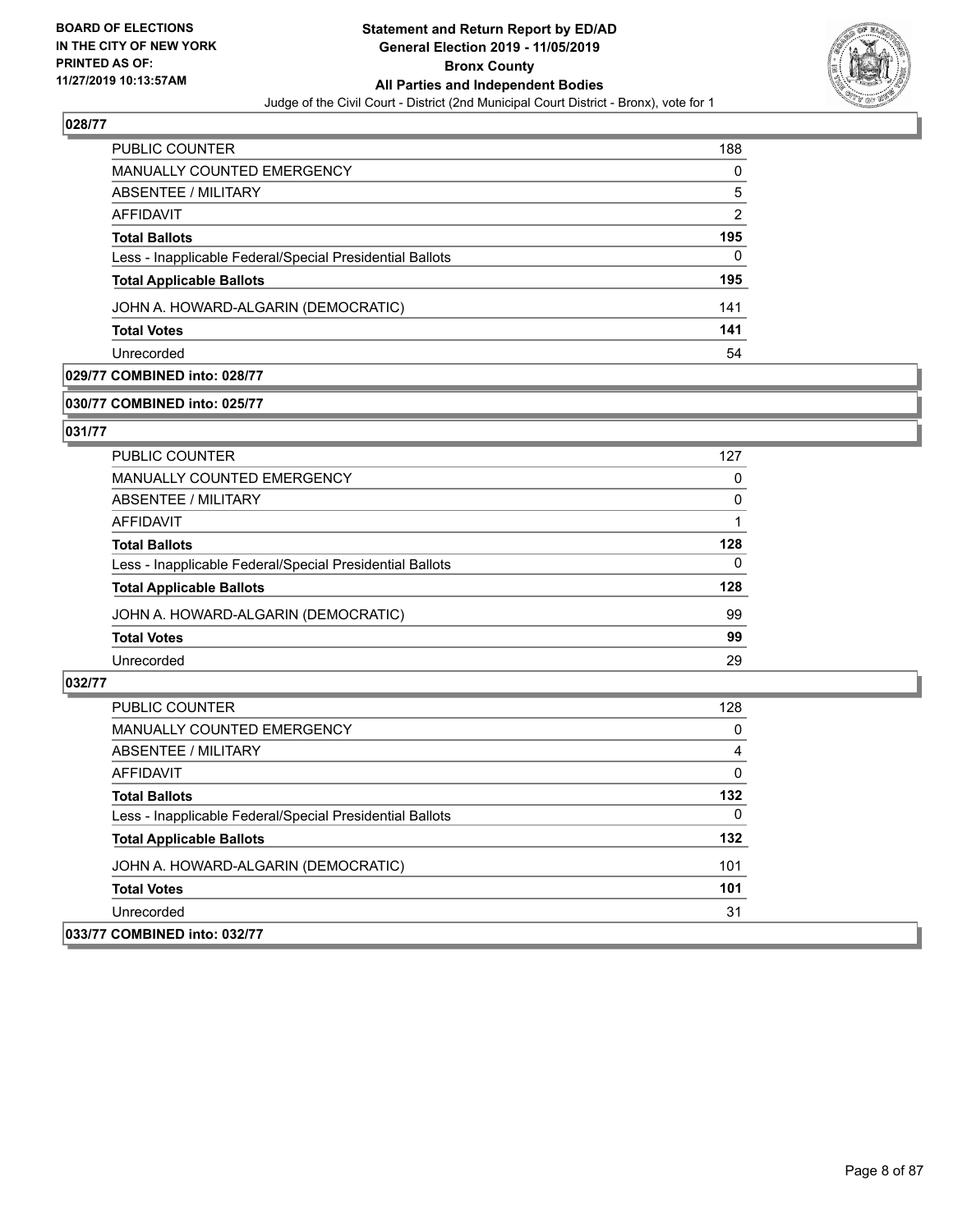## 028/77

| | |
|---|---|
| PUBLIC COUNTER | 188 |
| MANUALLY COUNTED EMERGENCY | 0 |
| ABSENTEE / MILITARY | 5 |
| AFFIDAVIT | 2 |
| **Total Ballots** | **195** |
| Less - Inapplicable Federal/Special Presidential Ballots | 0 |
| **Total Applicable Ballots** | **195** |
| JOHN A. HOWARD-ALGARIN (DEMOCRATIC) | 141 |
| **Total Votes** | **141** |
| Unrecorded | 54 |

## 029/77 COMBINED into: 028/77

## 030/77 COMBINED into: 025/77

## 031/77

| | |
|---|---|
| PUBLIC COUNTER | 127 |
| MANUALLY COUNTED EMERGENCY | 0 |
| ABSENTEE / MILITARY | 0 |
| AFFIDAVIT | 1 |
| **Total Ballots** | **128** |
| Less - Inapplicable Federal/Special Presidential Ballots | 0 |
| **Total Applicable Ballots** | **128** |
| JOHN A. HOWARD-ALGARIN (DEMOCRATIC) | 99 |
| **Total Votes** | **99** |
| Unrecorded | 29 |

## 032/77

| | |
|---|---|
| PUBLIC COUNTER | 128 |
| MANUALLY COUNTED EMERGENCY | 0 |
| ABSENTEE / MILITARY | 4 |
| AFFIDAVIT | 0 |
| **Total Ballots** | **132** |
| Less - Inapplicable Federal/Special Presidential Ballots | 0 |
| **Total Applicable Ballots** | **132** |
| JOHN A. HOWARD-ALGARIN (DEMOCRATIC) | 101 |
| **Total Votes** | **101** |
| Unrecorded | 31 |

## 033/77 COMBINED into: 032/77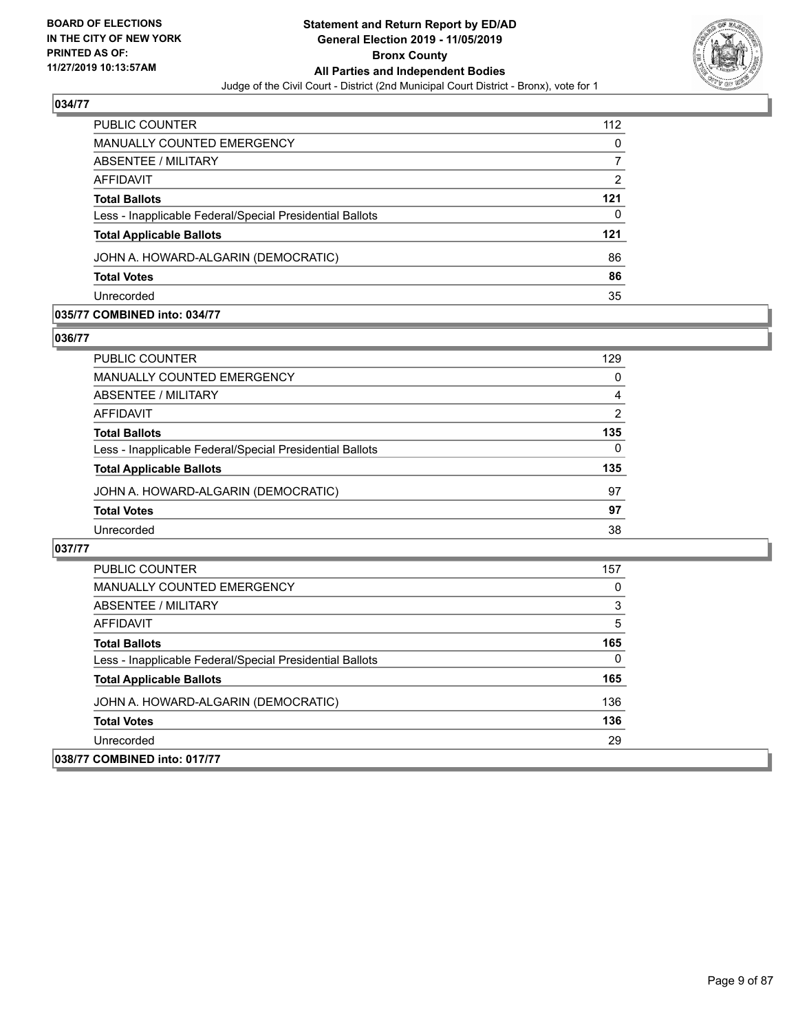## 034/77

| | |
|---|---|
| PUBLIC COUNTER | 112 |
| MANUALLY COUNTED EMERGENCY | 0 |
| ABSENTEE / MILITARY | 7 |
| AFFIDAVIT | 2 |
| **Total Ballots** | **121** |
| Less - Inapplicable Federal/Special Presidential Ballots | 0 |
| **Total Applicable Ballots** | **121** |
| JOHN A. HOWARD-ALGARIN (DEMOCRATIC) | 86 |
| **Total Votes** | **86** |
| Unrecorded | 35 |

## 035/77 COMBINED into: 034/77

## 036/77

| | |
|---|---|
| PUBLIC COUNTER | 129 |
| MANUALLY COUNTED EMERGENCY | 0 |
| ABSENTEE / MILITARY | 4 |
| AFFIDAVIT | 2 |
| **Total Ballots** | **135** |
| Less - Inapplicable Federal/Special Presidential Ballots | 0 |
| **Total Applicable Ballots** | **135** |
| JOHN A. HOWARD-ALGARIN (DEMOCRATIC) | 97 |
| **Total Votes** | **97** |
| Unrecorded | 38 |

## 037/77

| | |
|---|---|
| PUBLIC COUNTER | 157 |
| MANUALLY COUNTED EMERGENCY | 0 |
| ABSENTEE / MILITARY | 3 |
| AFFIDAVIT | 5 |
| **Total Ballots** | **165** |
| Less - Inapplicable Federal/Special Presidential Ballots | 0 |
| **Total Applicable Ballots** | **165** |
| JOHN A. HOWARD-ALGARIN (DEMOCRATIC) | 136 |
| **Total Votes** | **136** |
| Unrecorded | 29 |

## 038/77 COMBINED into: 017/77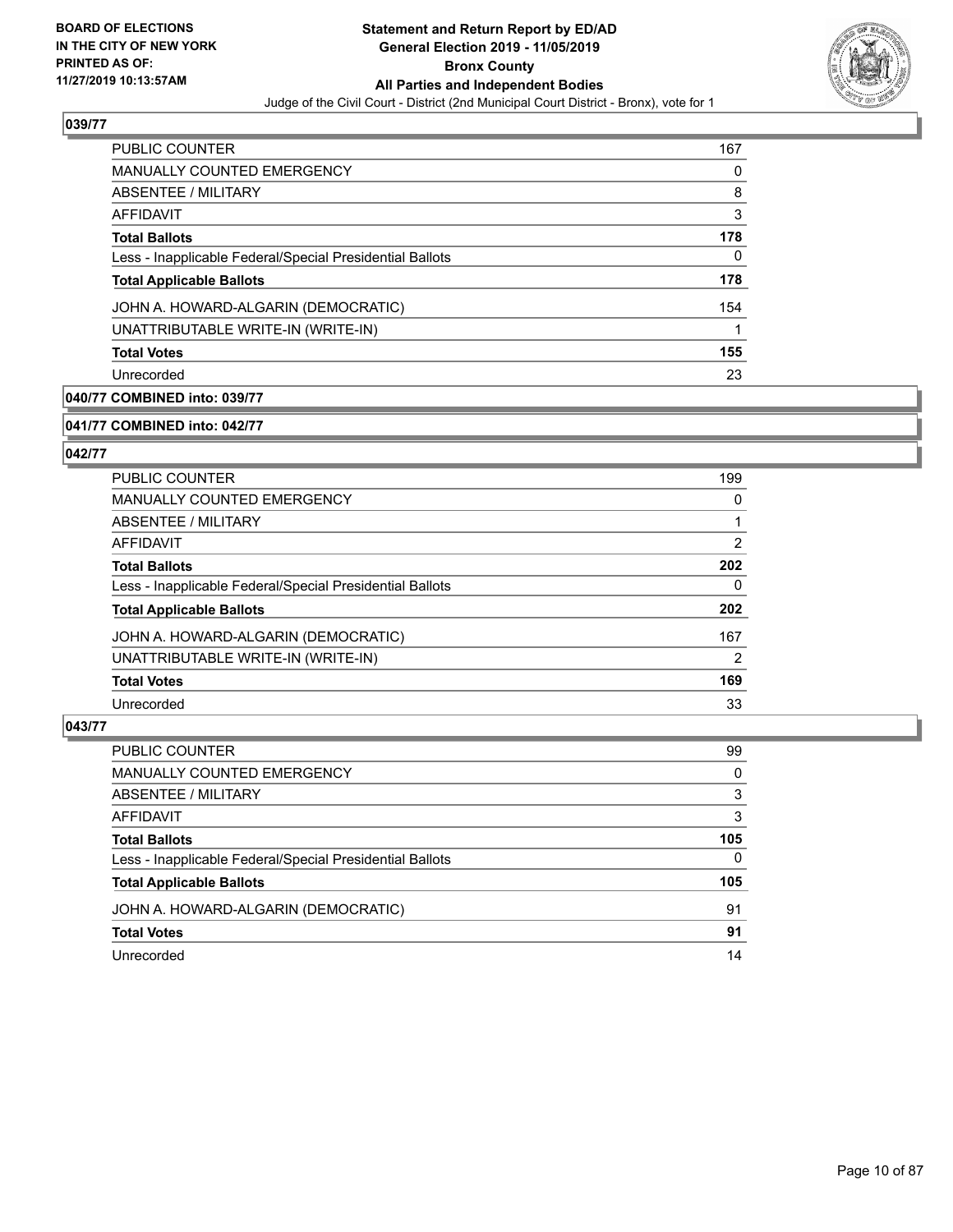### 039/77

| | |
|---|---|
| PUBLIC COUNTER | 167 |
| MANUALLY COUNTED EMERGENCY | 0 |
| ABSENTEE / MILITARY | 8 |
| AFFIDAVIT | 3 |
| **Total Ballots** | **178** |
| Less - Inapplicable Federal/Special Presidential Ballots | 0 |
| **Total Applicable Ballots** | **178** |
| JOHN A. HOWARD-ALGARIN (DEMOCRATIC) | 154 |
| UNATTRIBUTABLE WRITE-IN (WRITE-IN) | 1 |
| **Total Votes** | **155** |
| Unrecorded | 23 |

### 040/77 COMBINED into: 039/77

### 041/77 COMBINED into: 042/77

### 042/77

| | |
|---|---|
| PUBLIC COUNTER | 199 |
| MANUALLY COUNTED EMERGENCY | 0 |
| ABSENTEE / MILITARY | 1 |
| AFFIDAVIT | 2 |
| **Total Ballots** | **202** |
| Less - Inapplicable Federal/Special Presidential Ballots | 0 |
| **Total Applicable Ballots** | **202** |
| JOHN A. HOWARD-ALGARIN (DEMOCRATIC) | 167 |
| UNATTRIBUTABLE WRITE-IN (WRITE-IN) | 2 |
| **Total Votes** | **169** |
| Unrecorded | 33 |

### 043/77

| | |
|---|---|
| PUBLIC COUNTER | 99 |
| MANUALLY COUNTED EMERGENCY | 0 |
| ABSENTEE / MILITARY | 3 |
| AFFIDAVIT | 3 |
| **Total Ballots** | **105** |
| Less - Inapplicable Federal/Special Presidential Ballots | 0 |
| **Total Applicable Ballots** | **105** |
| JOHN A. HOWARD-ALGARIN (DEMOCRATIC) | 91 |
| **Total Votes** | **91** |
| Unrecorded | 14 |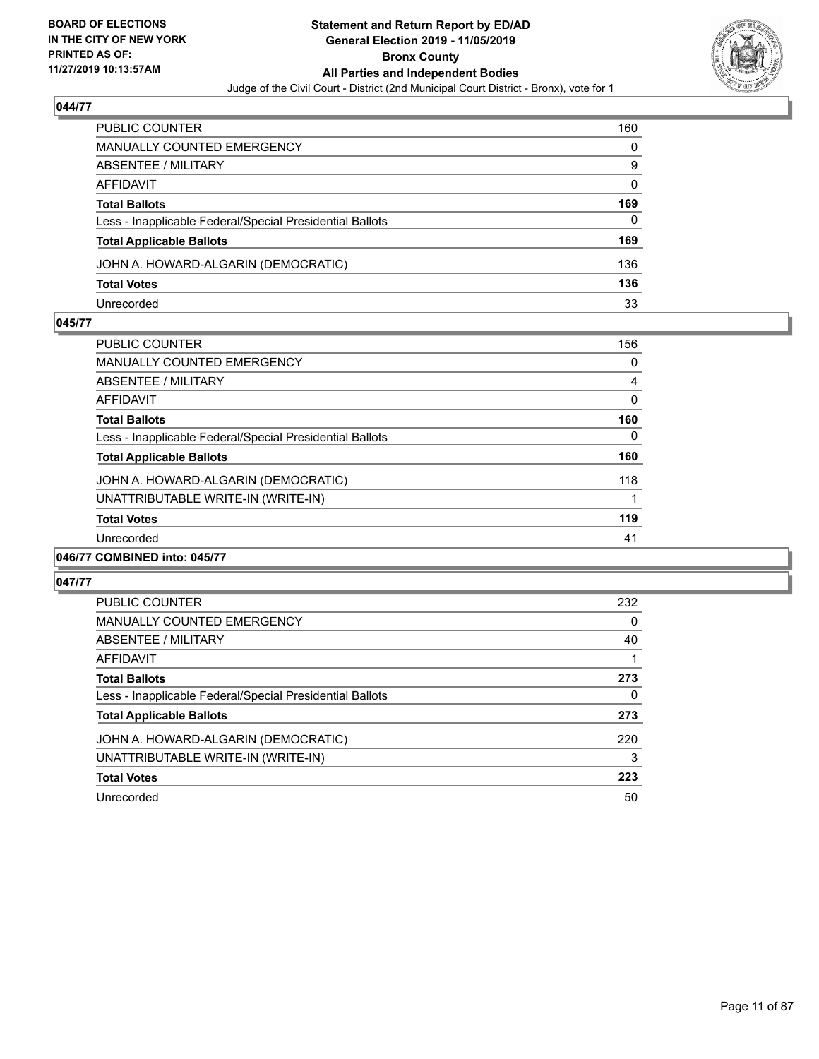### 044/77

| | |
|---|---|
| PUBLIC COUNTER | 160 |
| MANUALLY COUNTED EMERGENCY | 0 |
| ABSENTEE / MILITARY | 9 |
| AFFIDAVIT | 0 |
| **Total Ballots** | **169** |
| Less - Inapplicable Federal/Special Presidential Ballots | 0 |
| **Total Applicable Ballots** | **169** |
| JOHN A. HOWARD-ALGARIN (DEMOCRATIC) | 136 |
| **Total Votes** | **136** |
| Unrecorded | 33 |

### 045/77

| | |
|---|---|
| PUBLIC COUNTER | 156 |
| MANUALLY COUNTED EMERGENCY | 0 |
| ABSENTEE / MILITARY | 4 |
| AFFIDAVIT | 0 |
| **Total Ballots** | **160** |
| Less - Inapplicable Federal/Special Presidential Ballots | 0 |
| **Total Applicable Ballots** | **160** |
| JOHN A. HOWARD-ALGARIN (DEMOCRATIC) | 118 |
| UNATTRIBUTABLE WRITE-IN (WRITE-IN) | 1 |
| **Total Votes** | **119** |
| Unrecorded | 41 |

### 046/77 COMBINED into: 045/77

### 047/77

| | |
|---|---|
| PUBLIC COUNTER | 232 |
| MANUALLY COUNTED EMERGENCY | 0 |
| ABSENTEE / MILITARY | 40 |
| AFFIDAVIT | 1 |
| **Total Ballots** | **273** |
| Less - Inapplicable Federal/Special Presidential Ballots | 0 |
| **Total Applicable Ballots** | **273** |
| JOHN A. HOWARD-ALGARIN (DEMOCRATIC) | 220 |
| UNATTRIBUTABLE WRITE-IN (WRITE-IN) | 3 |
| **Total Votes** | **223** |
| Unrecorded | 50 |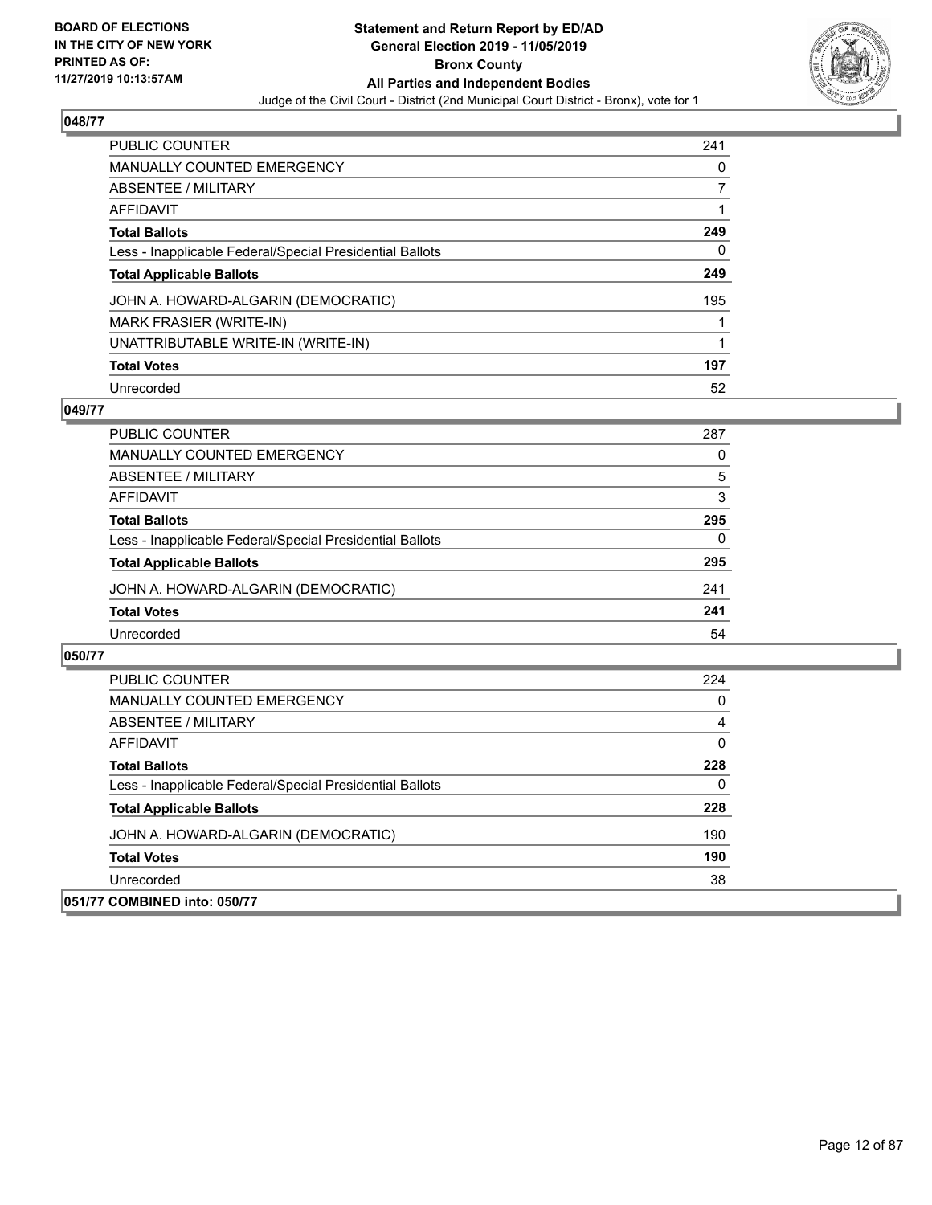## 048/77

| | |
|---|---|
| PUBLIC COUNTER | 241 |
| MANUALLY COUNTED EMERGENCY | 0 |
| ABSENTEE / MILITARY | 7 |
| AFFIDAVIT | 1 |
| **Total Ballots** | **249** |
| Less - Inapplicable Federal/Special Presidential Ballots | 0 |
| **Total Applicable Ballots** | **249** |
| JOHN A. HOWARD-ALGARIN (DEMOCRATIC) | 195 |
| MARK FRASIER (WRITE-IN) | 1 |
| UNATTRIBUTABLE WRITE-IN (WRITE-IN) | 1 |
| **Total Votes** | **197** |
| Unrecorded | 52 |

## 049/77

| | |
|---|---|
| PUBLIC COUNTER | 287 |
| MANUALLY COUNTED EMERGENCY | 0 |
| ABSENTEE / MILITARY | 5 |
| AFFIDAVIT | 3 |
| **Total Ballots** | **295** |
| Less - Inapplicable Federal/Special Presidential Ballots | 0 |
| **Total Applicable Ballots** | **295** |
| JOHN A. HOWARD-ALGARIN (DEMOCRATIC) | 241 |
| **Total Votes** | **241** |
| Unrecorded | 54 |

## 050/77

| | |
|---|---|
| PUBLIC COUNTER | 224 |
| MANUALLY COUNTED EMERGENCY | 0 |
| ABSENTEE / MILITARY | 4 |
| AFFIDAVIT | 0 |
| **Total Ballots** | **228** |
| Less - Inapplicable Federal/Special Presidential Ballots | 0 |
| **Total Applicable Ballots** | **228** |
| JOHN A. HOWARD-ALGARIN (DEMOCRATIC) | 190 |
| **Total Votes** | **190** |
| Unrecorded | 38 |

## 051/77 COMBINED into: 050/77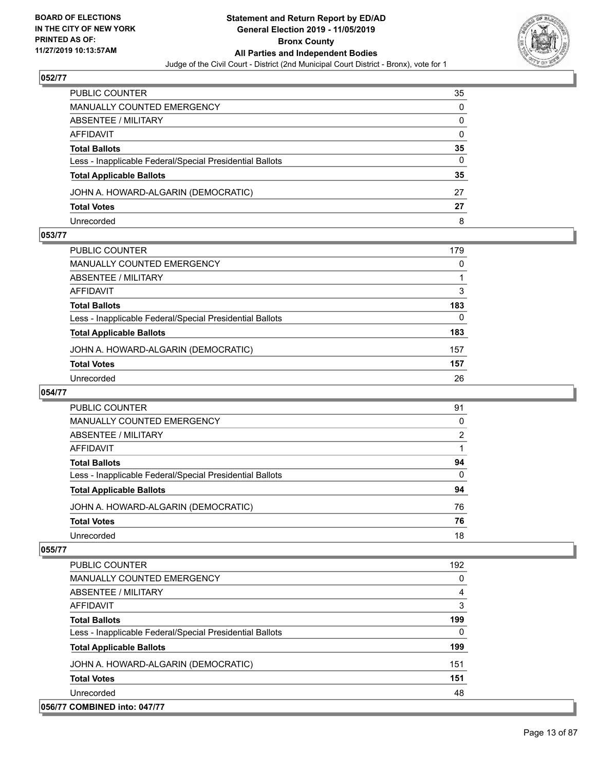## 052/77

| | |
|---|---|
| PUBLIC COUNTER | 35 |
| MANUALLY COUNTED EMERGENCY | 0 |
| ABSENTEE / MILITARY | 0 |
| AFFIDAVIT | 0 |
| **Total Ballots** | **35** |
| Less - Inapplicable Federal/Special Presidential Ballots | 0 |
| **Total Applicable Ballots** | **35** |
| JOHN A. HOWARD-ALGARIN (DEMOCRATIC) | 27 |
| **Total Votes** | **27** |
| Unrecorded | 8 |

## 053/77

| | |
|---|---|
| PUBLIC COUNTER | 179 |
| MANUALLY COUNTED EMERGENCY | 0 |
| ABSENTEE / MILITARY | 1 |
| AFFIDAVIT | 3 |
| **Total Ballots** | **183** |
| Less - Inapplicable Federal/Special Presidential Ballots | 0 |
| **Total Applicable Ballots** | **183** |
| JOHN A. HOWARD-ALGARIN (DEMOCRATIC) | 157 |
| **Total Votes** | **157** |
| Unrecorded | 26 |

## 054/77

| | |
|---|---|
| PUBLIC COUNTER | 91 |
| MANUALLY COUNTED EMERGENCY | 0 |
| ABSENTEE / MILITARY | 2 |
| AFFIDAVIT | 1 |
| **Total Ballots** | **94** |
| Less - Inapplicable Federal/Special Presidential Ballots | 0 |
| **Total Applicable Ballots** | **94** |
| JOHN A. HOWARD-ALGARIN (DEMOCRATIC) | 76 |
| **Total Votes** | **76** |
| Unrecorded | 18 |

## 055/77

| | |
|---|---|
| PUBLIC COUNTER | 192 |
| MANUALLY COUNTED EMERGENCY | 0 |
| ABSENTEE / MILITARY | 4 |
| AFFIDAVIT | 3 |
| **Total Ballots** | **199** |
| Less - Inapplicable Federal/Special Presidential Ballots | 0 |
| **Total Applicable Ballots** | **199** |
| JOHN A. HOWARD-ALGARIN (DEMOCRATIC) | 151 |
| **Total Votes** | **151** |
| Unrecorded | 48 |

## 056/77 COMBINED into: 047/77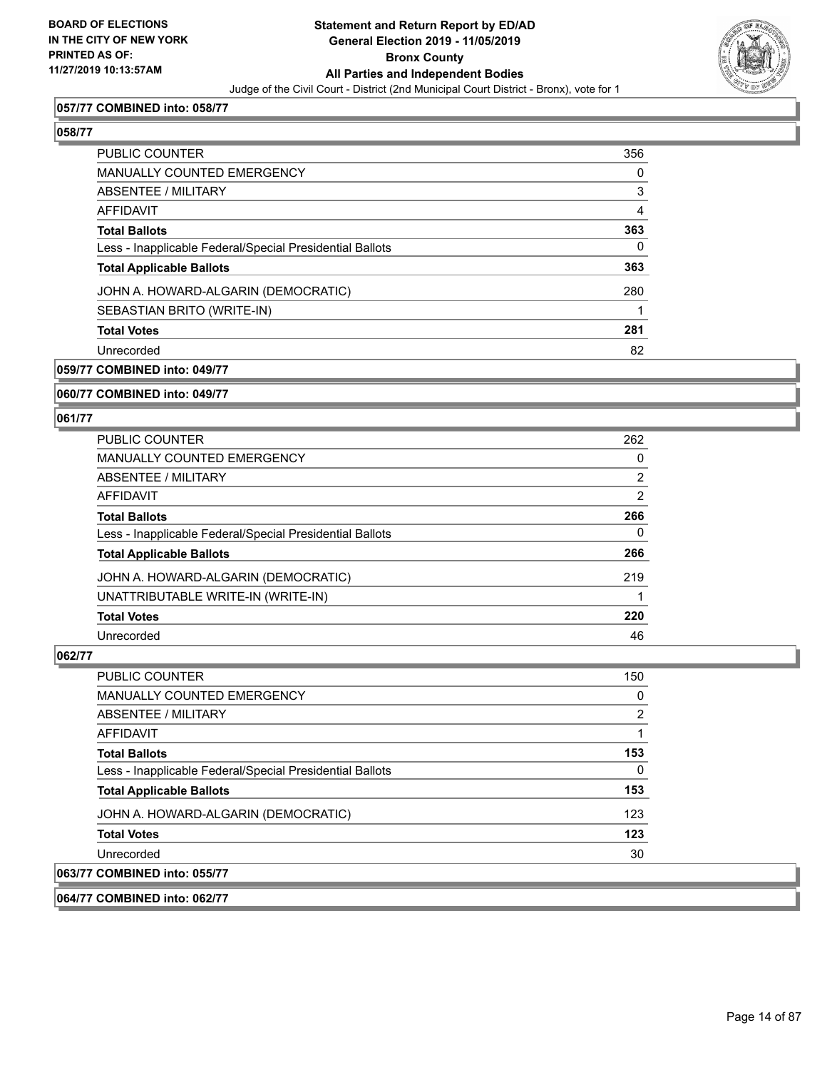**057/77 COMBINED into: 058/77**

**058/77**

| | |
|---|---|
| PUBLIC COUNTER | 356 |
| MANUALLY COUNTED EMERGENCY | 0 |
| ABSENTEE / MILITARY | 3 |
| AFFIDAVIT | 4 |
| **Total Ballots** | **363** |
| Less - Inapplicable Federal/Special Presidential Ballots | 0 |
| **Total Applicable Ballots** | **363** |
| JOHN A. HOWARD-ALGARIN (DEMOCRATIC) | 280 |
| SEBASTIAN BRITO (WRITE-IN) | 1 |
| **Total Votes** | **281** |
| Unrecorded | 82 |

**059/77 COMBINED into: 049/77**

**060/77 COMBINED into: 049/77**

**061/77**

| | |
|---|---|
| PUBLIC COUNTER | 262 |
| MANUALLY COUNTED EMERGENCY | 0 |
| ABSENTEE / MILITARY | 2 |
| AFFIDAVIT | 2 |
| **Total Ballots** | **266** |
| Less - Inapplicable Federal/Special Presidential Ballots | 0 |
| **Total Applicable Ballots** | **266** |
| JOHN A. HOWARD-ALGARIN (DEMOCRATIC) | 219 |
| UNATTRIBUTABLE WRITE-IN (WRITE-IN) | 1 |
| **Total Votes** | **220** |
| Unrecorded | 46 |

**062/77**

| | |
|---|---|
| PUBLIC COUNTER | 150 |
| MANUALLY COUNTED EMERGENCY | 0 |
| ABSENTEE / MILITARY | 2 |
| AFFIDAVIT | 1 |
| **Total Ballots** | **153** |
| Less - Inapplicable Federal/Special Presidential Ballots | 0 |
| **Total Applicable Ballots** | **153** |
| JOHN A. HOWARD-ALGARIN (DEMOCRATIC) | 123 |
| **Total Votes** | **123** |
| Unrecorded | 30 |

**063/77 COMBINED into: 055/77**

**064/77 COMBINED into: 062/77**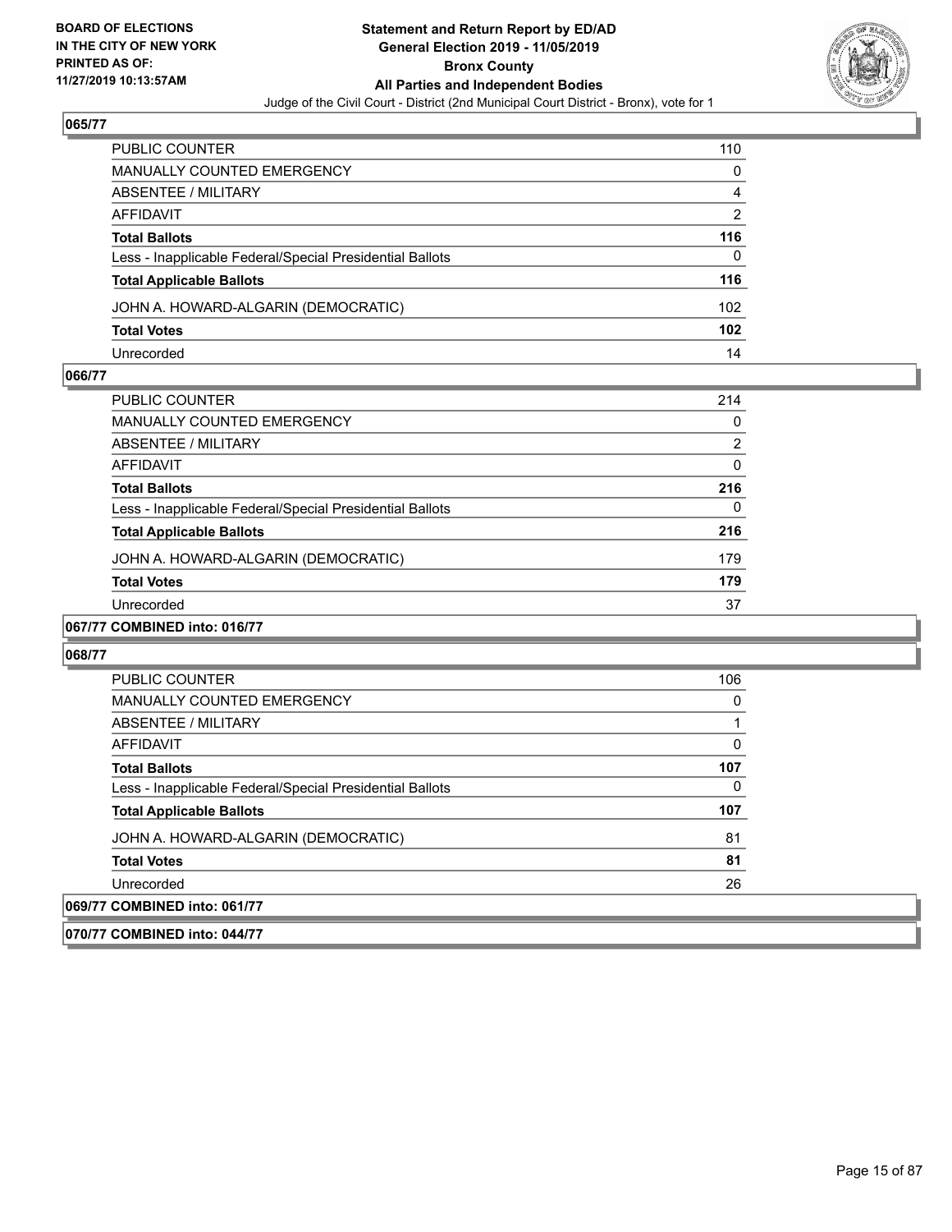## 065/77

| | |
|---|---|
| PUBLIC COUNTER | 110 |
| MANUALLY COUNTED EMERGENCY | 0 |
| ABSENTEE / MILITARY | 4 |
| AFFIDAVIT | 2 |
| **Total Ballots** | **116** |
| Less - Inapplicable Federal/Special Presidential Ballots | 0 |
| **Total Applicable Ballots** | **116** |
| JOHN A. HOWARD-ALGARIN (DEMOCRATIC) | 102 |
| **Total Votes** | **102** |
| Unrecorded | 14 |

## 066/77

| | |
|---|---|
| PUBLIC COUNTER | 214 |
| MANUALLY COUNTED EMERGENCY | 0 |
| ABSENTEE / MILITARY | 2 |
| AFFIDAVIT | 0 |
| **Total Ballots** | **216** |
| Less - Inapplicable Federal/Special Presidential Ballots | 0 |
| **Total Applicable Ballots** | **216** |
| JOHN A. HOWARD-ALGARIN (DEMOCRATIC) | 179 |
| **Total Votes** | **179** |
| Unrecorded | 37 |

## 067/77 COMBINED into: 016/77

## 068/77

| | |
|---|---|
| PUBLIC COUNTER | 106 |
| MANUALLY COUNTED EMERGENCY | 0 |
| ABSENTEE / MILITARY | 1 |
| AFFIDAVIT | 0 |
| **Total Ballots** | **107** |
| Less - Inapplicable Federal/Special Presidential Ballots | 0 |
| **Total Applicable Ballots** | **107** |
| JOHN A. HOWARD-ALGARIN (DEMOCRATIC) | 81 |
| **Total Votes** | **81** |
| Unrecorded | 26 |

## 069/77 COMBINED into: 061/77

## 070/77 COMBINED into: 044/77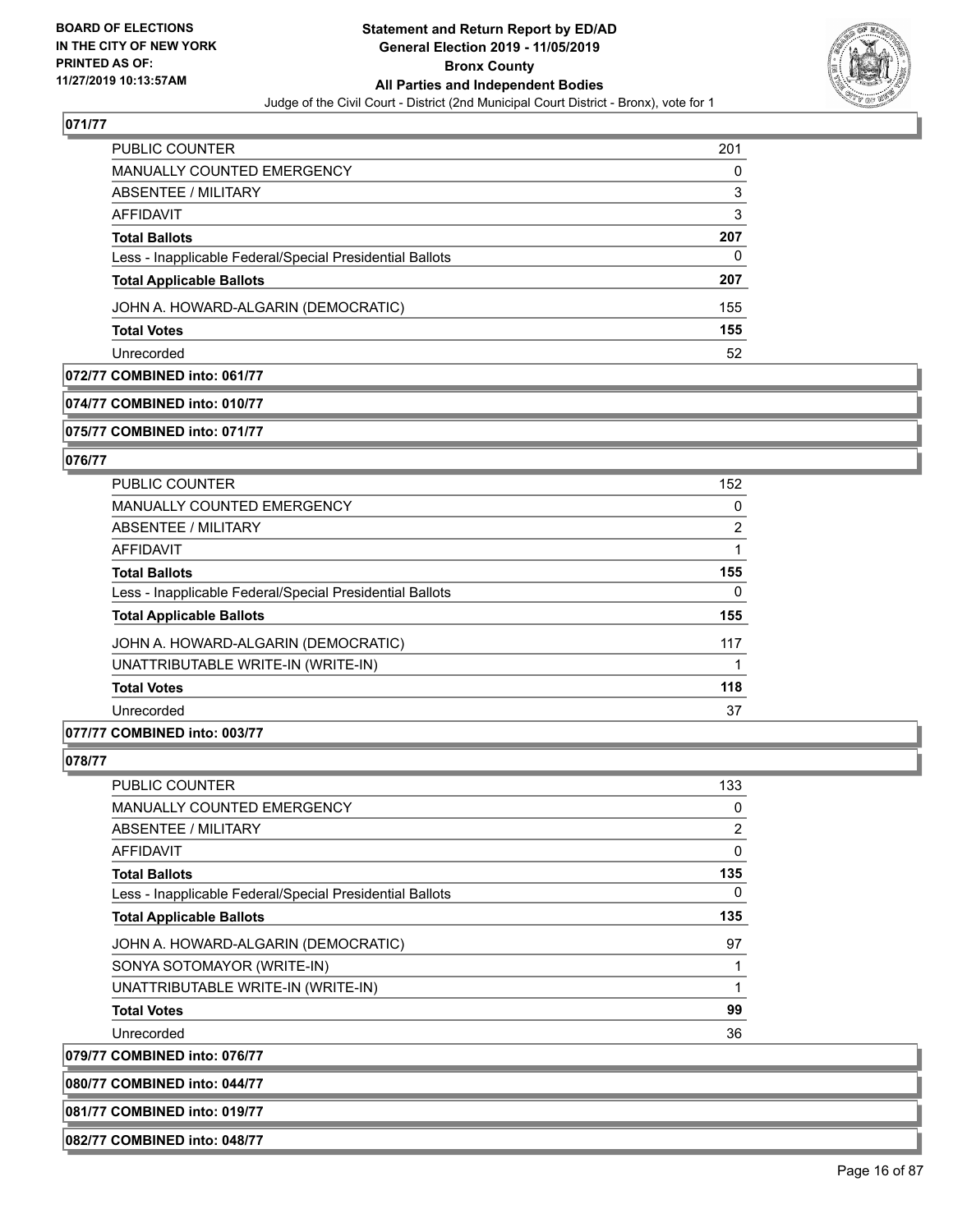## 071/77

| | |
|---|---|
| PUBLIC COUNTER | 201 |
| MANUALLY COUNTED EMERGENCY | 0 |
| ABSENTEE / MILITARY | 3 |
| AFFIDAVIT | 3 |
| **Total Ballots** | **207** |
| Less - Inapplicable Federal/Special Presidential Ballots | 0 |
| **Total Applicable Ballots** | **207** |
| JOHN A. HOWARD-ALGARIN (DEMOCRATIC) | 155 |
| **Total Votes** | **155** |
| Unrecorded | 52 |

## 072/77 COMBINED into: 061/77

## 074/77 COMBINED into: 010/77

## 075/77 COMBINED into: 071/77

## 076/77

| | |
|---|---|
| PUBLIC COUNTER | 152 |
| MANUALLY COUNTED EMERGENCY | 0 |
| ABSENTEE / MILITARY | 2 |
| AFFIDAVIT | 1 |
| **Total Ballots** | **155** |
| Less - Inapplicable Federal/Special Presidential Ballots | 0 |
| **Total Applicable Ballots** | **155** |
| JOHN A. HOWARD-ALGARIN (DEMOCRATIC) | 117 |
| UNATTRIBUTABLE WRITE-IN (WRITE-IN) | 1 |
| **Total Votes** | **118** |
| Unrecorded | 37 |

## 077/77 COMBINED into: 003/77

## 078/77

| | |
|---|---|
| PUBLIC COUNTER | 133 |
| MANUALLY COUNTED EMERGENCY | 0 |
| ABSENTEE / MILITARY | 2 |
| AFFIDAVIT | 0 |
| **Total Ballots** | **135** |
| Less - Inapplicable Federal/Special Presidential Ballots | 0 |
| **Total Applicable Ballots** | **135** |
| JOHN A. HOWARD-ALGARIN (DEMOCRATIC) | 97 |
| SONYA SOTOMAYOR (WRITE-IN) | 1 |
| UNATTRIBUTABLE WRITE-IN (WRITE-IN) | 1 |
| **Total Votes** | **99** |
| Unrecorded | 36 |

## 079/77 COMBINED into: 076/77

## 080/77 COMBINED into: 044/77

## 081/77 COMBINED into: 019/77

## 082/77 COMBINED into: 048/77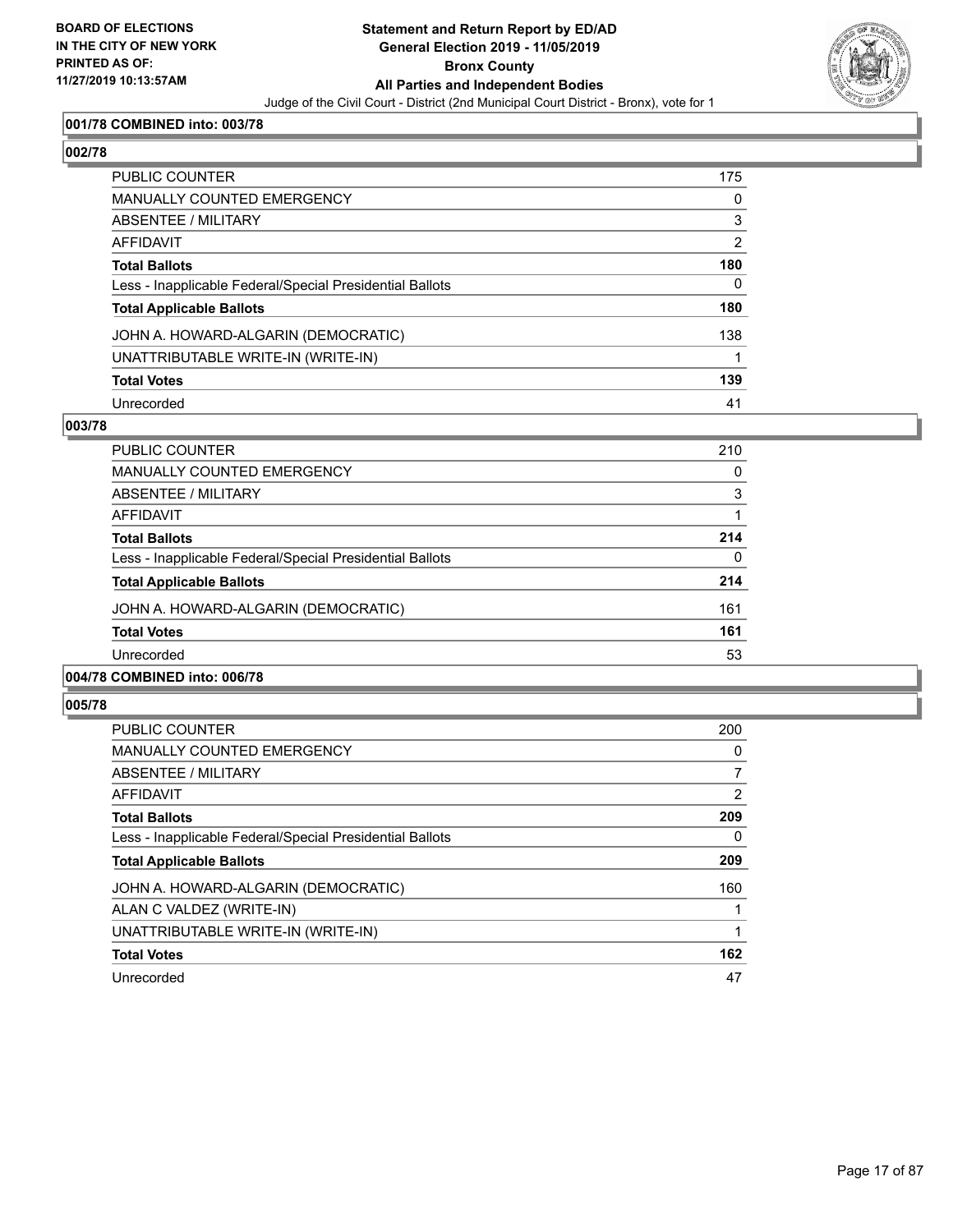**001/78 COMBINED into: 003/78**

**002/78**

| | |
|---|---|
| PUBLIC COUNTER | 175 |
| MANUALLY COUNTED EMERGENCY | 0 |
| ABSENTEE / MILITARY | 3 |
| AFFIDAVIT | 2 |
| **Total Ballots** | **180** |
| Less - Inapplicable Federal/Special Presidential Ballots | 0 |
| **Total Applicable Ballots** | **180** |
| JOHN A. HOWARD-ALGARIN (DEMOCRATIC) | 138 |
| UNATTRIBUTABLE WRITE-IN (WRITE-IN) | 1 |
| **Total Votes** | **139** |
| Unrecorded | 41 |

**003/78**

| | |
|---|---|
| PUBLIC COUNTER | 210 |
| MANUALLY COUNTED EMERGENCY | 0 |
| ABSENTEE / MILITARY | 3 |
| AFFIDAVIT | 1 |
| **Total Ballots** | **214** |
| Less - Inapplicable Federal/Special Presidential Ballots | 0 |
| **Total Applicable Ballots** | **214** |
| JOHN A. HOWARD-ALGARIN (DEMOCRATIC) | 161 |
| **Total Votes** | **161** |
| Unrecorded | 53 |

**004/78 COMBINED into: 006/78**

**005/78**

| | |
|---|---|
| PUBLIC COUNTER | 200 |
| MANUALLY COUNTED EMERGENCY | 0 |
| ABSENTEE / MILITARY | 7 |
| AFFIDAVIT | 2 |
| **Total Ballots** | **209** |
| Less - Inapplicable Federal/Special Presidential Ballots | 0 |
| **Total Applicable Ballots** | **209** |
| JOHN A. HOWARD-ALGARIN (DEMOCRATIC) | 160 |
| ALAN C VALDEZ (WRITE-IN) | 1 |
| UNATTRIBUTABLE WRITE-IN (WRITE-IN) | 1 |
| **Total Votes** | **162** |
| Unrecorded | 47 |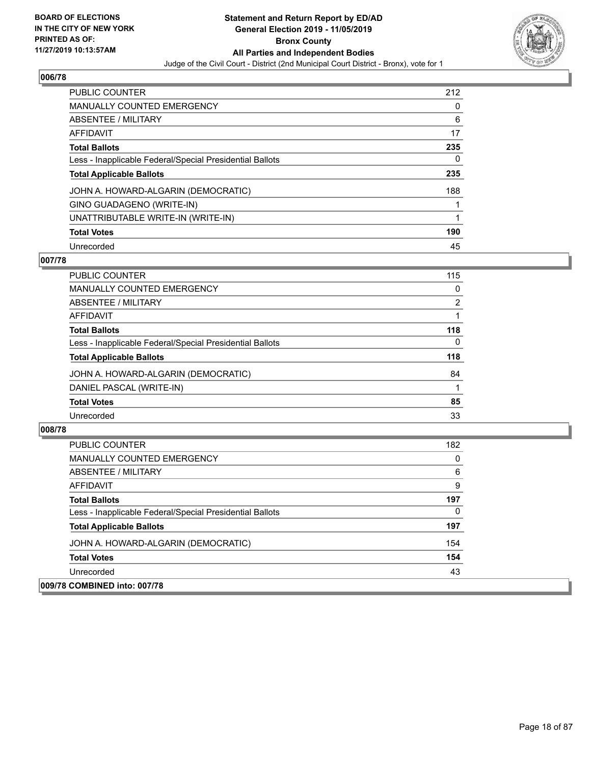# Statement and Return Report by ED/AD
## General Election 2019 - 11/05/2019
## Bronx County
## All Parties and Independent Bodies
Judge of the Civil Court - District (2nd Municipal Court District - Bronx), vote for 1

BOARD OF ELECTIONS
IN THE CITY OF NEW YORK
PRINTED AS OF:
11/27/2019 10:13:57AM

### 006/78

| | |
|---|---|
| PUBLIC COUNTER | 212 |
| MANUALLY COUNTED EMERGENCY | 0 |
| ABSENTEE / MILITARY | 6 |
| AFFIDAVIT | 17 |
| **Total Ballots** | **235** |
| Less - Inapplicable Federal/Special Presidential Ballots | 0 |
| **Total Applicable Ballots** | **235** |
| JOHN A. HOWARD-ALGARIN (DEMOCRATIC) | 188 |
| GINO GUADAGENO (WRITE-IN) | 1 |
| UNATTRIBUTABLE WRITE-IN (WRITE-IN) | 1 |
| **Total Votes** | **190** |
| Unrecorded | 45 |

### 007/78

| | |
|---|---|
| PUBLIC COUNTER | 115 |
| MANUALLY COUNTED EMERGENCY | 0 |
| ABSENTEE / MILITARY | 2 |
| AFFIDAVIT | 1 |
| **Total Ballots** | **118** |
| Less - Inapplicable Federal/Special Presidential Ballots | 0 |
| **Total Applicable Ballots** | **118** |
| JOHN A. HOWARD-ALGARIN (DEMOCRATIC) | 84 |
| DANIEL PASCAL (WRITE-IN) | 1 |
| **Total Votes** | **85** |
| Unrecorded | 33 |

### 008/78

| | |
|---|---|
| PUBLIC COUNTER | 182 |
| MANUALLY COUNTED EMERGENCY | 0 |
| ABSENTEE / MILITARY | 6 |
| AFFIDAVIT | 9 |
| **Total Ballots** | **197** |
| Less - Inapplicable Federal/Special Presidential Ballots | 0 |
| **Total Applicable Ballots** | **197** |
| JOHN A. HOWARD-ALGARIN (DEMOCRATIC) | 154 |
| **Total Votes** | **154** |
| Unrecorded | 43 |

### 009/78 COMBINED into: 007/78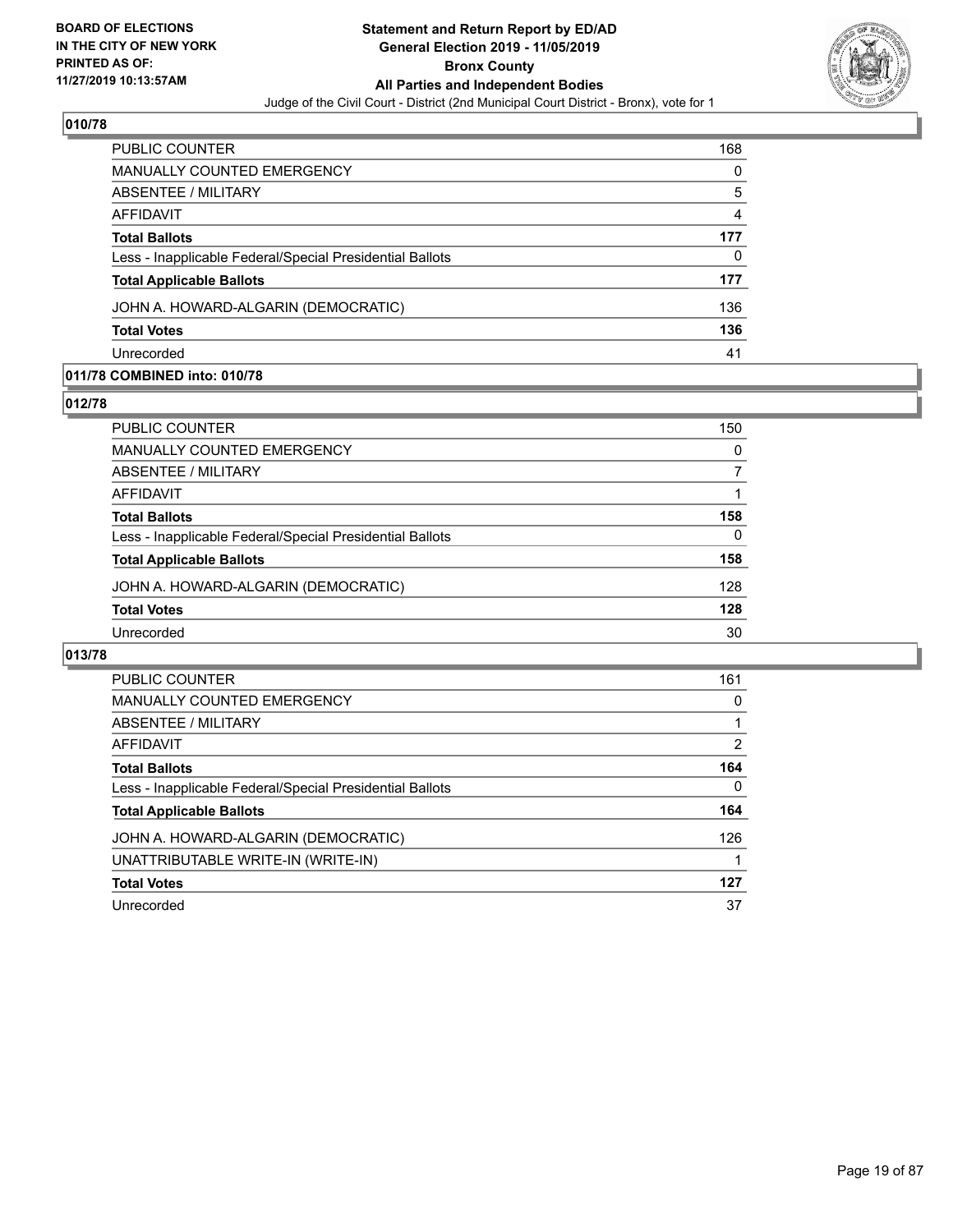**BOARD OF ELECTIONS IN THE CITY OF NEW YORK PRINTED AS OF: 11/27/2019 10:13:57AM**

**Statement and Return Report by ED/AD**
**General Election 2019 - 11/05/2019**
**Bronx County**
**All Parties and Independent Bodies**
Judge of the Civil Court - District (2nd Municipal Court District - Bronx), vote for 1

## 010/78

| | |
|---|---|
| PUBLIC COUNTER | 168 |
| MANUALLY COUNTED EMERGENCY | 0 |
| ABSENTEE / MILITARY | 5 |
| AFFIDAVIT | 4 |
| **Total Ballots** | **177** |
| Less - Inapplicable Federal/Special Presidential Ballots | 0 |
| **Total Applicable Ballots** | **177** |
| JOHN A. HOWARD-ALGARIN (DEMOCRATIC) | 136 |
| **Total Votes** | **136** |
| Unrecorded | 41 |

## 011/78 COMBINED into: 010/78

## 012/78

| | |
|---|---|
| PUBLIC COUNTER | 150 |
| MANUALLY COUNTED EMERGENCY | 0 |
| ABSENTEE / MILITARY | 7 |
| AFFIDAVIT | 1 |
| **Total Ballots** | **158** |
| Less - Inapplicable Federal/Special Presidential Ballots | 0 |
| **Total Applicable Ballots** | **158** |
| JOHN A. HOWARD-ALGARIN (DEMOCRATIC) | 128 |
| **Total Votes** | **128** |
| Unrecorded | 30 |

## 013/78

| | |
|---|---|
| PUBLIC COUNTER | 161 |
| MANUALLY COUNTED EMERGENCY | 0 |
| ABSENTEE / MILITARY | 1 |
| AFFIDAVIT | 2 |
| **Total Ballots** | **164** |
| Less - Inapplicable Federal/Special Presidential Ballots | 0 |
| **Total Applicable Ballots** | **164** |
| JOHN A. HOWARD-ALGARIN (DEMOCRATIC) | 126 |
| UNATTRIBUTABLE WRITE-IN (WRITE-IN) | 1 |
| **Total Votes** | **127** |
| Unrecorded | 37 |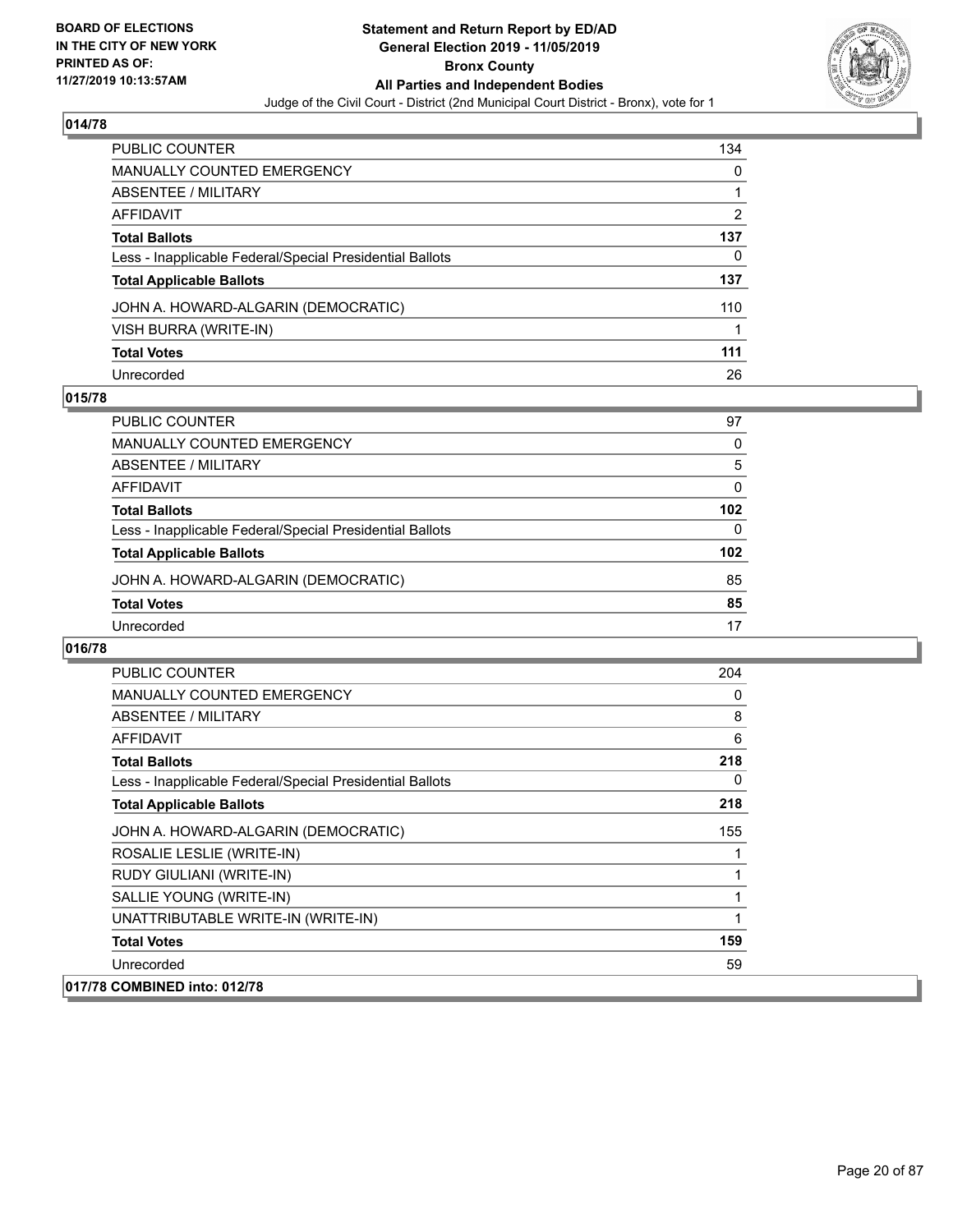## 014/78

| | |
|---|---|
| PUBLIC COUNTER | 134 |
| MANUALLY COUNTED EMERGENCY | 0 |
| ABSENTEE / MILITARY | 1 |
| AFFIDAVIT | 2 |
| **Total Ballots** | **137** |
| Less - Inapplicable Federal/Special Presidential Ballots | 0 |
| **Total Applicable Ballots** | **137** |
| JOHN A. HOWARD-ALGARIN (DEMOCRATIC) | 110 |
| VISH BURRA (WRITE-IN) | 1 |
| **Total Votes** | **111** |
| Unrecorded | 26 |

## 015/78

| | |
|---|---|
| PUBLIC COUNTER | 97 |
| MANUALLY COUNTED EMERGENCY | 0 |
| ABSENTEE / MILITARY | 5 |
| AFFIDAVIT | 0 |
| **Total Ballots** | **102** |
| Less - Inapplicable Federal/Special Presidential Ballots | 0 |
| **Total Applicable Ballots** | **102** |
| JOHN A. HOWARD-ALGARIN (DEMOCRATIC) | 85 |
| **Total Votes** | **85** |
| Unrecorded | 17 |

## 016/78

| | |
|---|---|
| PUBLIC COUNTER | 204 |
| MANUALLY COUNTED EMERGENCY | 0 |
| ABSENTEE / MILITARY | 8 |
| AFFIDAVIT | 6 |
| **Total Ballots** | **218** |
| Less - Inapplicable Federal/Special Presidential Ballots | 0 |
| **Total Applicable Ballots** | **218** |
| JOHN A. HOWARD-ALGARIN (DEMOCRATIC) | 155 |
| ROSALIE LESLIE (WRITE-IN) | 1 |
| RUDY GIULIANI (WRITE-IN) | 1 |
| SALLIE YOUNG (WRITE-IN) | 1 |
| UNATTRIBUTABLE WRITE-IN (WRITE-IN) | 1 |
| **Total Votes** | **159** |
| Unrecorded | 59 |

## 017/78 COMBINED into: 012/78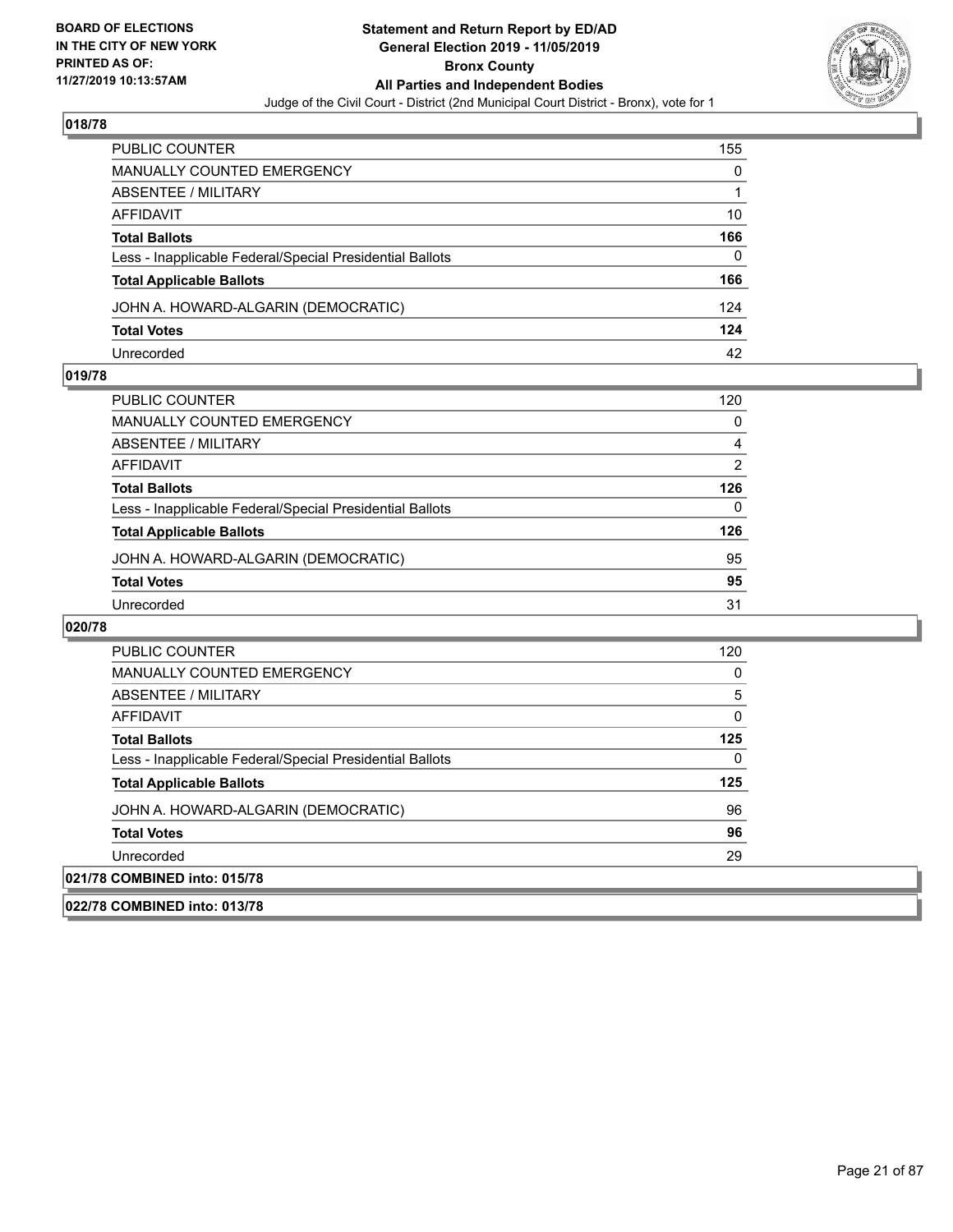## 018/78

| | |
|---|---|
| PUBLIC COUNTER | 155 |
| MANUALLY COUNTED EMERGENCY | 0 |
| ABSENTEE / MILITARY | 1 |
| AFFIDAVIT | 10 |
| **Total Ballots** | **166** |
| Less - Inapplicable Federal/Special Presidential Ballots | 0 |
| **Total Applicable Ballots** | **166** |
| JOHN A. HOWARD-ALGARIN (DEMOCRATIC) | 124 |
| **Total Votes** | **124** |
| Unrecorded | 42 |

## 019/78

| | |
|---|---|
| PUBLIC COUNTER | 120 |
| MANUALLY COUNTED EMERGENCY | 0 |
| ABSENTEE / MILITARY | 4 |
| AFFIDAVIT | 2 |
| **Total Ballots** | **126** |
| Less - Inapplicable Federal/Special Presidential Ballots | 0 |
| **Total Applicable Ballots** | **126** |
| JOHN A. HOWARD-ALGARIN (DEMOCRATIC) | 95 |
| **Total Votes** | **95** |
| Unrecorded | 31 |

## 020/78

| | |
|---|---|
| PUBLIC COUNTER | 120 |
| MANUALLY COUNTED EMERGENCY | 0 |
| ABSENTEE / MILITARY | 5 |
| AFFIDAVIT | 0 |
| **Total Ballots** | **125** |
| Less - Inapplicable Federal/Special Presidential Ballots | 0 |
| **Total Applicable Ballots** | **125** |
| JOHN A. HOWARD-ALGARIN (DEMOCRATIC) | 96 |
| **Total Votes** | **96** |
| Unrecorded | 29 |

## 021/78 COMBINED into: 015/78

## 022/78 COMBINED into: 013/78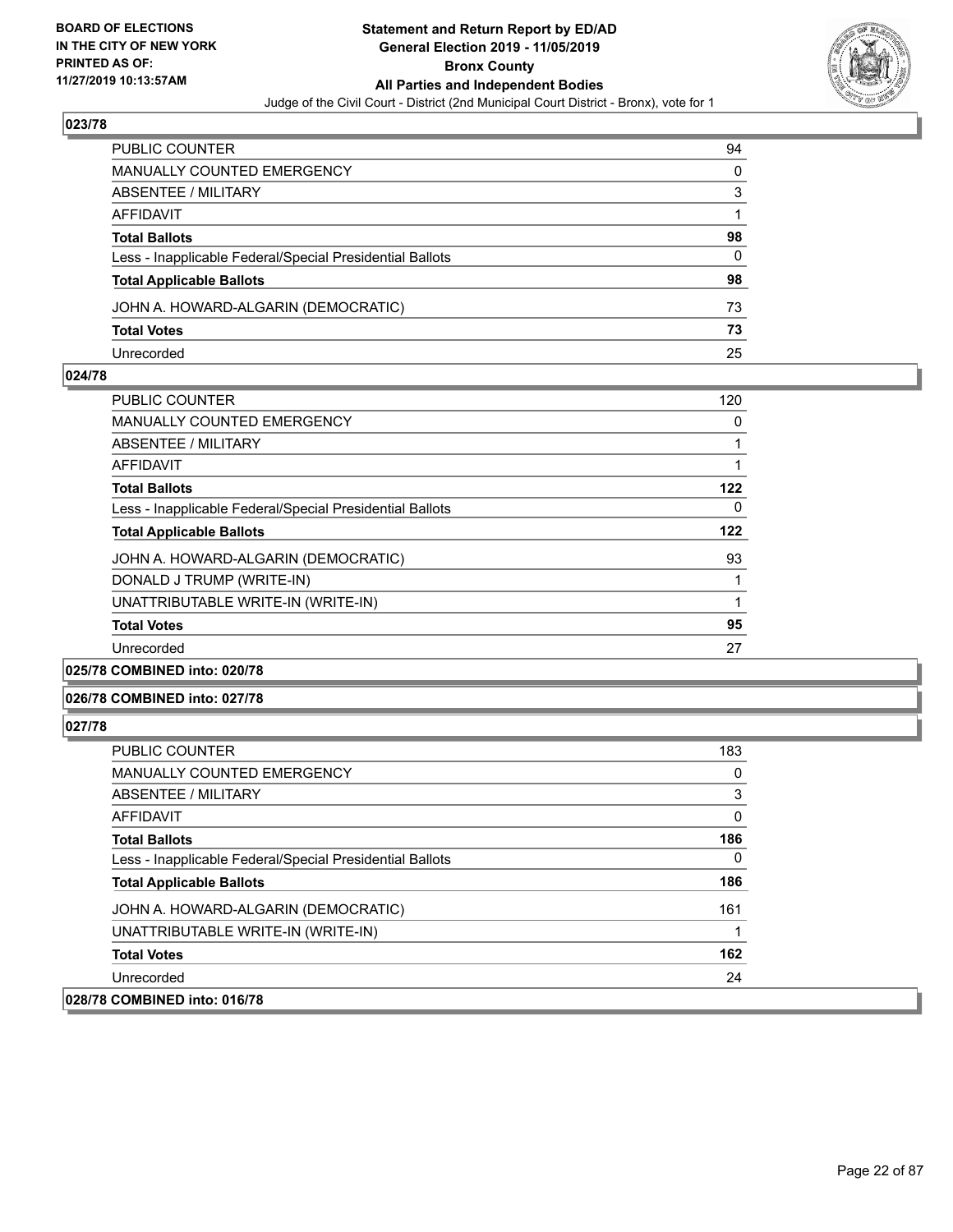### 023/78

| | |
|---|---|
| PUBLIC COUNTER | 94 |
| MANUALLY COUNTED EMERGENCY | 0 |
| ABSENTEE / MILITARY | 3 |
| AFFIDAVIT | 1 |
| **Total Ballots** | **98** |
| Less - Inapplicable Federal/Special Presidential Ballots | 0 |
| **Total Applicable Ballots** | **98** |
| JOHN A. HOWARD-ALGARIN (DEMOCRATIC) | 73 |
| **Total Votes** | **73** |
| Unrecorded | 25 |

### 024/78

| | |
|---|---|
| PUBLIC COUNTER | 120 |
| MANUALLY COUNTED EMERGENCY | 0 |
| ABSENTEE / MILITARY | 1 |
| AFFIDAVIT | 1 |
| **Total Ballots** | **122** |
| Less - Inapplicable Federal/Special Presidential Ballots | 0 |
| **Total Applicable Ballots** | **122** |
| JOHN A. HOWARD-ALGARIN (DEMOCRATIC) | 93 |
| DONALD J TRUMP (WRITE-IN) | 1 |
| UNATTRIBUTABLE WRITE-IN (WRITE-IN) | 1 |
| **Total Votes** | **95** |
| Unrecorded | 27 |

### 025/78 COMBINED into: 020/78

### 026/78 COMBINED into: 027/78

### 027/78

| | |
|---|---|
| PUBLIC COUNTER | 183 |
| MANUALLY COUNTED EMERGENCY | 0 |
| ABSENTEE / MILITARY | 3 |
| AFFIDAVIT | 0 |
| **Total Ballots** | **186** |
| Less - Inapplicable Federal/Special Presidential Ballots | 0 |
| **Total Applicable Ballots** | **186** |
| JOHN A. HOWARD-ALGARIN (DEMOCRATIC) | 161 |
| UNATTRIBUTABLE WRITE-IN (WRITE-IN) | 1 |
| **Total Votes** | **162** |
| Unrecorded | 24 |

### 028/78 COMBINED into: 016/78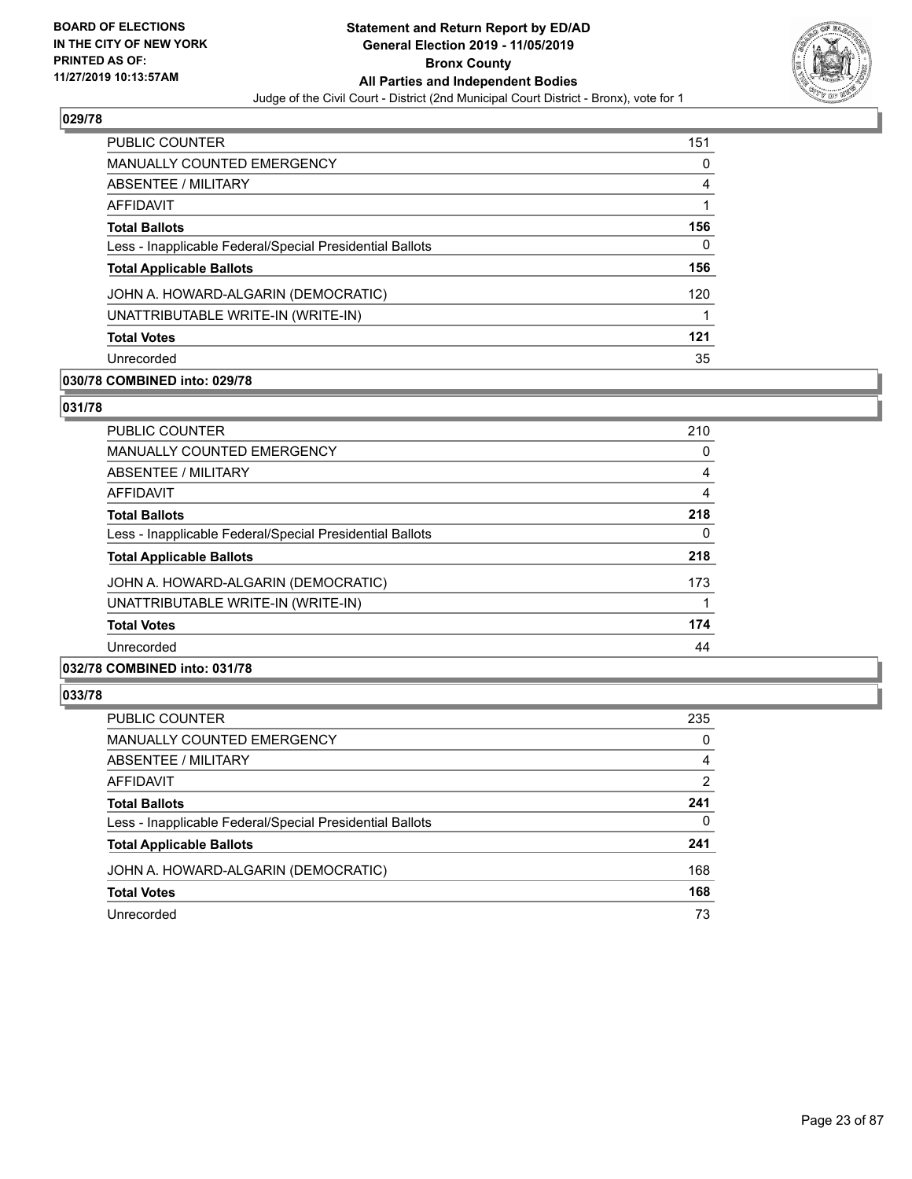## 029/78

| | |
|---|---|
| PUBLIC COUNTER | 151 |
| MANUALLY COUNTED EMERGENCY | 0 |
| ABSENTEE / MILITARY | 4 |
| AFFIDAVIT | 1 |
| **Total Ballots** | **156** |
| Less - Inapplicable Federal/Special Presidential Ballots | 0 |
| **Total Applicable Ballots** | **156** |
| JOHN A. HOWARD-ALGARIN (DEMOCRATIC) | 120 |
| UNATTRIBUTABLE WRITE-IN (WRITE-IN) | 1 |
| **Total Votes** | **121** |
| Unrecorded | 35 |

## 030/78 COMBINED into: 029/78

## 031/78

| | |
|---|---|
| PUBLIC COUNTER | 210 |
| MANUALLY COUNTED EMERGENCY | 0 |
| ABSENTEE / MILITARY | 4 |
| AFFIDAVIT | 4 |
| **Total Ballots** | **218** |
| Less - Inapplicable Federal/Special Presidential Ballots | 0 |
| **Total Applicable Ballots** | **218** |
| JOHN A. HOWARD-ALGARIN (DEMOCRATIC) | 173 |
| UNATTRIBUTABLE WRITE-IN (WRITE-IN) | 1 |
| **Total Votes** | **174** |
| Unrecorded | 44 |

## 032/78 COMBINED into: 031/78

## 033/78

| | |
|---|---|
| PUBLIC COUNTER | 235 |
| MANUALLY COUNTED EMERGENCY | 0 |
| ABSENTEE / MILITARY | 4 |
| AFFIDAVIT | 2 |
| **Total Ballots** | **241** |
| Less - Inapplicable Federal/Special Presidential Ballots | 0 |
| **Total Applicable Ballots** | **241** |
| JOHN A. HOWARD-ALGARIN (DEMOCRATIC) | 168 |
| **Total Votes** | **168** |
| Unrecorded | 73 |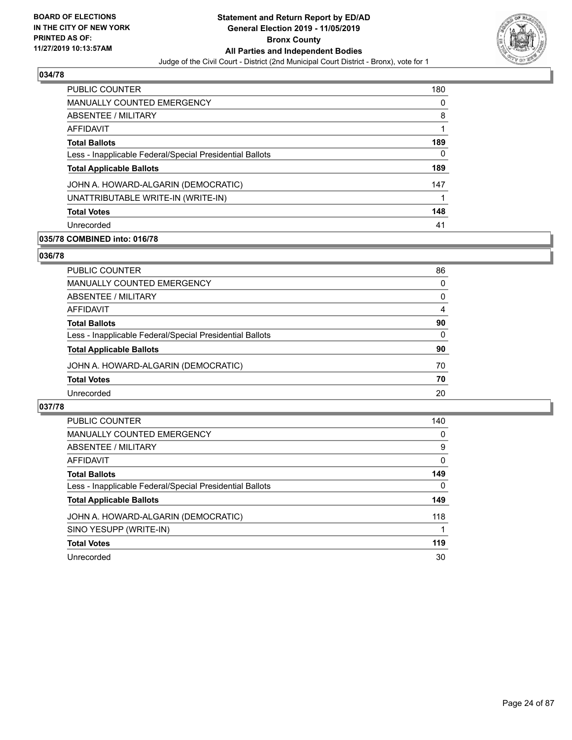## 034/78

| | |
|---|---|
| PUBLIC COUNTER | 180 |
| MANUALLY COUNTED EMERGENCY | 0 |
| ABSENTEE / MILITARY | 8 |
| AFFIDAVIT | 1 |
| **Total Ballots** | **189** |
| Less - Inapplicable Federal/Special Presidential Ballots | 0 |
| **Total Applicable Ballots** | **189** |
| JOHN A. HOWARD-ALGARIN (DEMOCRATIC) | 147 |
| UNATTRIBUTABLE WRITE-IN (WRITE-IN) | 1 |
| **Total Votes** | **148** |
| Unrecorded | 41 |

## 035/78 COMBINED into: 016/78

## 036/78

| | |
|---|---|
| PUBLIC COUNTER | 86 |
| MANUALLY COUNTED EMERGENCY | 0 |
| ABSENTEE / MILITARY | 0 |
| AFFIDAVIT | 4 |
| **Total Ballots** | **90** |
| Less - Inapplicable Federal/Special Presidential Ballots | 0 |
| **Total Applicable Ballots** | **90** |
| JOHN A. HOWARD-ALGARIN (DEMOCRATIC) | 70 |
| **Total Votes** | **70** |
| Unrecorded | 20 |

## 037/78

| | |
|---|---|
| PUBLIC COUNTER | 140 |
| MANUALLY COUNTED EMERGENCY | 0 |
| ABSENTEE / MILITARY | 9 |
| AFFIDAVIT | 0 |
| **Total Ballots** | **149** |
| Less - Inapplicable Federal/Special Presidential Ballots | 0 |
| **Total Applicable Ballots** | **149** |
| JOHN A. HOWARD-ALGARIN (DEMOCRATIC) | 118 |
| SINO YESUPP (WRITE-IN) | 1 |
| **Total Votes** | **119** |
| Unrecorded | 30 |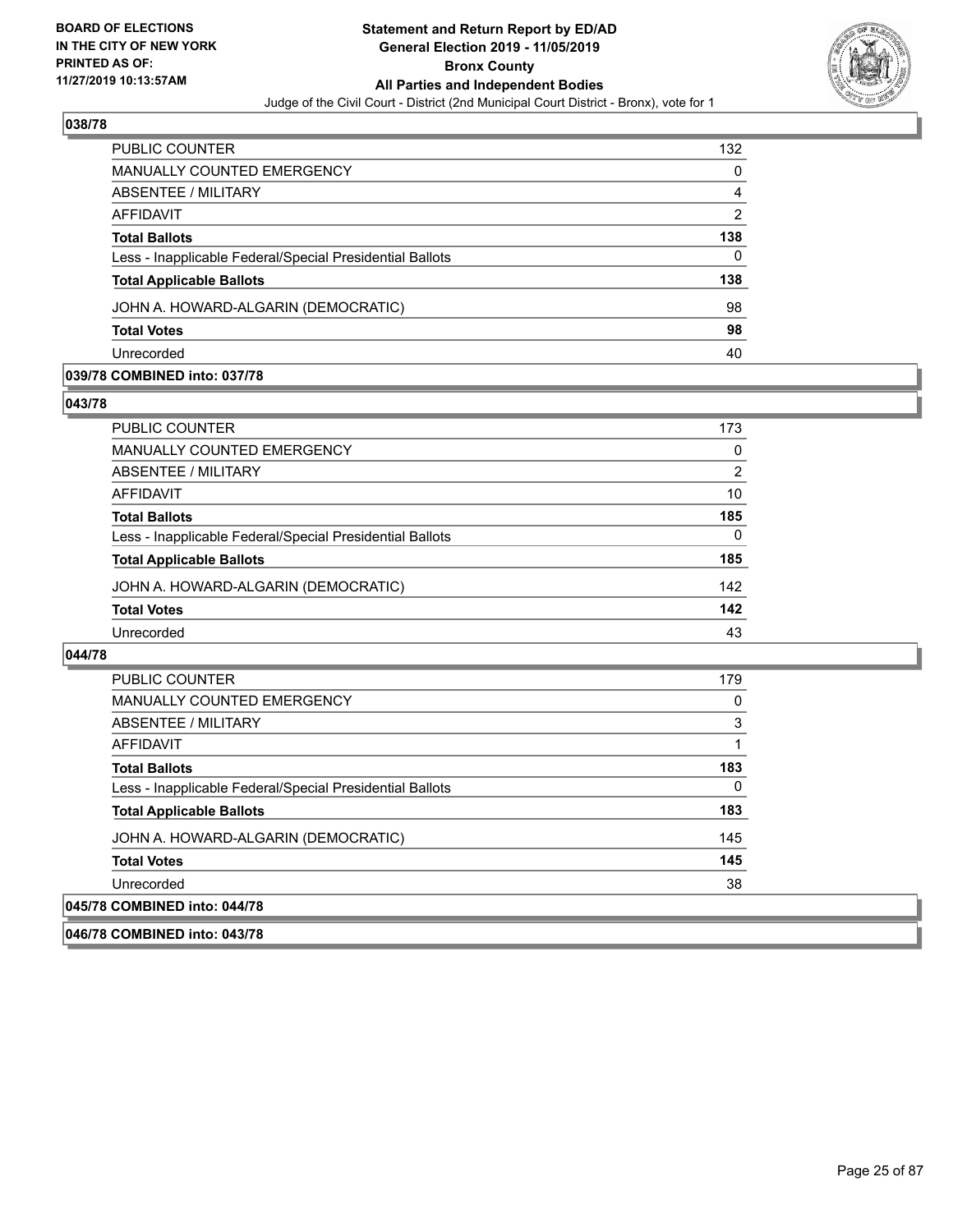## 038/78

| | |
|---|---|
| PUBLIC COUNTER | 132 |
| MANUALLY COUNTED EMERGENCY | 0 |
| ABSENTEE / MILITARY | 4 |
| AFFIDAVIT | 2 |
| **Total Ballots** | **138** |
| Less - Inapplicable Federal/Special Presidential Ballots | 0 |
| **Total Applicable Ballots** | **138** |
| JOHN A. HOWARD-ALGARIN (DEMOCRATIC) | 98 |
| **Total Votes** | **98** |
| Unrecorded | 40 |

## 039/78 COMBINED into: 037/78

## 043/78

| | |
|---|---|
| PUBLIC COUNTER | 173 |
| MANUALLY COUNTED EMERGENCY | 0 |
| ABSENTEE / MILITARY | 2 |
| AFFIDAVIT | 10 |
| **Total Ballots** | **185** |
| Less - Inapplicable Federal/Special Presidential Ballots | 0 |
| **Total Applicable Ballots** | **185** |
| JOHN A. HOWARD-ALGARIN (DEMOCRATIC) | 142 |
| **Total Votes** | **142** |
| Unrecorded | 43 |

## 044/78

| | |
|---|---|
| PUBLIC COUNTER | 179 |
| MANUALLY COUNTED EMERGENCY | 0 |
| ABSENTEE / MILITARY | 3 |
| AFFIDAVIT | 1 |
| **Total Ballots** | **183** |
| Less - Inapplicable Federal/Special Presidential Ballots | 0 |
| **Total Applicable Ballots** | **183** |
| JOHN A. HOWARD-ALGARIN (DEMOCRATIC) | 145 |
| **Total Votes** | **145** |
| Unrecorded | 38 |

## 045/78 COMBINED into: 044/78

## 046/78 COMBINED into: 043/78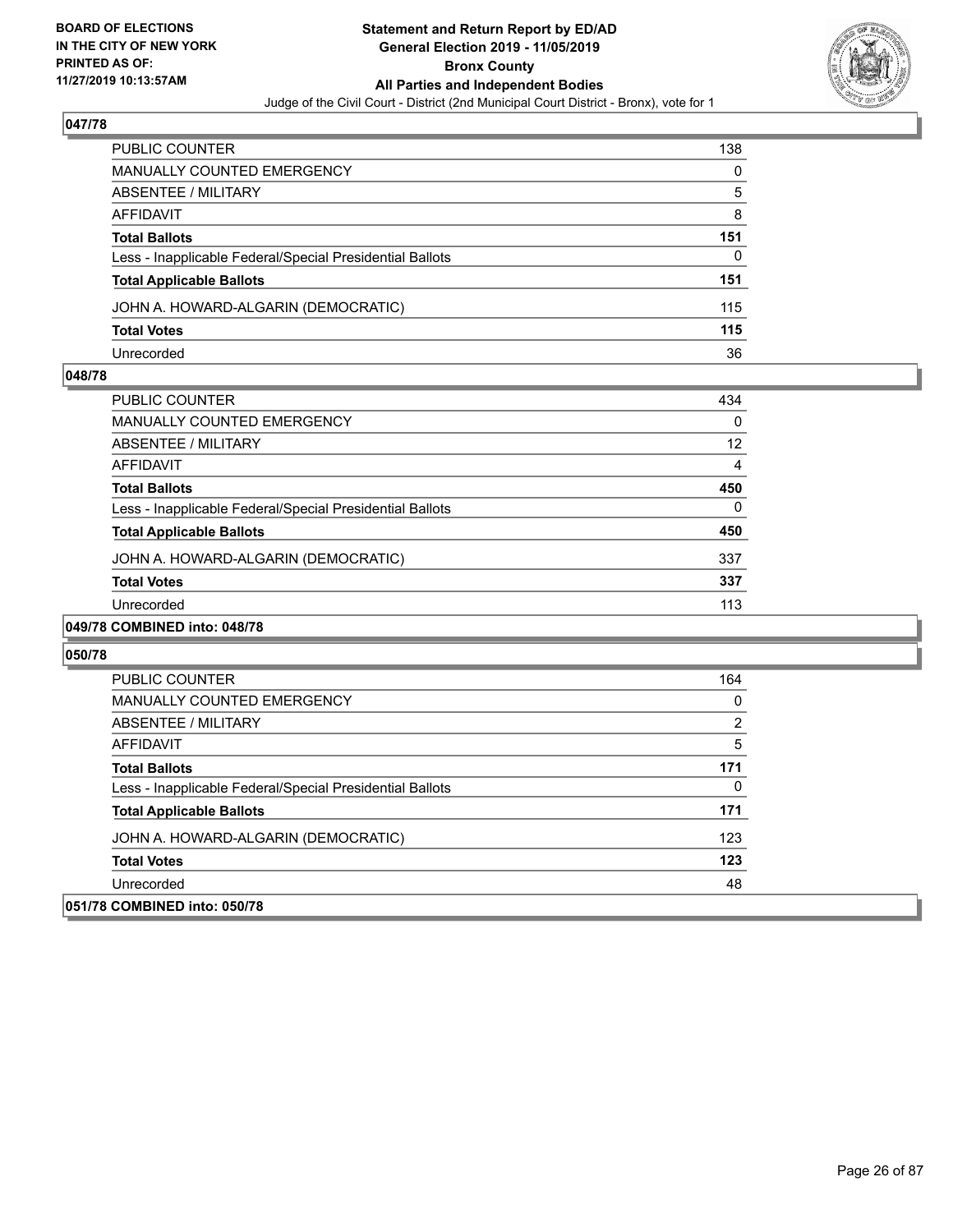**BOARD OF ELECTIONS IN THE CITY OF NEW YORK PRINTED AS OF: 11/27/2019 10:13:57AM**

**Statement and Return Report by ED/AD General Election 2019 - 11/05/2019 Bronx County All Parties and Independent Bodies**

Judge of the Civil Court - District (2nd Municipal Court District - Bronx), vote for 1

### 047/78

| | |
|---|---|
| PUBLIC COUNTER | 138 |
| MANUALLY COUNTED EMERGENCY | 0 |
| ABSENTEE / MILITARY | 5 |
| AFFIDAVIT | 8 |
| **Total Ballots** | **151** |
| Less - Inapplicable Federal/Special Presidential Ballots | 0 |
| **Total Applicable Ballots** | **151** |
| JOHN A. HOWARD-ALGARIN (DEMOCRATIC) | 115 |
| **Total Votes** | **115** |
| Unrecorded | 36 |

### 048/78

| | |
|---|---|
| PUBLIC COUNTER | 434 |
| MANUALLY COUNTED EMERGENCY | 0 |
| ABSENTEE / MILITARY | 12 |
| AFFIDAVIT | 4 |
| **Total Ballots** | **450** |
| Less - Inapplicable Federal/Special Presidential Ballots | 0 |
| **Total Applicable Ballots** | **450** |
| JOHN A. HOWARD-ALGARIN (DEMOCRATIC) | 337 |
| **Total Votes** | **337** |
| Unrecorded | 113 |

### 049/78 COMBINED into: 048/78

### 050/78

| | |
|---|---|
| PUBLIC COUNTER | 164 |
| MANUALLY COUNTED EMERGENCY | 0 |
| ABSENTEE / MILITARY | 2 |
| AFFIDAVIT | 5 |
| **Total Ballots** | **171** |
| Less - Inapplicable Federal/Special Presidential Ballots | 0 |
| **Total Applicable Ballots** | **171** |
| JOHN A. HOWARD-ALGARIN (DEMOCRATIC) | 123 |
| **Total Votes** | **123** |
| Unrecorded | 48 |

### 051/78 COMBINED into: 050/78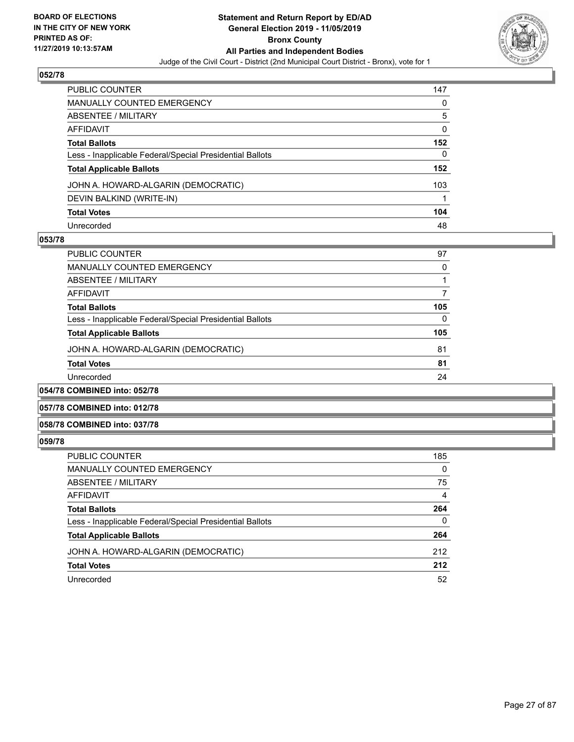## 052/78

| | |
|---|---|
| PUBLIC COUNTER | 147 |
| MANUALLY COUNTED EMERGENCY | 0 |
| ABSENTEE / MILITARY | 5 |
| AFFIDAVIT | 0 |
| **Total Ballots** | **152** |
| Less - Inapplicable Federal/Special Presidential Ballots | 0 |
| **Total Applicable Ballots** | **152** |
| JOHN A. HOWARD-ALGARIN (DEMOCRATIC) | 103 |
| DEVIN BALKIND (WRITE-IN) | 1 |
| **Total Votes** | **104** |
| Unrecorded | 48 |

## 053/78

| | |
|---|---|
| PUBLIC COUNTER | 97 |
| MANUALLY COUNTED EMERGENCY | 0 |
| ABSENTEE / MILITARY | 1 |
| AFFIDAVIT | 7 |
| **Total Ballots** | **105** |
| Less - Inapplicable Federal/Special Presidential Ballots | 0 |
| **Total Applicable Ballots** | **105** |
| JOHN A. HOWARD-ALGARIN (DEMOCRATIC) | 81 |
| **Total Votes** | **81** |
| Unrecorded | 24 |

## 054/78 COMBINED into: 052/78

## 057/78 COMBINED into: 012/78

## 058/78 COMBINED into: 037/78

## 059/78

| | |
|---|---|
| PUBLIC COUNTER | 185 |
| MANUALLY COUNTED EMERGENCY | 0 |
| ABSENTEE / MILITARY | 75 |
| AFFIDAVIT | 4 |
| **Total Ballots** | **264** |
| Less - Inapplicable Federal/Special Presidential Ballots | 0 |
| **Total Applicable Ballots** | **264** |
| JOHN A. HOWARD-ALGARIN (DEMOCRATIC) | 212 |
| **Total Votes** | **212** |
| Unrecorded | 52 |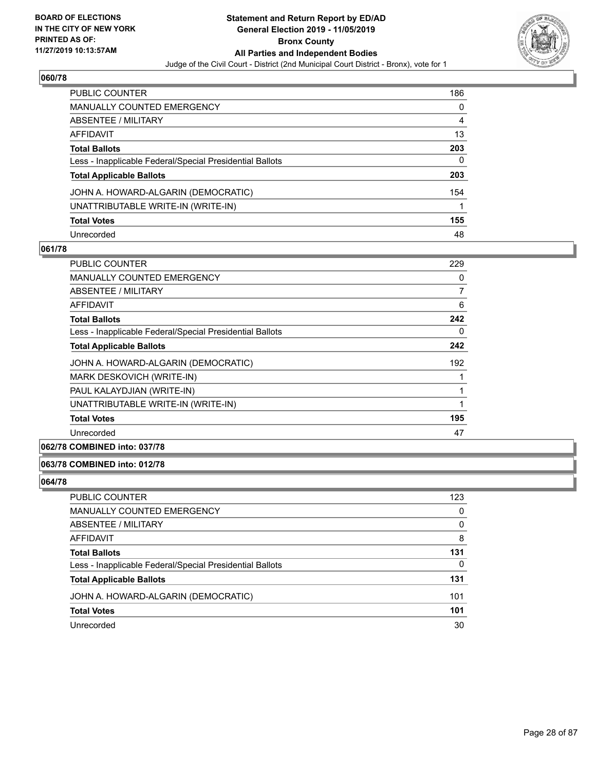### 060/78

| | |
|---|---|
| PUBLIC COUNTER | 186 |
| MANUALLY COUNTED EMERGENCY | 0 |
| ABSENTEE / MILITARY | 4 |
| AFFIDAVIT | 13 |
| **Total Ballots** | **203** |
| Less - Inapplicable Federal/Special Presidential Ballots | 0 |
| **Total Applicable Ballots** | **203** |
| JOHN A. HOWARD-ALGARIN (DEMOCRATIC) | 154 |
| UNATTRIBUTABLE WRITE-IN (WRITE-IN) | 1 |
| **Total Votes** | **155** |
| Unrecorded | 48 |

### 061/78

| | |
|---|---|
| PUBLIC COUNTER | 229 |
| MANUALLY COUNTED EMERGENCY | 0 |
| ABSENTEE / MILITARY | 7 |
| AFFIDAVIT | 6 |
| **Total Ballots** | **242** |
| Less - Inapplicable Federal/Special Presidential Ballots | 0 |
| **Total Applicable Ballots** | **242** |
| JOHN A. HOWARD-ALGARIN (DEMOCRATIC) | 192 |
| MARK DESKOVICH (WRITE-IN) | 1 |
| PAUL KALAYDJIAN (WRITE-IN) | 1 |
| UNATTRIBUTABLE WRITE-IN (WRITE-IN) | 1 |
| **Total Votes** | **195** |
| Unrecorded | 47 |

### 062/78 COMBINED into: 037/78

### 063/78 COMBINED into: 012/78

### 064/78

| | |
|---|---|
| PUBLIC COUNTER | 123 |
| MANUALLY COUNTED EMERGENCY | 0 |
| ABSENTEE / MILITARY | 0 |
| AFFIDAVIT | 8 |
| **Total Ballots** | **131** |
| Less - Inapplicable Federal/Special Presidential Ballots | 0 |
| **Total Applicable Ballots** | **131** |
| JOHN A. HOWARD-ALGARIN (DEMOCRATIC) | 101 |
| **Total Votes** | **101** |
| Unrecorded | 30 |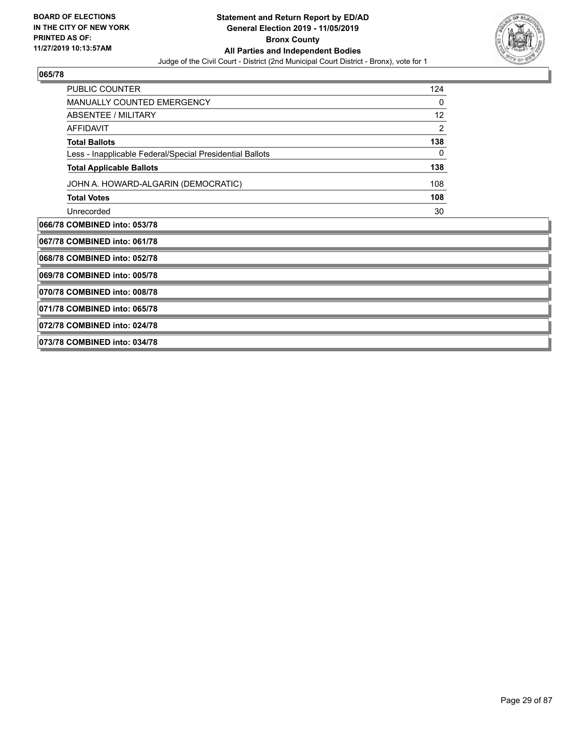**BOARD OF ELECTIONS IN THE CITY OF NEW YORK PRINTED AS OF: 11/27/2019 10:13:57AM**

**Statement and Return Report by ED/AD General Election 2019 - 11/05/2019 Bronx County All Parties and Independent Bodies**

Judge of the Civil Court - District (2nd Municipal Court District - Bronx), vote for 1

**065/78**

| | |
|---|---|
| PUBLIC COUNTER | 124 |
| MANUALLY COUNTED EMERGENCY | 0 |
| ABSENTEE / MILITARY | 12 |
| AFFIDAVIT | 2 |
| **Total Ballots** | **138** |
| Less - Inapplicable Federal/Special Presidential Ballots | 0 |
| **Total Applicable Ballots** | **138** |
| JOHN A. HOWARD-ALGARIN (DEMOCRATIC) | 108 |
| **Total Votes** | **108** |
| Unrecorded | 30 |

**066/78 COMBINED into: 053/78**

**067/78 COMBINED into: 061/78**

**068/78 COMBINED into: 052/78**

**069/78 COMBINED into: 005/78**

**070/78 COMBINED into: 008/78**

**071/78 COMBINED into: 065/78**

**072/78 COMBINED into: 024/78**

**073/78 COMBINED into: 034/78**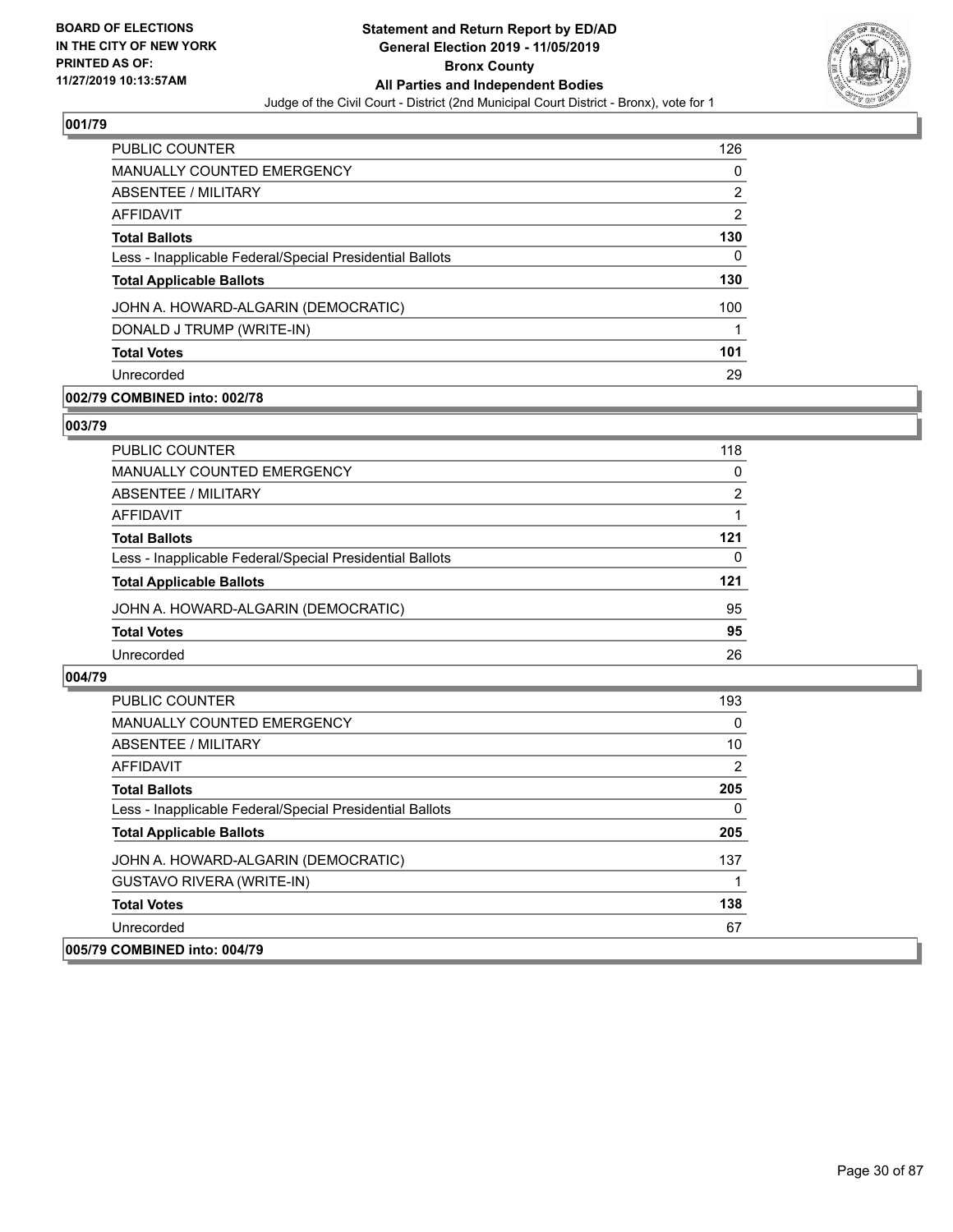### 001/79

| | |
|---|---|
| PUBLIC COUNTER | 126 |
| MANUALLY COUNTED EMERGENCY | 0 |
| ABSENTEE / MILITARY | 2 |
| AFFIDAVIT | 2 |
| **Total Ballots** | **130** |
| Less - Inapplicable Federal/Special Presidential Ballots | 0 |
| **Total Applicable Ballots** | **130** |
| JOHN A. HOWARD-ALGARIN (DEMOCRATIC) | 100 |
| DONALD J TRUMP (WRITE-IN) | 1 |
| **Total Votes** | **101** |
| Unrecorded | 29 |

### 002/79 COMBINED into: 002/78

### 003/79

| | |
|---|---|
| PUBLIC COUNTER | 118 |
| MANUALLY COUNTED EMERGENCY | 0 |
| ABSENTEE / MILITARY | 2 |
| AFFIDAVIT | 1 |
| **Total Ballots** | **121** |
| Less - Inapplicable Federal/Special Presidential Ballots | 0 |
| **Total Applicable Ballots** | **121** |
| JOHN A. HOWARD-ALGARIN (DEMOCRATIC) | 95 |
| **Total Votes** | **95** |
| Unrecorded | 26 |

### 004/79

| | |
|---|---|
| PUBLIC COUNTER | 193 |
| MANUALLY COUNTED EMERGENCY | 0 |
| ABSENTEE / MILITARY | 10 |
| AFFIDAVIT | 2 |
| **Total Ballots** | **205** |
| Less - Inapplicable Federal/Special Presidential Ballots | 0 |
| **Total Applicable Ballots** | **205** |
| JOHN A. HOWARD-ALGARIN (DEMOCRATIC) | 137 |
| GUSTAVO RIVERA (WRITE-IN) | 1 |
| **Total Votes** | **138** |
| Unrecorded | 67 |

### 005/79 COMBINED into: 004/79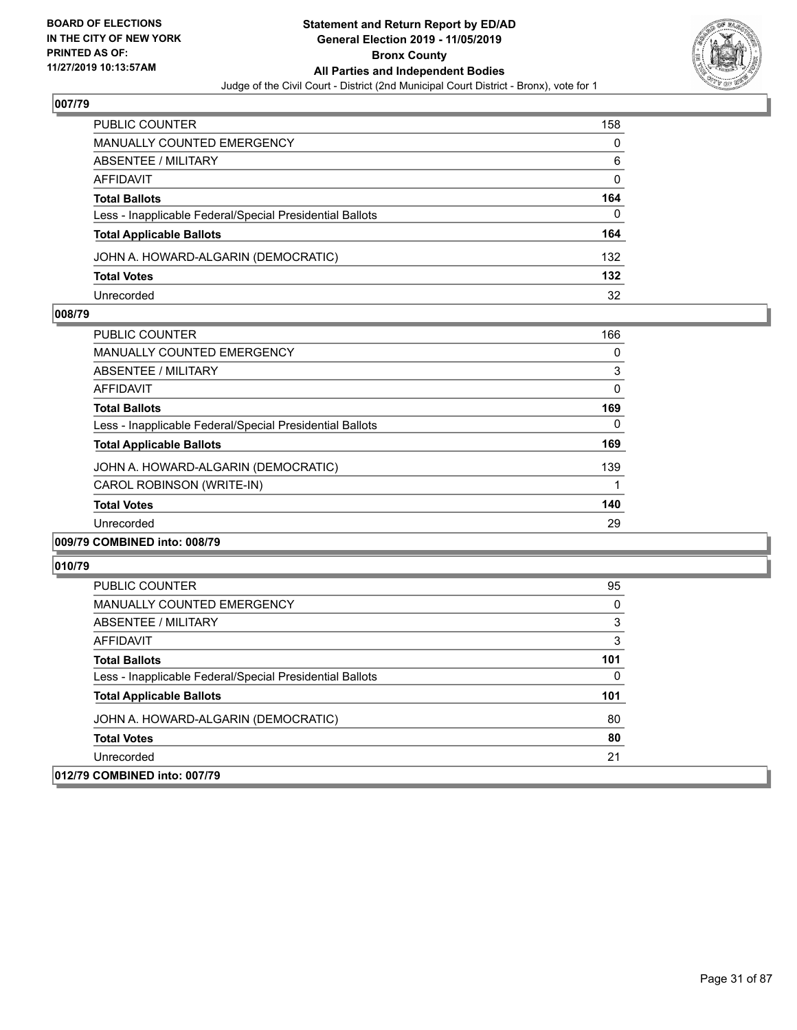**BOARD OF ELECTIONS IN THE CITY OF NEW YORK PRINTED AS OF: 11/27/2019 10:13:57AM**

**Statement and Return Report by ED/AD General Election 2019 - 11/05/2019 Bronx County All Parties and Independent Bodies**

Judge of the Civil Court - District (2nd Municipal Court District - Bronx), vote for 1

### 007/79

| | |
|---|---|
| PUBLIC COUNTER | 158 |
| MANUALLY COUNTED EMERGENCY | 0 |
| ABSENTEE / MILITARY | 6 |
| AFFIDAVIT | 0 |
| **Total Ballots** | **164** |
| Less - Inapplicable Federal/Special Presidential Ballots | 0 |
| **Total Applicable Ballots** | **164** |
| JOHN A. HOWARD-ALGARIN (DEMOCRATIC) | 132 |
| **Total Votes** | **132** |
| Unrecorded | 32 |

### 008/79

| | |
|---|---|
| PUBLIC COUNTER | 166 |
| MANUALLY COUNTED EMERGENCY | 0 |
| ABSENTEE / MILITARY | 3 |
| AFFIDAVIT | 0 |
| **Total Ballots** | **169** |
| Less - Inapplicable Federal/Special Presidential Ballots | 0 |
| **Total Applicable Ballots** | **169** |
| JOHN A. HOWARD-ALGARIN (DEMOCRATIC) | 139 |
| CAROL ROBINSON (WRITE-IN) | 1 |
| **Total Votes** | **140** |
| Unrecorded | 29 |

### 009/79 COMBINED into: 008/79

### 010/79

| | |
|---|---|
| PUBLIC COUNTER | 95 |
| MANUALLY COUNTED EMERGENCY | 0 |
| ABSENTEE / MILITARY | 3 |
| AFFIDAVIT | 3 |
| **Total Ballots** | **101** |
| Less - Inapplicable Federal/Special Presidential Ballots | 0 |
| **Total Applicable Ballots** | **101** |
| JOHN A. HOWARD-ALGARIN (DEMOCRATIC) | 80 |
| **Total Votes** | **80** |
| Unrecorded | 21 |

### 012/79 COMBINED into: 007/79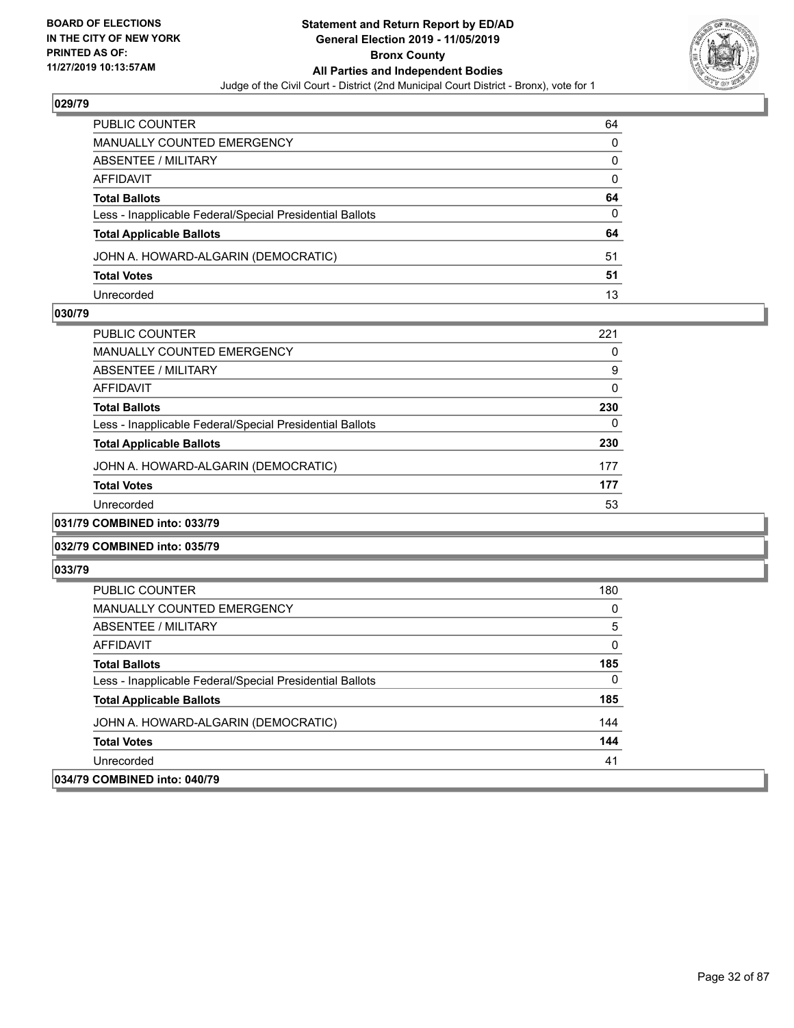## 029/79

| | |
|---|---|
| PUBLIC COUNTER | 64 |
| MANUALLY COUNTED EMERGENCY | 0 |
| ABSENTEE / MILITARY | 0 |
| AFFIDAVIT | 0 |
| **Total Ballots** | **64** |
| Less - Inapplicable Federal/Special Presidential Ballots | 0 |
| **Total Applicable Ballots** | **64** |
| JOHN A. HOWARD-ALGARIN (DEMOCRATIC) | 51 |
| **Total Votes** | **51** |
| Unrecorded | 13 |

## 030/79

| | |
|---|---|
| PUBLIC COUNTER | 221 |
| MANUALLY COUNTED EMERGENCY | 0 |
| ABSENTEE / MILITARY | 9 |
| AFFIDAVIT | 0 |
| **Total Ballots** | **230** |
| Less - Inapplicable Federal/Special Presidential Ballots | 0 |
| **Total Applicable Ballots** | **230** |
| JOHN A. HOWARD-ALGARIN (DEMOCRATIC) | 177 |
| **Total Votes** | **177** |
| Unrecorded | 53 |

## 031/79 COMBINED into: 033/79

## 032/79 COMBINED into: 035/79

## 033/79

| | |
|---|---|
| PUBLIC COUNTER | 180 |
| MANUALLY COUNTED EMERGENCY | 0 |
| ABSENTEE / MILITARY | 5 |
| AFFIDAVIT | 0 |
| **Total Ballots** | **185** |
| Less - Inapplicable Federal/Special Presidential Ballots | 0 |
| **Total Applicable Ballots** | **185** |
| JOHN A. HOWARD-ALGARIN (DEMOCRATIC) | 144 |
| **Total Votes** | **144** |
| Unrecorded | 41 |

## 034/79 COMBINED into: 040/79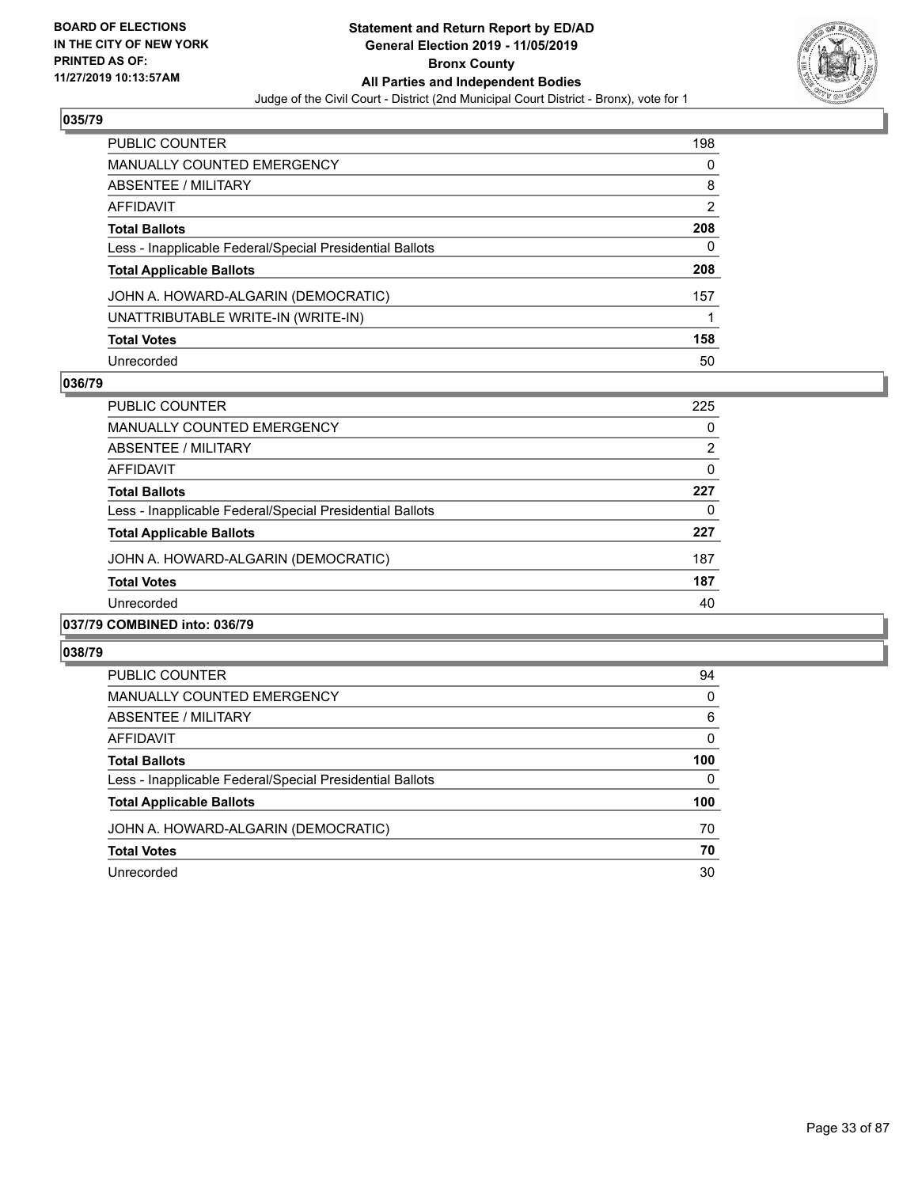**BOARD OF ELECTIONS IN THE CITY OF NEW YORK PRINTED AS OF: 11/27/2019 10:13:57AM**

**Statement and Return Report by ED/AD General Election 2019 - 11/05/2019 Bronx County All Parties and Independent Bodies**

Judge of the Civil Court - District (2nd Municipal Court District - Bronx), vote for 1

## 035/79

| | |
|---|---|
| PUBLIC COUNTER | 198 |
| MANUALLY COUNTED EMERGENCY | 0 |
| ABSENTEE / MILITARY | 8 |
| AFFIDAVIT | 2 |
| **Total Ballots** | **208** |
| Less - Inapplicable Federal/Special Presidential Ballots | 0 |
| **Total Applicable Ballots** | **208** |
| JOHN A. HOWARD-ALGARIN (DEMOCRATIC) | 157 |
| UNATTRIBUTABLE WRITE-IN (WRITE-IN) | 1 |
| **Total Votes** | **158** |
| Unrecorded | 50 |

## 036/79

| | |
|---|---|
| PUBLIC COUNTER | 225 |
| MANUALLY COUNTED EMERGENCY | 0 |
| ABSENTEE / MILITARY | 2 |
| AFFIDAVIT | 0 |
| **Total Ballots** | **227** |
| Less - Inapplicable Federal/Special Presidential Ballots | 0 |
| **Total Applicable Ballots** | **227** |
| JOHN A. HOWARD-ALGARIN (DEMOCRATIC) | 187 |
| **Total Votes** | **187** |
| Unrecorded | 40 |

## 037/79 COMBINED into: 036/79

## 038/79

| | |
|---|---|
| PUBLIC COUNTER | 94 |
| MANUALLY COUNTED EMERGENCY | 0 |
| ABSENTEE / MILITARY | 6 |
| AFFIDAVIT | 0 |
| **Total Ballots** | **100** |
| Less - Inapplicable Federal/Special Presidential Ballots | 0 |
| **Total Applicable Ballots** | **100** |
| JOHN A. HOWARD-ALGARIN (DEMOCRATIC) | 70 |
| **Total Votes** | **70** |
| Unrecorded | 30 |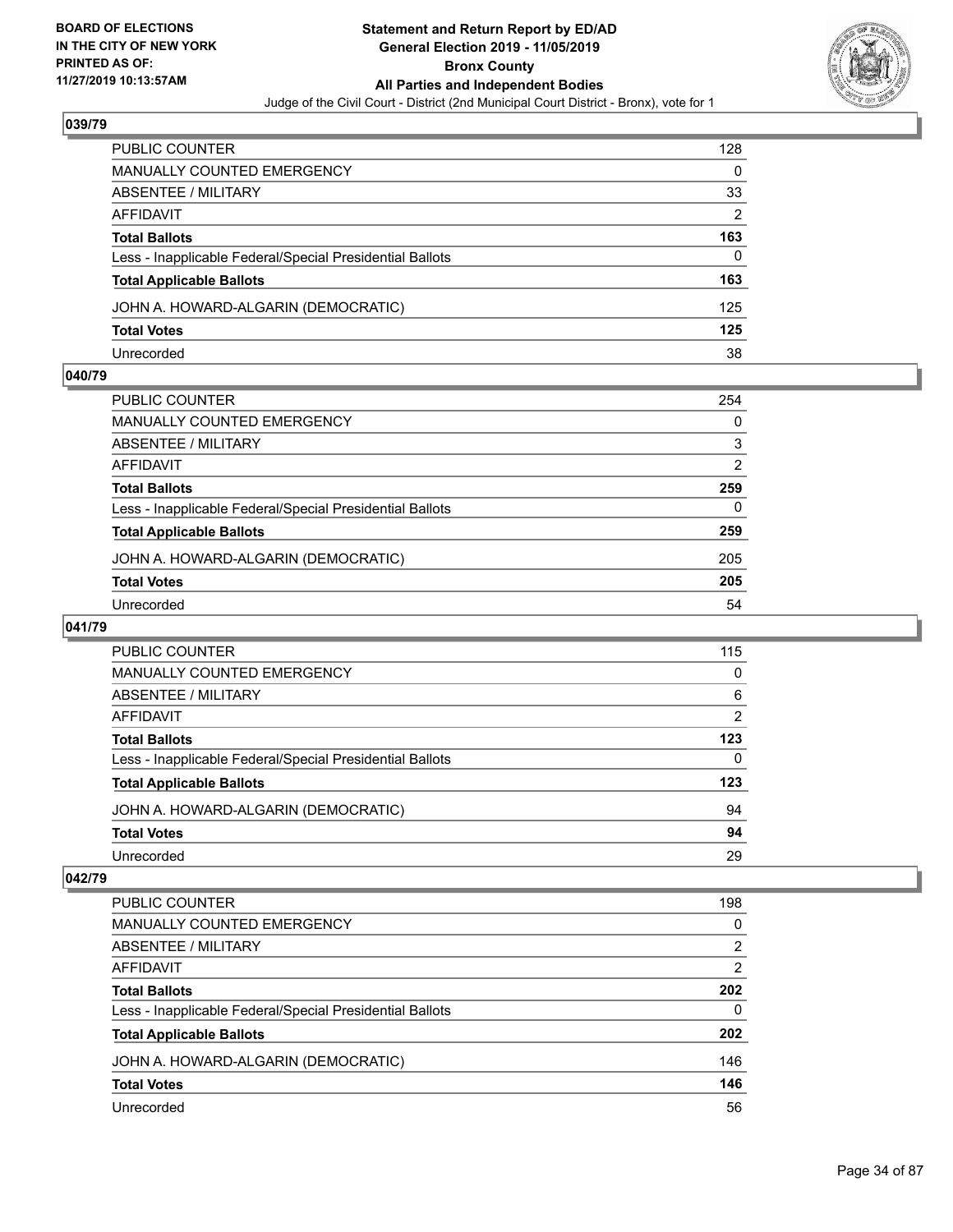**BOARD OF ELECTIONS IN THE CITY OF NEW YORK PRINTED AS OF: 11/27/2019 10:13:57AM**

**Statement and Return Report by ED/AD General Election 2019 - 11/05/2019 Bronx County All Parties and Independent Bodies**

Judge of the Civil Court - District (2nd Municipal Court District - Bronx), vote for 1

## 039/79

| | |
|---|---|
| PUBLIC COUNTER | 128 |
| MANUALLY COUNTED EMERGENCY | 0 |
| ABSENTEE / MILITARY | 33 |
| AFFIDAVIT | 2 |
| **Total Ballots** | **163** |
| Less - Inapplicable Federal/Special Presidential Ballots | 0 |
| **Total Applicable Ballots** | **163** |
| JOHN A. HOWARD-ALGARIN (DEMOCRATIC) | 125 |
| **Total Votes** | **125** |
| Unrecorded | 38 |

## 040/79

| | |
|---|---|
| PUBLIC COUNTER | 254 |
| MANUALLY COUNTED EMERGENCY | 0 |
| ABSENTEE / MILITARY | 3 |
| AFFIDAVIT | 2 |
| **Total Ballots** | **259** |
| Less - Inapplicable Federal/Special Presidential Ballots | 0 |
| **Total Applicable Ballots** | **259** |
| JOHN A. HOWARD-ALGARIN (DEMOCRATIC) | 205 |
| **Total Votes** | **205** |
| Unrecorded | 54 |

## 041/79

| | |
|---|---|
| PUBLIC COUNTER | 115 |
| MANUALLY COUNTED EMERGENCY | 0 |
| ABSENTEE / MILITARY | 6 |
| AFFIDAVIT | 2 |
| **Total Ballots** | **123** |
| Less - Inapplicable Federal/Special Presidential Ballots | 0 |
| **Total Applicable Ballots** | **123** |
| JOHN A. HOWARD-ALGARIN (DEMOCRATIC) | 94 |
| **Total Votes** | **94** |
| Unrecorded | 29 |

## 042/79

| | |
|---|---|
| PUBLIC COUNTER | 198 |
| MANUALLY COUNTED EMERGENCY | 0 |
| ABSENTEE / MILITARY | 2 |
| AFFIDAVIT | 2 |
| **Total Ballots** | **202** |
| Less - Inapplicable Federal/Special Presidential Ballots | 0 |
| **Total Applicable Ballots** | **202** |
| JOHN A. HOWARD-ALGARIN (DEMOCRATIC) | 146 |
| **Total Votes** | **146** |
| Unrecorded | 56 |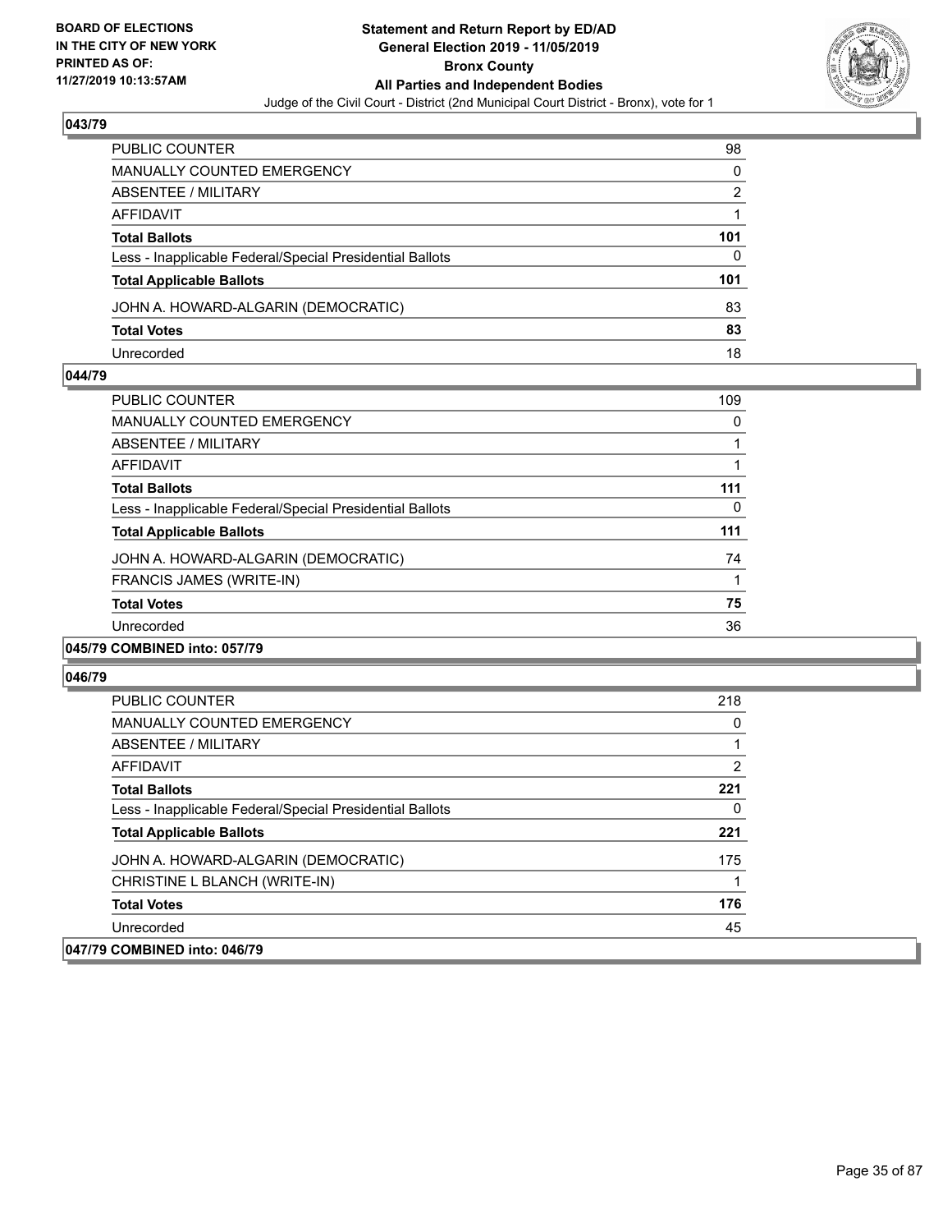## 043/79

| | |
|---|---|
| PUBLIC COUNTER | 98 |
| MANUALLY COUNTED EMERGENCY | 0 |
| ABSENTEE / MILITARY | 2 |
| AFFIDAVIT | 1 |
| **Total Ballots** | **101** |
| Less - Inapplicable Federal/Special Presidential Ballots | 0 |
| **Total Applicable Ballots** | **101** |
| JOHN A. HOWARD-ALGARIN (DEMOCRATIC) | 83 |
| **Total Votes** | **83** |
| Unrecorded | 18 |

## 044/79

| | |
|---|---|
| PUBLIC COUNTER | 109 |
| MANUALLY COUNTED EMERGENCY | 0 |
| ABSENTEE / MILITARY | 1 |
| AFFIDAVIT | 1 |
| **Total Ballots** | **111** |
| Less - Inapplicable Federal/Special Presidential Ballots | 0 |
| **Total Applicable Ballots** | **111** |
| JOHN A. HOWARD-ALGARIN (DEMOCRATIC) | 74 |
| FRANCIS JAMES (WRITE-IN) | 1 |
| **Total Votes** | **75** |
| Unrecorded | 36 |

## 045/79 COMBINED into: 057/79

## 046/79

| | |
|---|---|
| PUBLIC COUNTER | 218 |
| MANUALLY COUNTED EMERGENCY | 0 |
| ABSENTEE / MILITARY | 1 |
| AFFIDAVIT | 2 |
| **Total Ballots** | **221** |
| Less - Inapplicable Federal/Special Presidential Ballots | 0 |
| **Total Applicable Ballots** | **221** |
| JOHN A. HOWARD-ALGARIN (DEMOCRATIC) | 175 |
| CHRISTINE L BLANCH (WRITE-IN) | 1 |
| **Total Votes** | **176** |
| Unrecorded | 45 |

## 047/79 COMBINED into: 046/79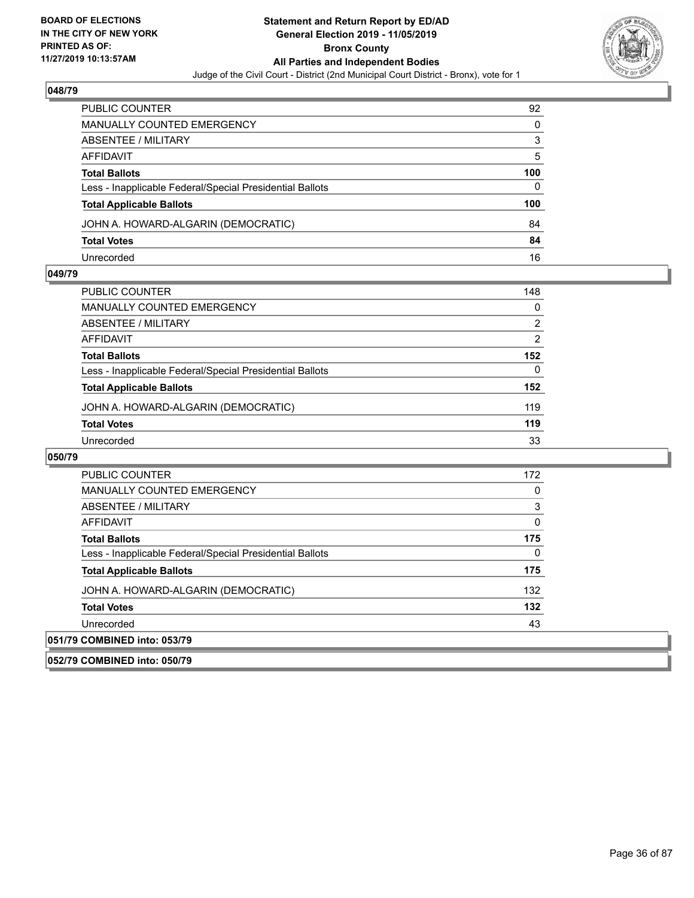### 048/79

| | |
|---|---|
| PUBLIC COUNTER | 92 |
| MANUALLY COUNTED EMERGENCY | 0 |
| ABSENTEE / MILITARY | 3 |
| AFFIDAVIT | 5 |
| **Total Ballots** | **100** |
| Less - Inapplicable Federal/Special Presidential Ballots | 0 |
| **Total Applicable Ballots** | **100** |
| JOHN A. HOWARD-ALGARIN (DEMOCRATIC) | 84 |
| **Total Votes** | **84** |
| Unrecorded | 16 |

### 049/79

| | |
|---|---|
| PUBLIC COUNTER | 148 |
| MANUALLY COUNTED EMERGENCY | 0 |
| ABSENTEE / MILITARY | 2 |
| AFFIDAVIT | 2 |
| **Total Ballots** | **152** |
| Less - Inapplicable Federal/Special Presidential Ballots | 0 |
| **Total Applicable Ballots** | **152** |
| JOHN A. HOWARD-ALGARIN (DEMOCRATIC) | 119 |
| **Total Votes** | **119** |
| Unrecorded | 33 |

### 050/79

| | |
|---|---|
| PUBLIC COUNTER | 172 |
| MANUALLY COUNTED EMERGENCY | 0 |
| ABSENTEE / MILITARY | 3 |
| AFFIDAVIT | 0 |
| **Total Ballots** | **175** |
| Less - Inapplicable Federal/Special Presidential Ballots | 0 |
| **Total Applicable Ballots** | **175** |
| JOHN A. HOWARD-ALGARIN (DEMOCRATIC) | 132 |
| **Total Votes** | **132** |
| Unrecorded | 43 |

### 051/79 COMBINED into: 053/79

### 052/79 COMBINED into: 050/79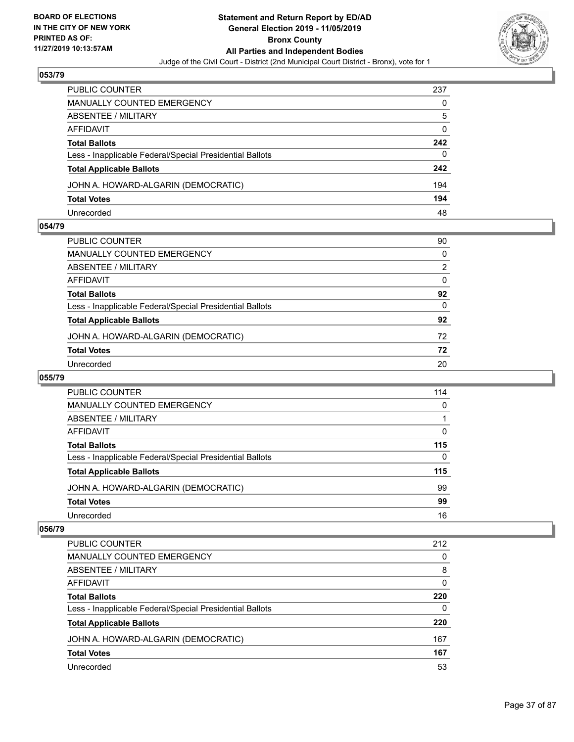## 053/79

| | |
|---|---|
| PUBLIC COUNTER | 237 |
| MANUALLY COUNTED EMERGENCY | 0 |
| ABSENTEE / MILITARY | 5 |
| AFFIDAVIT | 0 |
| **Total Ballots** | **242** |
| Less - Inapplicable Federal/Special Presidential Ballots | 0 |
| **Total Applicable Ballots** | **242** |
| JOHN A. HOWARD-ALGARIN (DEMOCRATIC) | 194 |
| **Total Votes** | **194** |
| Unrecorded | 48 |

## 054/79

| | |
|---|---|
| PUBLIC COUNTER | 90 |
| MANUALLY COUNTED EMERGENCY | 0 |
| ABSENTEE / MILITARY | 2 |
| AFFIDAVIT | 0 |
| **Total Ballots** | **92** |
| Less - Inapplicable Federal/Special Presidential Ballots | 0 |
| **Total Applicable Ballots** | **92** |
| JOHN A. HOWARD-ALGARIN (DEMOCRATIC) | 72 |
| **Total Votes** | **72** |
| Unrecorded | 20 |

## 055/79

| | |
|---|---|
| PUBLIC COUNTER | 114 |
| MANUALLY COUNTED EMERGENCY | 0 |
| ABSENTEE / MILITARY | 1 |
| AFFIDAVIT | 0 |
| **Total Ballots** | **115** |
| Less - Inapplicable Federal/Special Presidential Ballots | 0 |
| **Total Applicable Ballots** | **115** |
| JOHN A. HOWARD-ALGARIN (DEMOCRATIC) | 99 |
| **Total Votes** | **99** |
| Unrecorded | 16 |

## 056/79

| | |
|---|---|
| PUBLIC COUNTER | 212 |
| MANUALLY COUNTED EMERGENCY | 0 |
| ABSENTEE / MILITARY | 8 |
| AFFIDAVIT | 0 |
| **Total Ballots** | **220** |
| Less - Inapplicable Federal/Special Presidential Ballots | 0 |
| **Total Applicable Ballots** | **220** |
| JOHN A. HOWARD-ALGARIN (DEMOCRATIC) | 167 |
| **Total Votes** | **167** |
| Unrecorded | 53 |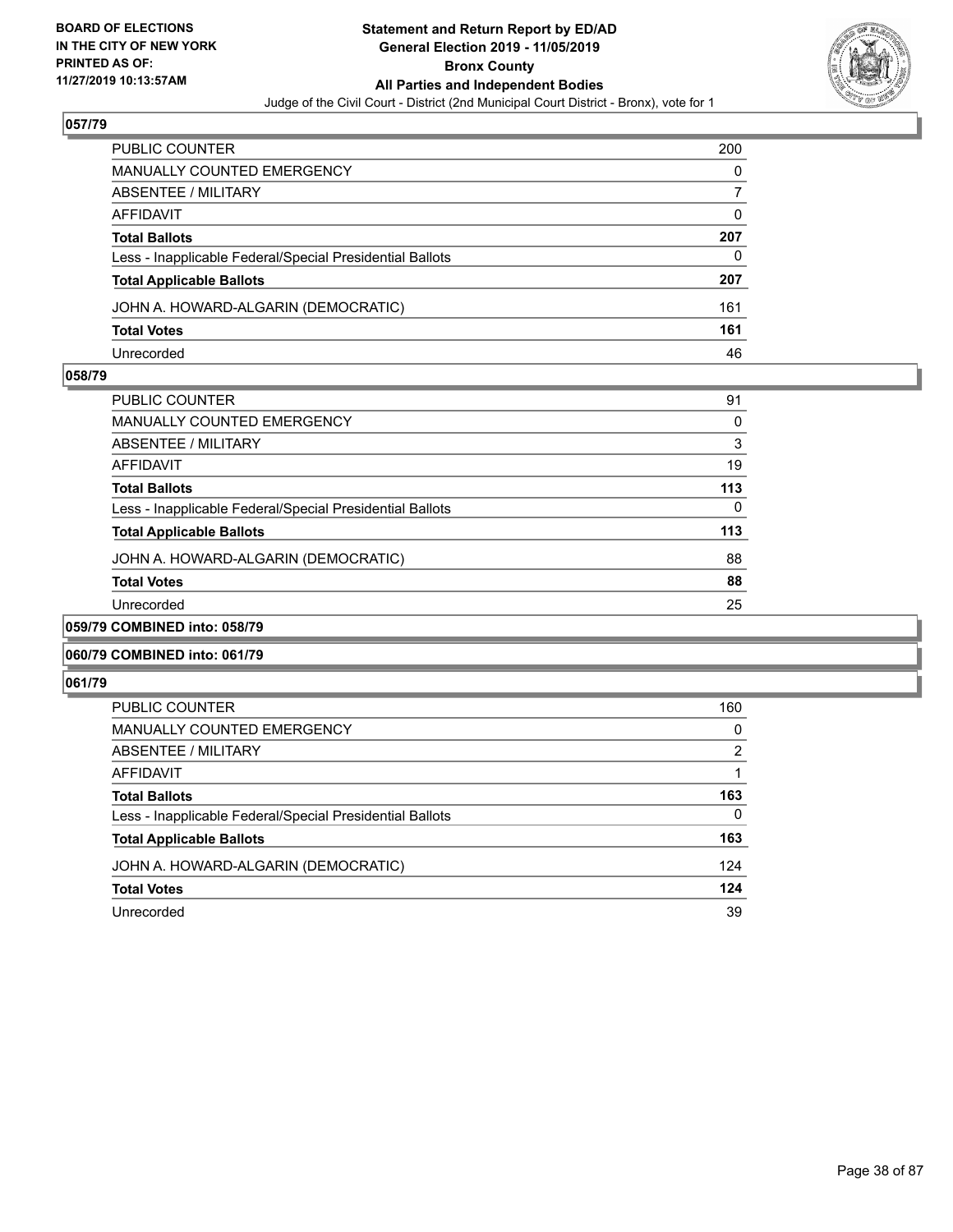**BOARD OF ELECTIONS IN THE CITY OF NEW YORK PRINTED AS OF: 11/27/2019 10:13:57AM**

**Statement and Return Report by ED/AD General Election 2019 - 11/05/2019 Bronx County All Parties and Independent Bodies**

Judge of the Civil Court - District (2nd Municipal Court District - Bronx), vote for 1

### 057/79

| | |
|---|---|
| PUBLIC COUNTER | 200 |
| MANUALLY COUNTED EMERGENCY | 0 |
| ABSENTEE / MILITARY | 7 |
| AFFIDAVIT | 0 |
| **Total Ballots** | **207** |
| Less - Inapplicable Federal/Special Presidential Ballots | 0 |
| **Total Applicable Ballots** | **207** |
| JOHN A. HOWARD-ALGARIN (DEMOCRATIC) | 161 |
| **Total Votes** | **161** |
| Unrecorded | 46 |

### 058/79

| | |
|---|---|
| PUBLIC COUNTER | 91 |
| MANUALLY COUNTED EMERGENCY | 0 |
| ABSENTEE / MILITARY | 3 |
| AFFIDAVIT | 19 |
| **Total Ballots** | **113** |
| Less - Inapplicable Federal/Special Presidential Ballots | 0 |
| **Total Applicable Ballots** | **113** |
| JOHN A. HOWARD-ALGARIN (DEMOCRATIC) | 88 |
| **Total Votes** | **88** |
| Unrecorded | 25 |

### 059/79 COMBINED into: 058/79

### 060/79 COMBINED into: 061/79

### 061/79

| | |
|---|---|
| PUBLIC COUNTER | 160 |
| MANUALLY COUNTED EMERGENCY | 0 |
| ABSENTEE / MILITARY | 2 |
| AFFIDAVIT | 1 |
| **Total Ballots** | **163** |
| Less - Inapplicable Federal/Special Presidential Ballots | 0 |
| **Total Applicable Ballots** | **163** |
| JOHN A. HOWARD-ALGARIN (DEMOCRATIC) | 124 |
| **Total Votes** | **124** |
| Unrecorded | 39 |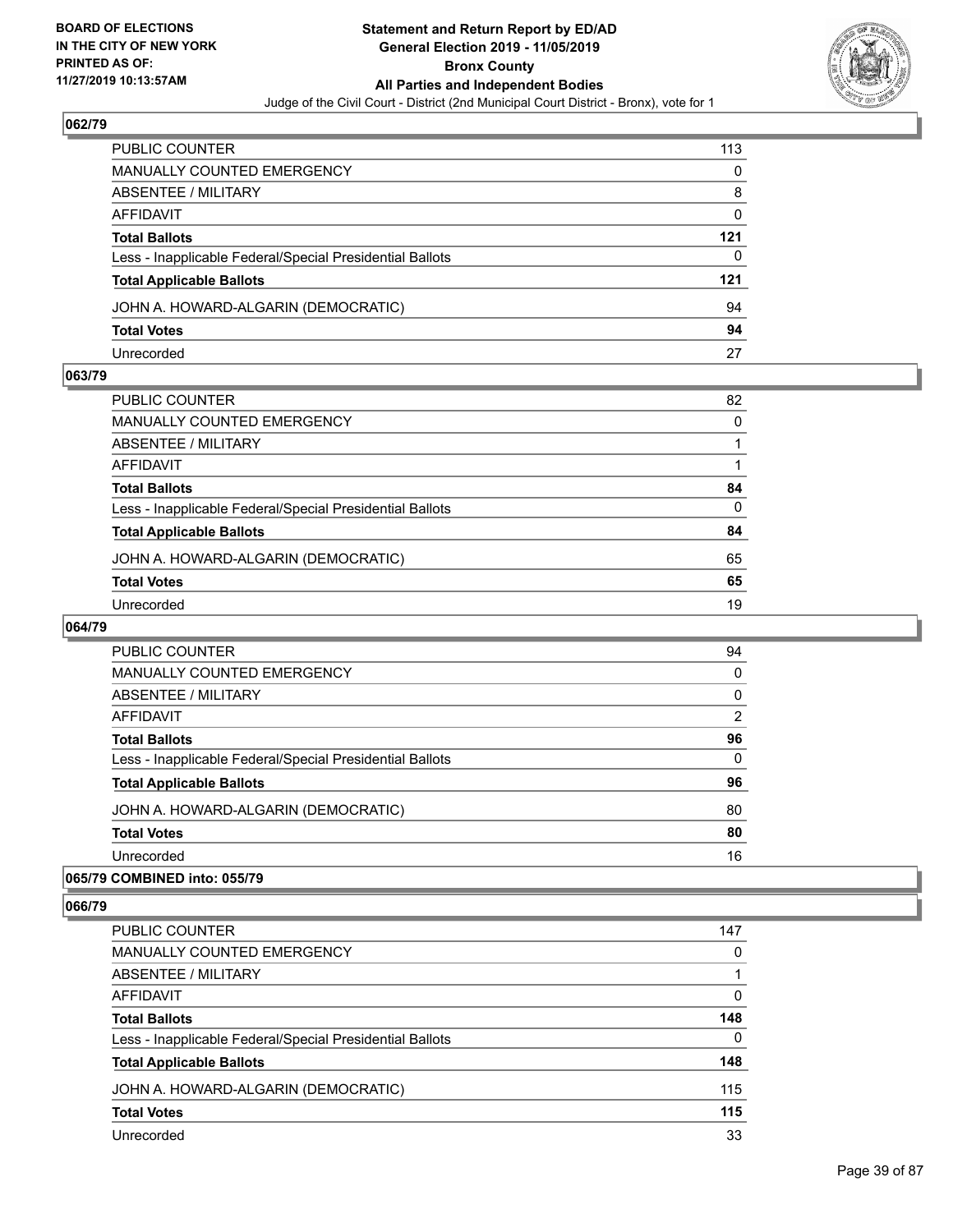## 062/79

| | |
|---|---|
| PUBLIC COUNTER | 113 |
| MANUALLY COUNTED EMERGENCY | 0 |
| ABSENTEE / MILITARY | 8 |
| AFFIDAVIT | 0 |
| **Total Ballots** | **121** |
| Less - Inapplicable Federal/Special Presidential Ballots | 0 |
| **Total Applicable Ballots** | **121** |
| JOHN A. HOWARD-ALGARIN (DEMOCRATIC) | 94 |
| **Total Votes** | **94** |
| Unrecorded | 27 |

## 063/79

| | |
|---|---|
| PUBLIC COUNTER | 82 |
| MANUALLY COUNTED EMERGENCY | 0 |
| ABSENTEE / MILITARY | 1 |
| AFFIDAVIT | 1 |
| **Total Ballots** | **84** |
| Less - Inapplicable Federal/Special Presidential Ballots | 0 |
| **Total Applicable Ballots** | **84** |
| JOHN A. HOWARD-ALGARIN (DEMOCRATIC) | 65 |
| **Total Votes** | **65** |
| Unrecorded | 19 |

## 064/79

| | |
|---|---|
| PUBLIC COUNTER | 94 |
| MANUALLY COUNTED EMERGENCY | 0 |
| ABSENTEE / MILITARY | 0 |
| AFFIDAVIT | 2 |
| **Total Ballots** | **96** |
| Less - Inapplicable Federal/Special Presidential Ballots | 0 |
| **Total Applicable Ballots** | **96** |
| JOHN A. HOWARD-ALGARIN (DEMOCRATIC) | 80 |
| **Total Votes** | **80** |
| Unrecorded | 16 |

## 065/79 COMBINED into: 055/79

## 066/79

| | |
|---|---|
| PUBLIC COUNTER | 147 |
| MANUALLY COUNTED EMERGENCY | 0 |
| ABSENTEE / MILITARY | 1 |
| AFFIDAVIT | 0 |
| **Total Ballots** | **148** |
| Less - Inapplicable Federal/Special Presidential Ballots | 0 |
| **Total Applicable Ballots** | **148** |
| JOHN A. HOWARD-ALGARIN (DEMOCRATIC) | 115 |
| **Total Votes** | **115** |
| Unrecorded | 33 |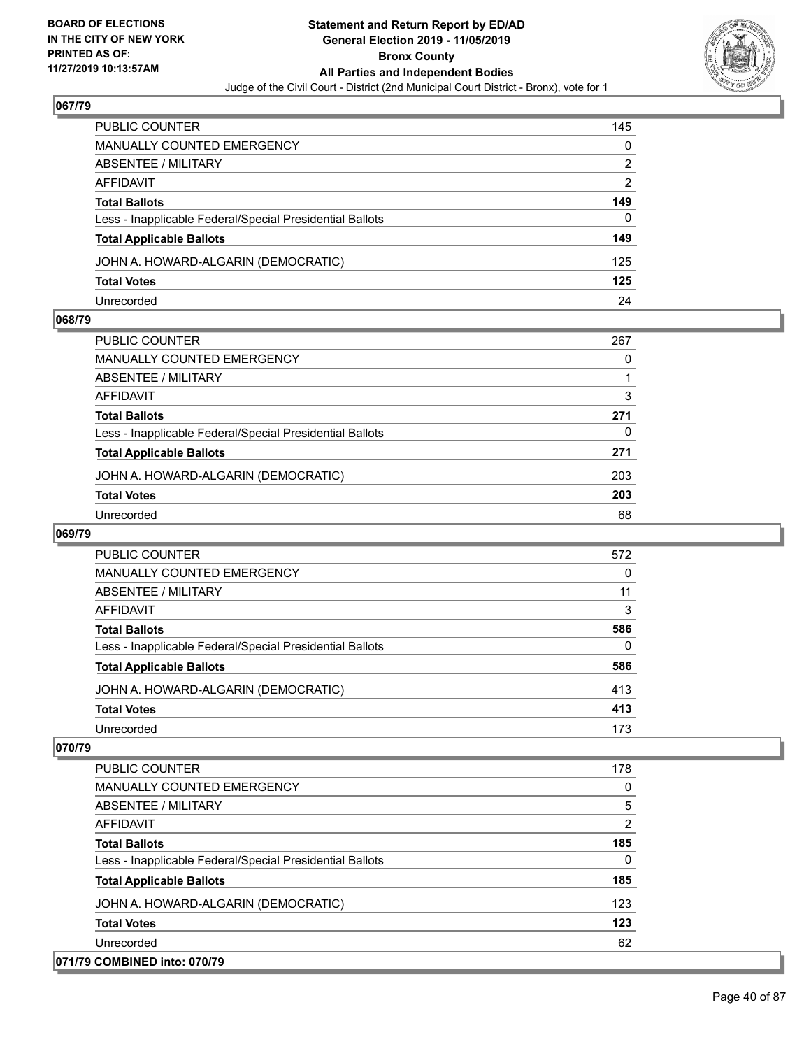# Statement and Return Report by ED/AD
## General Election 2019 - 11/05/2019
## Bronx County
## All Parties and Independent Bodies

Judge of the Civil Court - District (2nd Municipal Court District - Bronx), vote for 1

BOARD OF ELECTIONS IN THE CITY OF NEW YORK
PRINTED AS OF: 11/27/2019 10:13:57AM

### 067/79

| | |
|---|---|
| PUBLIC COUNTER | 145 |
| MANUALLY COUNTED EMERGENCY | 0 |
| ABSENTEE / MILITARY | 2 |
| AFFIDAVIT | 2 |
| **Total Ballots** | **149** |
| Less - Inapplicable Federal/Special Presidential Ballots | 0 |
| **Total Applicable Ballots** | **149** |
| JOHN A. HOWARD-ALGARIN (DEMOCRATIC) | 125 |
| **Total Votes** | **125** |
| Unrecorded | 24 |

### 068/79

| | |
|---|---|
| PUBLIC COUNTER | 267 |
| MANUALLY COUNTED EMERGENCY | 0 |
| ABSENTEE / MILITARY | 1 |
| AFFIDAVIT | 3 |
| **Total Ballots** | **271** |
| Less - Inapplicable Federal/Special Presidential Ballots | 0 |
| **Total Applicable Ballots** | **271** |
| JOHN A. HOWARD-ALGARIN (DEMOCRATIC) | 203 |
| **Total Votes** | **203** |
| Unrecorded | 68 |

### 069/79

| | |
|---|---|
| PUBLIC COUNTER | 572 |
| MANUALLY COUNTED EMERGENCY | 0 |
| ABSENTEE / MILITARY | 11 |
| AFFIDAVIT | 3 |
| **Total Ballots** | **586** |
| Less - Inapplicable Federal/Special Presidential Ballots | 0 |
| **Total Applicable Ballots** | **586** |
| JOHN A. HOWARD-ALGARIN (DEMOCRATIC) | 413 |
| **Total Votes** | **413** |
| Unrecorded | 173 |

### 070/79

| | |
|---|---|
| PUBLIC COUNTER | 178 |
| MANUALLY COUNTED EMERGENCY | 0 |
| ABSENTEE / MILITARY | 5 |
| AFFIDAVIT | 2 |
| **Total Ballots** | **185** |
| Less - Inapplicable Federal/Special Presidential Ballots | 0 |
| **Total Applicable Ballots** | **185** |
| JOHN A. HOWARD-ALGARIN (DEMOCRATIC) | 123 |
| **Total Votes** | **123** |
| Unrecorded | 62 |

### 071/79 COMBINED into: 070/79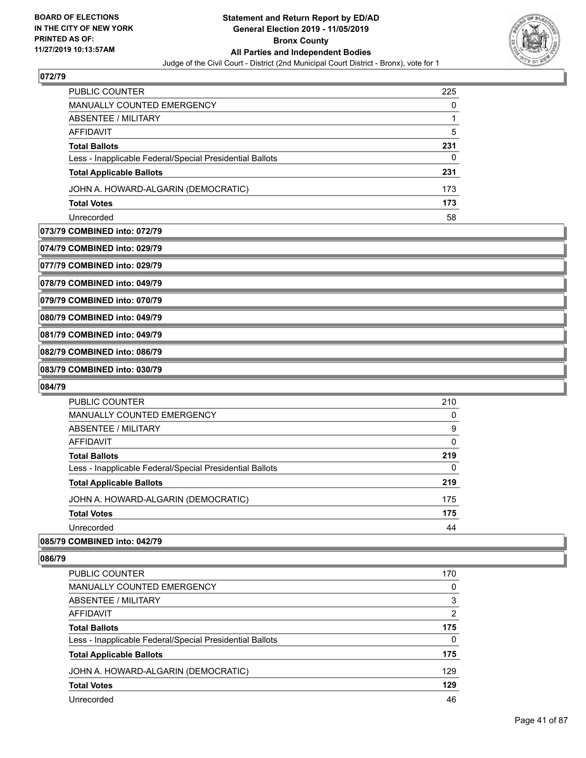## 072/79

| | |
|---|---|
| PUBLIC COUNTER | 225 |
| MANUALLY COUNTED EMERGENCY | 0 |
| ABSENTEE / MILITARY | 1 |
| AFFIDAVIT | 5 |
| **Total Ballots** | **231** |
| Less - Inapplicable Federal/Special Presidential Ballots | 0 |
| **Total Applicable Ballots** | **231** |
| JOHN A. HOWARD-ALGARIN (DEMOCRATIC) | 173 |
| **Total Votes** | **173** |
| Unrecorded | 58 |

**073/79 COMBINED into: 072/79**

**074/79 COMBINED into: 029/79**

**077/79 COMBINED into: 029/79**

**078/79 COMBINED into: 049/79**

**079/79 COMBINED into: 070/79**

**080/79 COMBINED into: 049/79**

**081/79 COMBINED into: 049/79**

**082/79 COMBINED into: 086/79**

**083/79 COMBINED into: 030/79**

## 084/79

| | |
|---|---|
| PUBLIC COUNTER | 210 |
| MANUALLY COUNTED EMERGENCY | 0 |
| ABSENTEE / MILITARY | 9 |
| AFFIDAVIT | 0 |
| **Total Ballots** | **219** |
| Less - Inapplicable Federal/Special Presidential Ballots | 0 |
| **Total Applicable Ballots** | **219** |
| JOHN A. HOWARD-ALGARIN (DEMOCRATIC) | 175 |
| **Total Votes** | **175** |
| Unrecorded | 44 |

**085/79 COMBINED into: 042/79**

## 086/79

| | |
|---|---|
| PUBLIC COUNTER | 170 |
| MANUALLY COUNTED EMERGENCY | 0 |
| ABSENTEE / MILITARY | 3 |
| AFFIDAVIT | 2 |
| **Total Ballots** | **175** |
| Less - Inapplicable Federal/Special Presidential Ballots | 0 |
| **Total Applicable Ballots** | **175** |
| JOHN A. HOWARD-ALGARIN (DEMOCRATIC) | 129 |
| **Total Votes** | **129** |
| Unrecorded | 46 |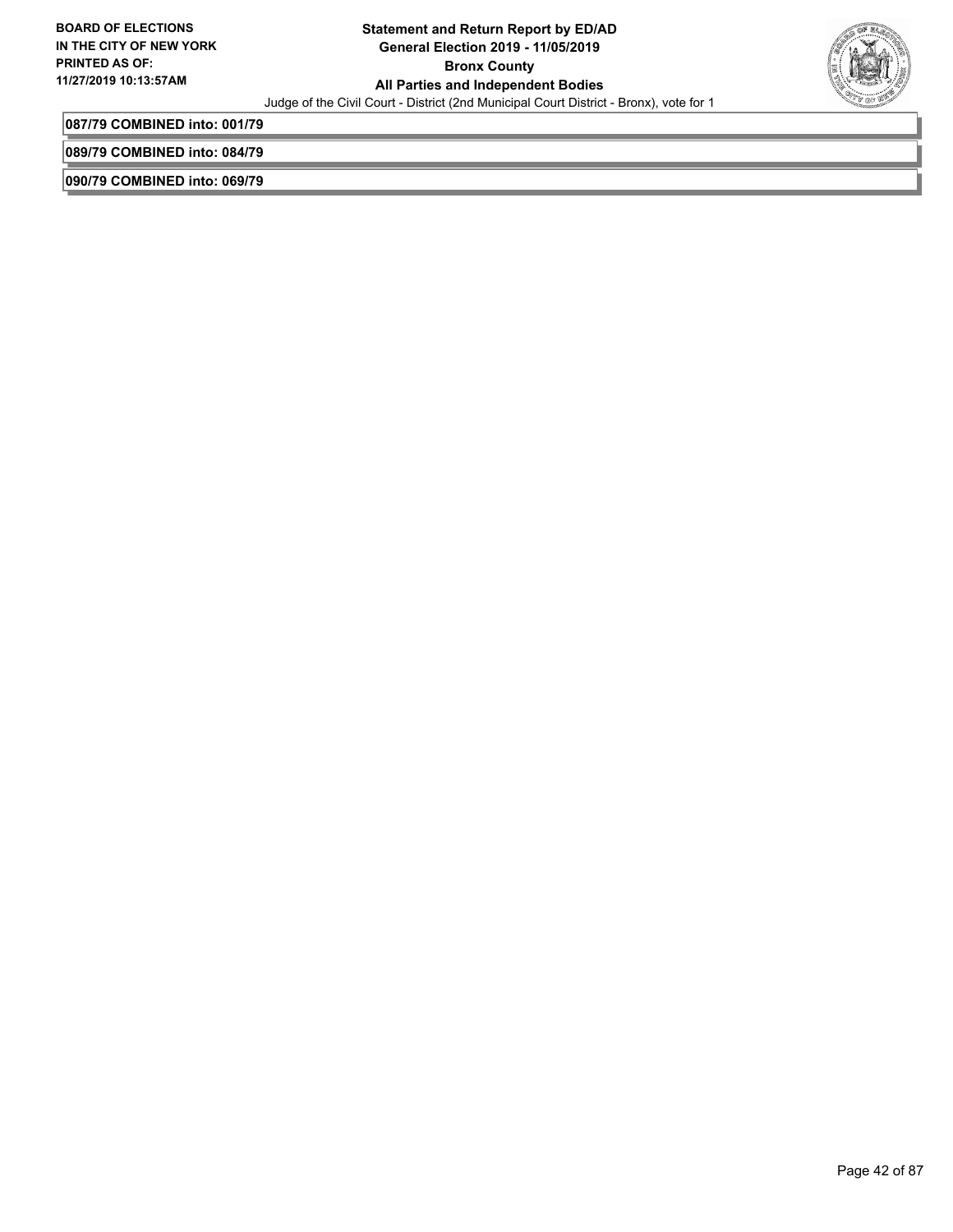**087/79 COMBINED into: 001/79**

**089/79 COMBINED into: 084/79**

**090/79 COMBINED into: 069/79**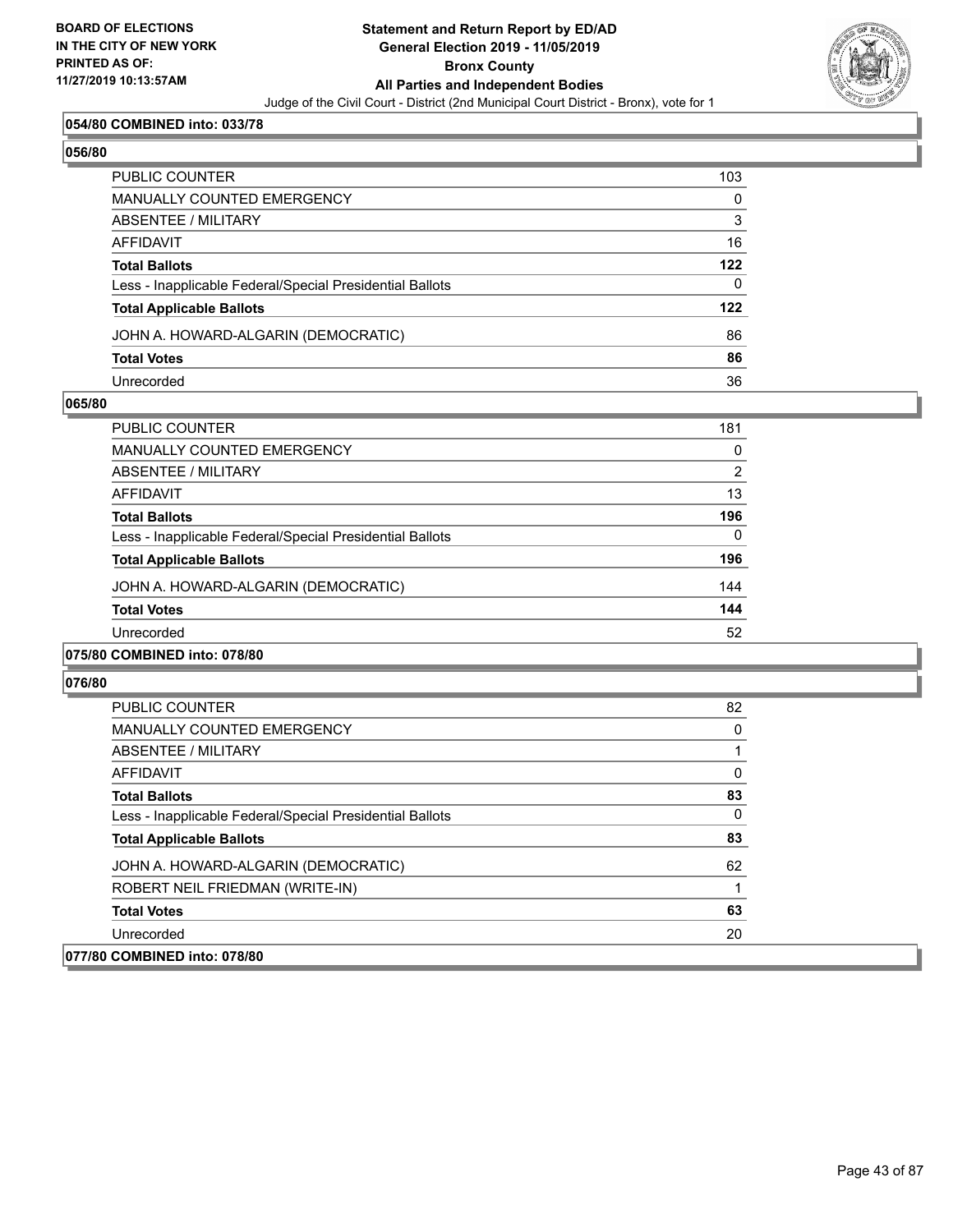**054/80 COMBINED into: 033/78**

**056/80**

| | |
|---|---|
| PUBLIC COUNTER | 103 |
| MANUALLY COUNTED EMERGENCY | 0 |
| ABSENTEE / MILITARY | 3 |
| AFFIDAVIT | 16 |
| **Total Ballots** | **122** |
| Less - Inapplicable Federal/Special Presidential Ballots | 0 |
| **Total Applicable Ballots** | **122** |
| JOHN A. HOWARD-ALGARIN (DEMOCRATIC) | 86 |
| **Total Votes** | **86** |
| Unrecorded | 36 |

**065/80**

| | |
|---|---|
| PUBLIC COUNTER | 181 |
| MANUALLY COUNTED EMERGENCY | 0 |
| ABSENTEE / MILITARY | 2 |
| AFFIDAVIT | 13 |
| **Total Ballots** | **196** |
| Less - Inapplicable Federal/Special Presidential Ballots | 0 |
| **Total Applicable Ballots** | **196** |
| JOHN A. HOWARD-ALGARIN (DEMOCRATIC) | 144 |
| **Total Votes** | **144** |
| Unrecorded | 52 |

**075/80 COMBINED into: 078/80**

**076/80**

| | |
|---|---|
| PUBLIC COUNTER | 82 |
| MANUALLY COUNTED EMERGENCY | 0 |
| ABSENTEE / MILITARY | 1 |
| AFFIDAVIT | 0 |
| **Total Ballots** | **83** |
| Less - Inapplicable Federal/Special Presidential Ballots | 0 |
| **Total Applicable Ballots** | **83** |
| JOHN A. HOWARD-ALGARIN (DEMOCRATIC) | 62 |
| ROBERT NEIL FRIEDMAN (WRITE-IN) | 1 |
| **Total Votes** | **63** |
| Unrecorded | 20 |

**077/80 COMBINED into: 078/80**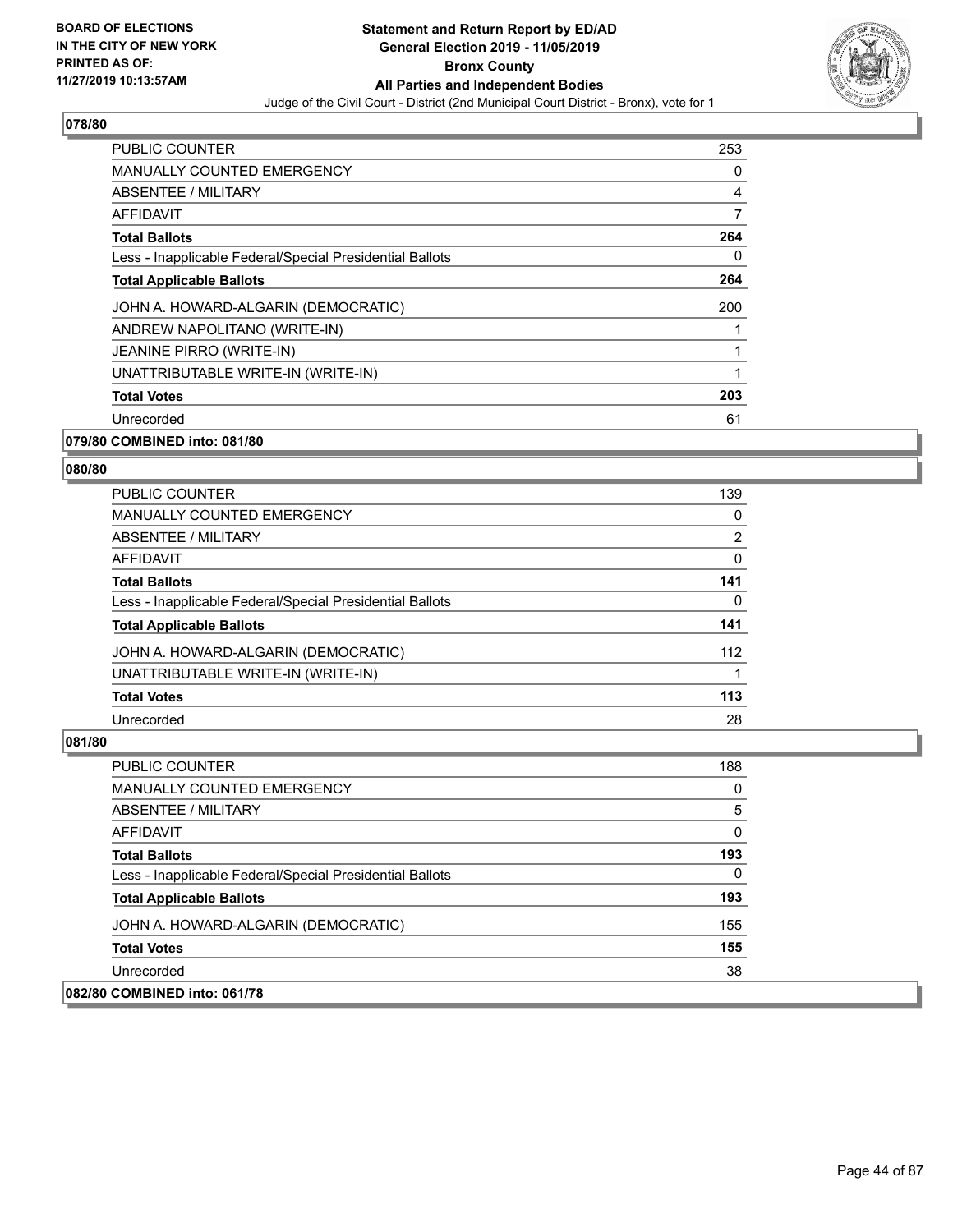**BOARD OF ELECTIONS IN THE CITY OF NEW YORK PRINTED AS OF: 11/27/2019 10:13:57AM**

**Statement and Return Report by ED/AD General Election 2019 - 11/05/2019 Bronx County All Parties and Independent Bodies**

Judge of the Civil Court - District (2nd Municipal Court District - Bronx), vote for 1

### 078/80

| | |
|---|---|
| PUBLIC COUNTER | 253 |
| MANUALLY COUNTED EMERGENCY | 0 |
| ABSENTEE / MILITARY | 4 |
| AFFIDAVIT | 7 |
| **Total Ballots** | **264** |
| Less - Inapplicable Federal/Special Presidential Ballots | 0 |
| **Total Applicable Ballots** | **264** |
| JOHN A. HOWARD-ALGARIN (DEMOCRATIC) | 200 |
| ANDREW NAPOLITANO (WRITE-IN) | 1 |
| JEANINE PIRRO (WRITE-IN) | 1 |
| UNATTRIBUTABLE WRITE-IN (WRITE-IN) | 1 |
| **Total Votes** | **203** |
| Unrecorded | 61 |

### 079/80 COMBINED into: 081/80

### 080/80

| | |
|---|---|
| PUBLIC COUNTER | 139 |
| MANUALLY COUNTED EMERGENCY | 0 |
| ABSENTEE / MILITARY | 2 |
| AFFIDAVIT | 0 |
| **Total Ballots** | **141** |
| Less - Inapplicable Federal/Special Presidential Ballots | 0 |
| **Total Applicable Ballots** | **141** |
| JOHN A. HOWARD-ALGARIN (DEMOCRATIC) | 112 |
| UNATTRIBUTABLE WRITE-IN (WRITE-IN) | 1 |
| **Total Votes** | **113** |
| Unrecorded | 28 |

### 081/80

| | |
|---|---|
| PUBLIC COUNTER | 188 |
| MANUALLY COUNTED EMERGENCY | 0 |
| ABSENTEE / MILITARY | 5 |
| AFFIDAVIT | 0 |
| **Total Ballots** | **193** |
| Less - Inapplicable Federal/Special Presidential Ballots | 0 |
| **Total Applicable Ballots** | **193** |
| JOHN A. HOWARD-ALGARIN (DEMOCRATIC) | 155 |
| **Total Votes** | **155** |
| Unrecorded | 38 |

### 082/80 COMBINED into: 061/78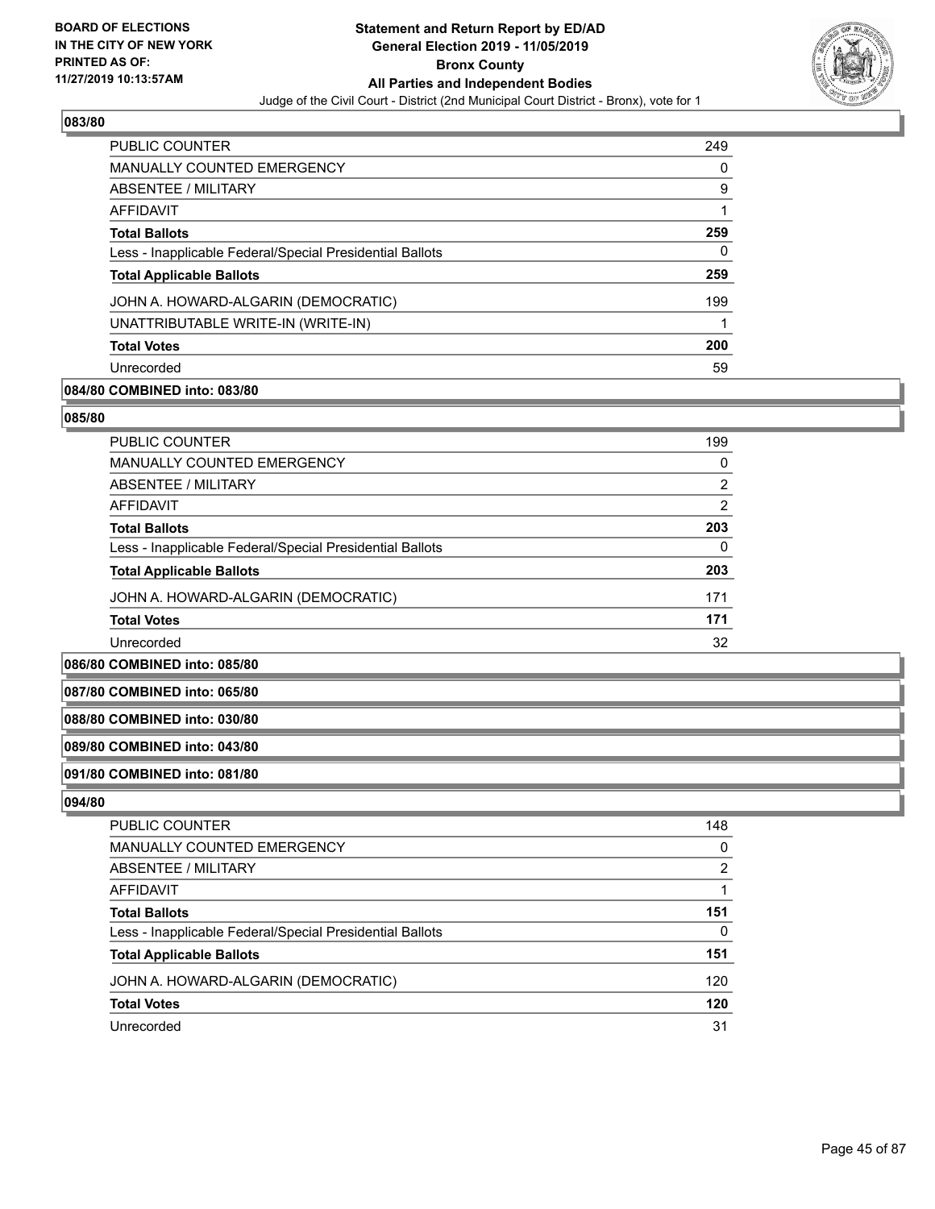## 083/80

| | |
|---|---|
| PUBLIC COUNTER | 249 |
| MANUALLY COUNTED EMERGENCY | 0 |
| ABSENTEE / MILITARY | 9 |
| AFFIDAVIT | 1 |
| **Total Ballots** | **259** |
| Less - Inapplicable Federal/Special Presidential Ballots | 0 |
| **Total Applicable Ballots** | **259** |
| JOHN A. HOWARD-ALGARIN (DEMOCRATIC) | 199 |
| UNATTRIBUTABLE WRITE-IN (WRITE-IN) | 1 |
| **Total Votes** | **200** |
| Unrecorded | 59 |

## 084/80 COMBINED into: 083/80

## 085/80

| | |
|---|---|
| PUBLIC COUNTER | 199 |
| MANUALLY COUNTED EMERGENCY | 0 |
| ABSENTEE / MILITARY | 2 |
| AFFIDAVIT | 2 |
| **Total Ballots** | **203** |
| Less - Inapplicable Federal/Special Presidential Ballots | 0 |
| **Total Applicable Ballots** | **203** |
| JOHN A. HOWARD-ALGARIN (DEMOCRATIC) | 171 |
| **Total Votes** | **171** |
| Unrecorded | 32 |

## 086/80 COMBINED into: 085/80

## 087/80 COMBINED into: 065/80

## 088/80 COMBINED into: 030/80

## 089/80 COMBINED into: 043/80

## 091/80 COMBINED into: 081/80

## 094/80

| | |
|---|---|
| PUBLIC COUNTER | 148 |
| MANUALLY COUNTED EMERGENCY | 0 |
| ABSENTEE / MILITARY | 2 |
| AFFIDAVIT | 1 |
| **Total Ballots** | **151** |
| Less - Inapplicable Federal/Special Presidential Ballots | 0 |
| **Total Applicable Ballots** | **151** |
| JOHN A. HOWARD-ALGARIN (DEMOCRATIC) | 120 |
| **Total Votes** | **120** |
| Unrecorded | 31 |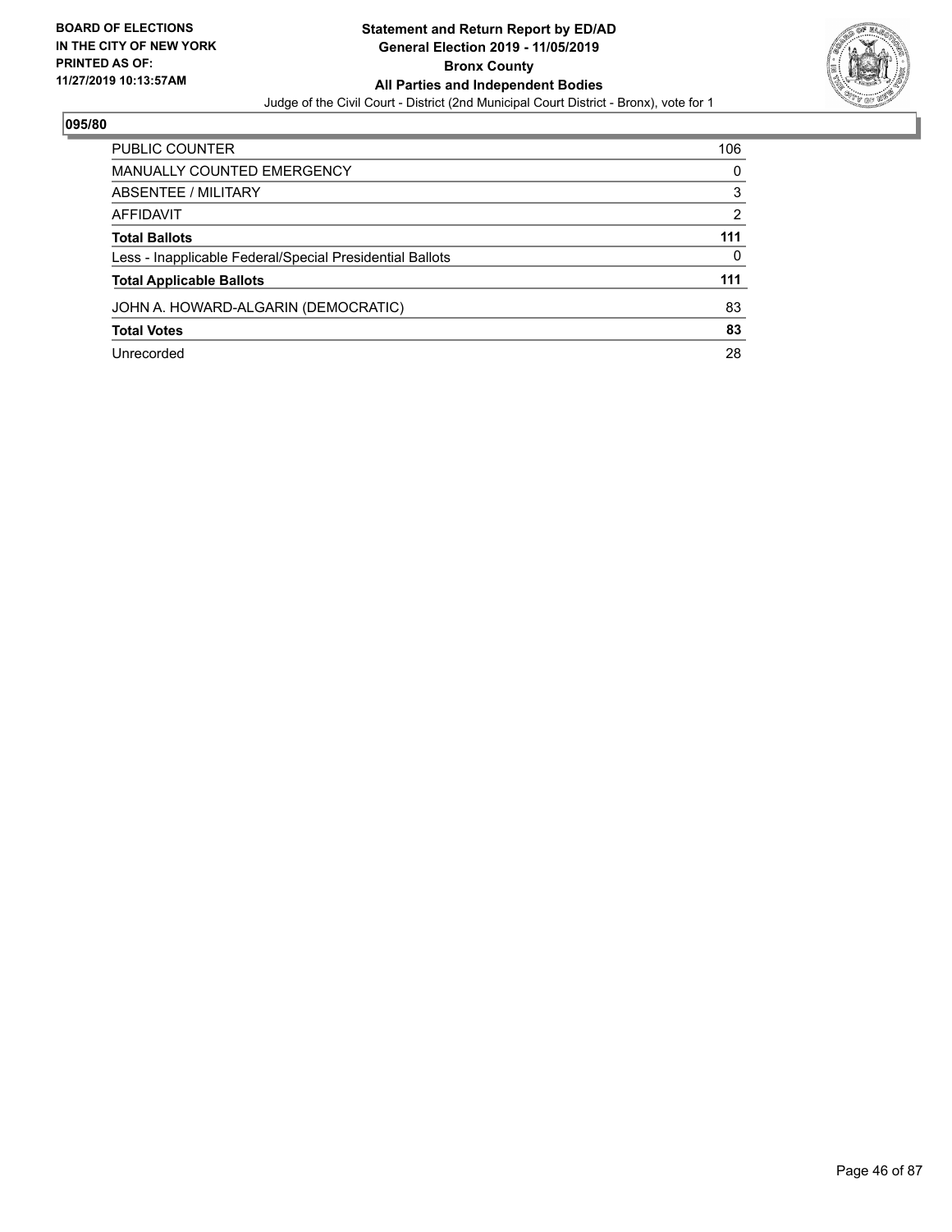**BOARD OF ELECTIONS IN THE CITY OF NEW YORK PRINTED AS OF: 11/27/2019 10:13:57AM**

**Statement and Return Report by ED/AD**
**General Election 2019 - 11/05/2019**
**Bronx County**
**All Parties and Independent Bodies**
Judge of the Civil Court - District (2nd Municipal Court District - Bronx), vote for 1

## 095/80

| | |
|---|---|
| PUBLIC COUNTER | 106 |
| MANUALLY COUNTED EMERGENCY | 0 |
| ABSENTEE / MILITARY | 3 |
| AFFIDAVIT | 2 |
| **Total Ballots** | **111** |
| Less - Inapplicable Federal/Special Presidential Ballots | 0 |
| **Total Applicable Ballots** | **111** |
| JOHN A. HOWARD-ALGARIN (DEMOCRATIC) | 83 |
| **Total Votes** | **83** |
| Unrecorded | 28 |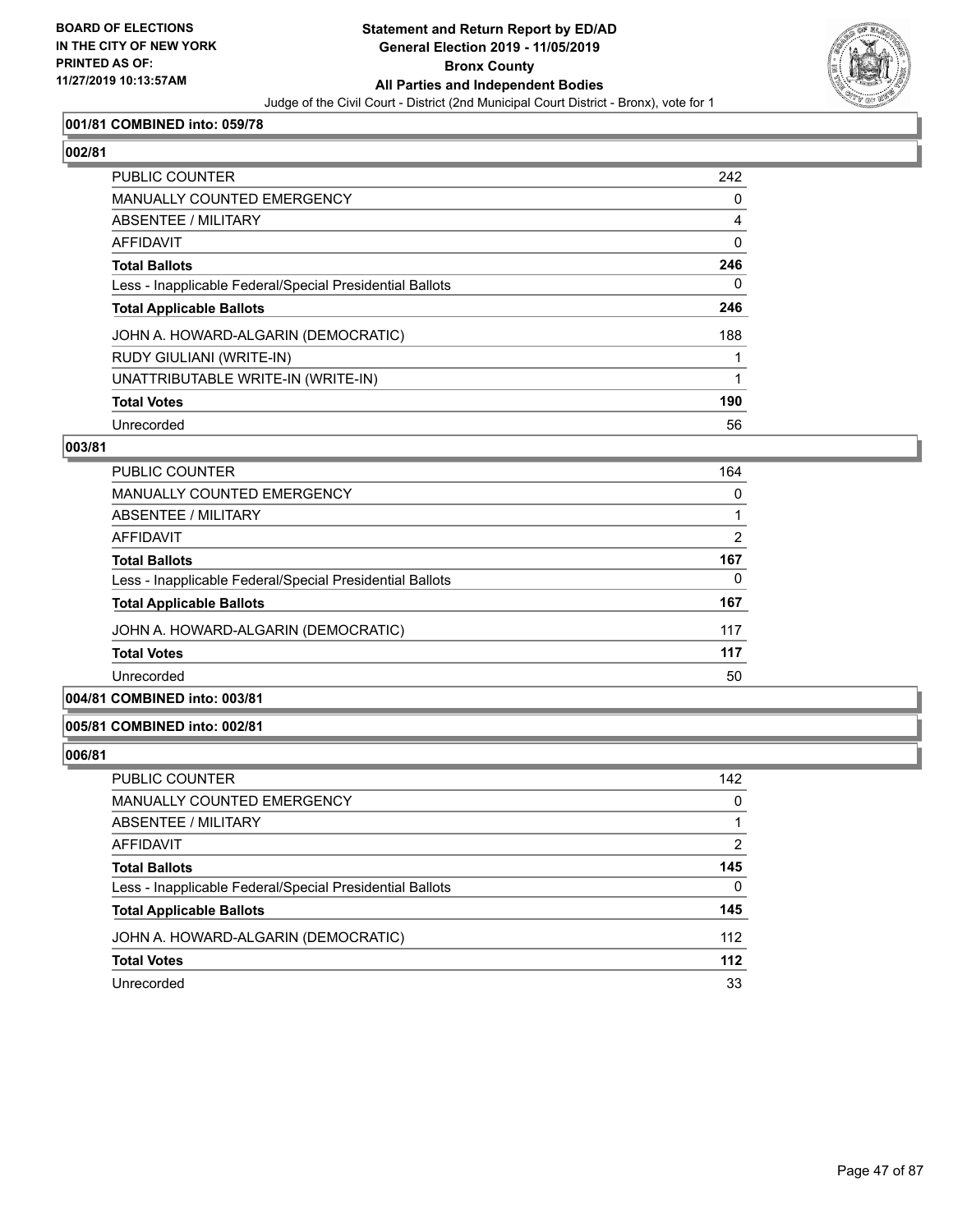**001/81 COMBINED into: 059/78**

**002/81**

| | |
|---|---|
| PUBLIC COUNTER | 242 |
| MANUALLY COUNTED EMERGENCY | 0 |
| ABSENTEE / MILITARY | 4 |
| AFFIDAVIT | 0 |
| **Total Ballots** | **246** |
| Less - Inapplicable Federal/Special Presidential Ballots | 0 |
| **Total Applicable Ballots** | **246** |
| JOHN A. HOWARD-ALGARIN (DEMOCRATIC) | 188 |
| RUDY GIULIANI (WRITE-IN) | 1 |
| UNATTRIBUTABLE WRITE-IN (WRITE-IN) | 1 |
| **Total Votes** | **190** |
| Unrecorded | 56 |

**003/81**

| | |
|---|---|
| PUBLIC COUNTER | 164 |
| MANUALLY COUNTED EMERGENCY | 0 |
| ABSENTEE / MILITARY | 1 |
| AFFIDAVIT | 2 |
| **Total Ballots** | **167** |
| Less - Inapplicable Federal/Special Presidential Ballots | 0 |
| **Total Applicable Ballots** | **167** |
| JOHN A. HOWARD-ALGARIN (DEMOCRATIC) | 117 |
| **Total Votes** | **117** |
| Unrecorded | 50 |

**004/81 COMBINED into: 003/81**

**005/81 COMBINED into: 002/81**

**006/81**

| | |
|---|---|
| PUBLIC COUNTER | 142 |
| MANUALLY COUNTED EMERGENCY | 0 |
| ABSENTEE / MILITARY | 1 |
| AFFIDAVIT | 2 |
| **Total Ballots** | **145** |
| Less - Inapplicable Federal/Special Presidential Ballots | 0 |
| **Total Applicable Ballots** | **145** |
| JOHN A. HOWARD-ALGARIN (DEMOCRATIC) | 112 |
| **Total Votes** | **112** |
| Unrecorded | 33 |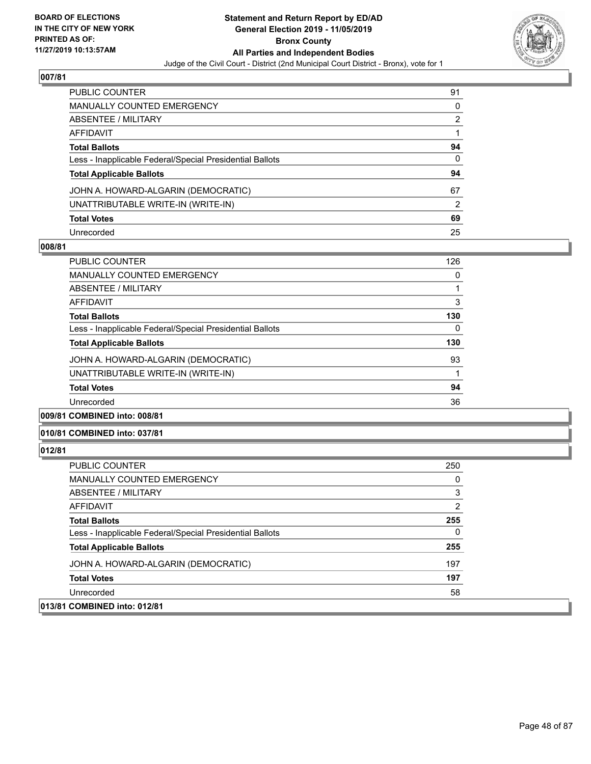## 007/81

| | |
|---|---|
| PUBLIC COUNTER | 91 |
| MANUALLY COUNTED EMERGENCY | 0 |
| ABSENTEE / MILITARY | 2 |
| AFFIDAVIT | 1 |
| **Total Ballots** | **94** |
| Less - Inapplicable Federal/Special Presidential Ballots | 0 |
| **Total Applicable Ballots** | **94** |
| JOHN A. HOWARD-ALGARIN (DEMOCRATIC) | 67 |
| UNATTRIBUTABLE WRITE-IN (WRITE-IN) | 2 |
| **Total Votes** | **69** |
| Unrecorded | 25 |

## 008/81

| | |
|---|---|
| PUBLIC COUNTER | 126 |
| MANUALLY COUNTED EMERGENCY | 0 |
| ABSENTEE / MILITARY | 1 |
| AFFIDAVIT | 3 |
| **Total Ballots** | **130** |
| Less - Inapplicable Federal/Special Presidential Ballots | 0 |
| **Total Applicable Ballots** | **130** |
| JOHN A. HOWARD-ALGARIN (DEMOCRATIC) | 93 |
| UNATTRIBUTABLE WRITE-IN (WRITE-IN) | 1 |
| **Total Votes** | **94** |
| Unrecorded | 36 |

## 009/81 COMBINED into: 008/81

## 010/81 COMBINED into: 037/81

## 012/81

| | |
|---|---|
| PUBLIC COUNTER | 250 |
| MANUALLY COUNTED EMERGENCY | 0 |
| ABSENTEE / MILITARY | 3 |
| AFFIDAVIT | 2 |
| **Total Ballots** | **255** |
| Less - Inapplicable Federal/Special Presidential Ballots | 0 |
| **Total Applicable Ballots** | **255** |
| JOHN A. HOWARD-ALGARIN (DEMOCRATIC) | 197 |
| **Total Votes** | **197** |
| Unrecorded | 58 |

## 013/81 COMBINED into: 012/81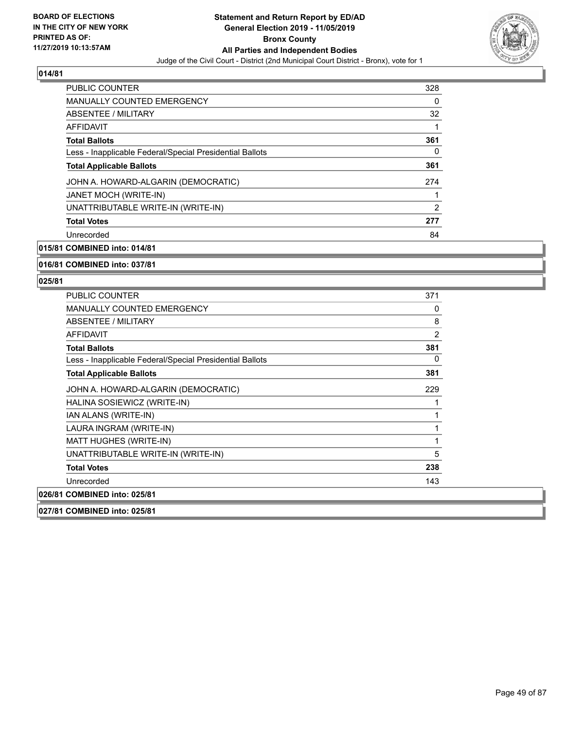**BOARD OF ELECTIONS IN THE CITY OF NEW YORK PRINTED AS OF: 11/27/2019 10:13:57AM**

**Statement and Return Report by ED/AD General Election 2019 - 11/05/2019 Bronx County All Parties and Independent Bodies**

Judge of the Civil Court - District (2nd Municipal Court District - Bronx), vote for 1

## 014/81

| | |
|---|---|
| PUBLIC COUNTER | 328 |
| MANUALLY COUNTED EMERGENCY | 0 |
| ABSENTEE / MILITARY | 32 |
| AFFIDAVIT | 1 |
| **Total Ballots** | **361** |
| Less - Inapplicable Federal/Special Presidential Ballots | 0 |
| **Total Applicable Ballots** | **361** |
| JOHN A. HOWARD-ALGARIN (DEMOCRATIC) | 274 |
| JANET MOCH (WRITE-IN) | 1 |
| UNATTRIBUTABLE WRITE-IN (WRITE-IN) | 2 |
| **Total Votes** | **277** |
| Unrecorded | 84 |

**015/81 COMBINED into: 014/81**

**016/81 COMBINED into: 037/81**

## 025/81

| | |
|---|---|
| PUBLIC COUNTER | 371 |
| MANUALLY COUNTED EMERGENCY | 0 |
| ABSENTEE / MILITARY | 8 |
| AFFIDAVIT | 2 |
| **Total Ballots** | **381** |
| Less - Inapplicable Federal/Special Presidential Ballots | 0 |
| **Total Applicable Ballots** | **381** |
| JOHN A. HOWARD-ALGARIN (DEMOCRATIC) | 229 |
| HALINA SOSIEWICZ (WRITE-IN) | 1 |
| IAN ALANS (WRITE-IN) | 1 |
| LAURA INGRAM (WRITE-IN) | 1 |
| MATT HUGHES (WRITE-IN) | 1 |
| UNATTRIBUTABLE WRITE-IN (WRITE-IN) | 5 |
| **Total Votes** | **238** |
| Unrecorded | 143 |

**026/81 COMBINED into: 025/81**

**027/81 COMBINED into: 025/81**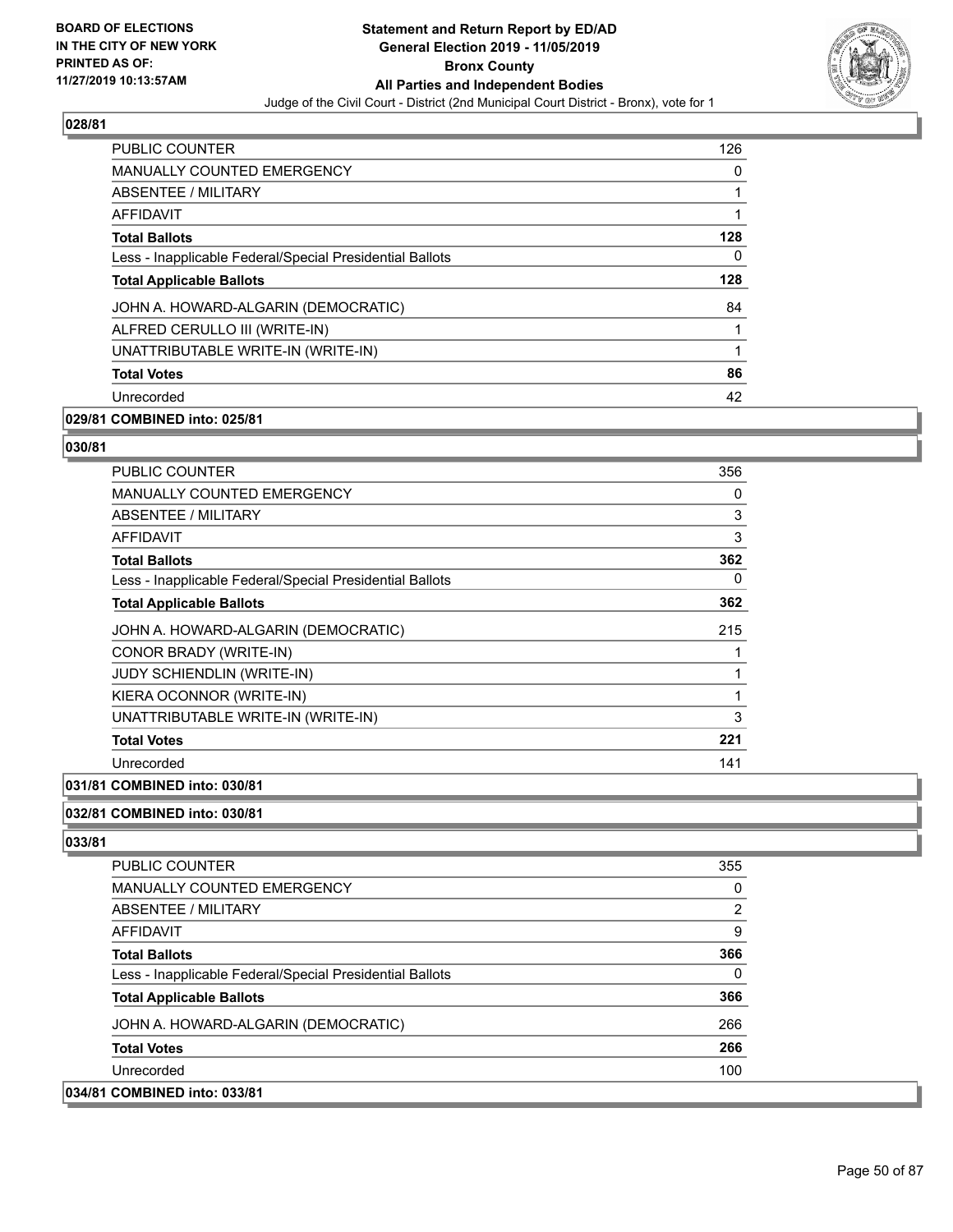### 028/81

| | |
|---|---|
| PUBLIC COUNTER | 126 |
| MANUALLY COUNTED EMERGENCY | 0 |
| ABSENTEE / MILITARY | 1 |
| AFFIDAVIT | 1 |
| **Total Ballots** | **128** |
| Less - Inapplicable Federal/Special Presidential Ballots | 0 |
| **Total Applicable Ballots** | **128** |
| JOHN A. HOWARD-ALGARIN (DEMOCRATIC) | 84 |
| ALFRED CERULLO III (WRITE-IN) | 1 |
| UNATTRIBUTABLE WRITE-IN (WRITE-IN) | 1 |
| **Total Votes** | **86** |
| Unrecorded | 42 |

### 029/81 COMBINED into: 025/81

### 030/81

| | |
|---|---|
| PUBLIC COUNTER | 356 |
| MANUALLY COUNTED EMERGENCY | 0 |
| ABSENTEE / MILITARY | 3 |
| AFFIDAVIT | 3 |
| **Total Ballots** | **362** |
| Less - Inapplicable Federal/Special Presidential Ballots | 0 |
| **Total Applicable Ballots** | **362** |
| JOHN A. HOWARD-ALGARIN (DEMOCRATIC) | 215 |
| CONOR BRADY (WRITE-IN) | 1 |
| JUDY SCHIENDLIN (WRITE-IN) | 1 |
| KIERA OCONNOR (WRITE-IN) | 1 |
| UNATTRIBUTABLE WRITE-IN (WRITE-IN) | 3 |
| **Total Votes** | **221** |
| Unrecorded | 141 |

### 031/81 COMBINED into: 030/81

### 032/81 COMBINED into: 030/81

### 033/81

| | |
|---|---|
| PUBLIC COUNTER | 355 |
| MANUALLY COUNTED EMERGENCY | 0 |
| ABSENTEE / MILITARY | 2 |
| AFFIDAVIT | 9 |
| **Total Ballots** | **366** |
| Less - Inapplicable Federal/Special Presidential Ballots | 0 |
| **Total Applicable Ballots** | **366** |
| JOHN A. HOWARD-ALGARIN (DEMOCRATIC) | 266 |
| **Total Votes** | **266** |
| Unrecorded | 100 |

### 034/81 COMBINED into: 033/81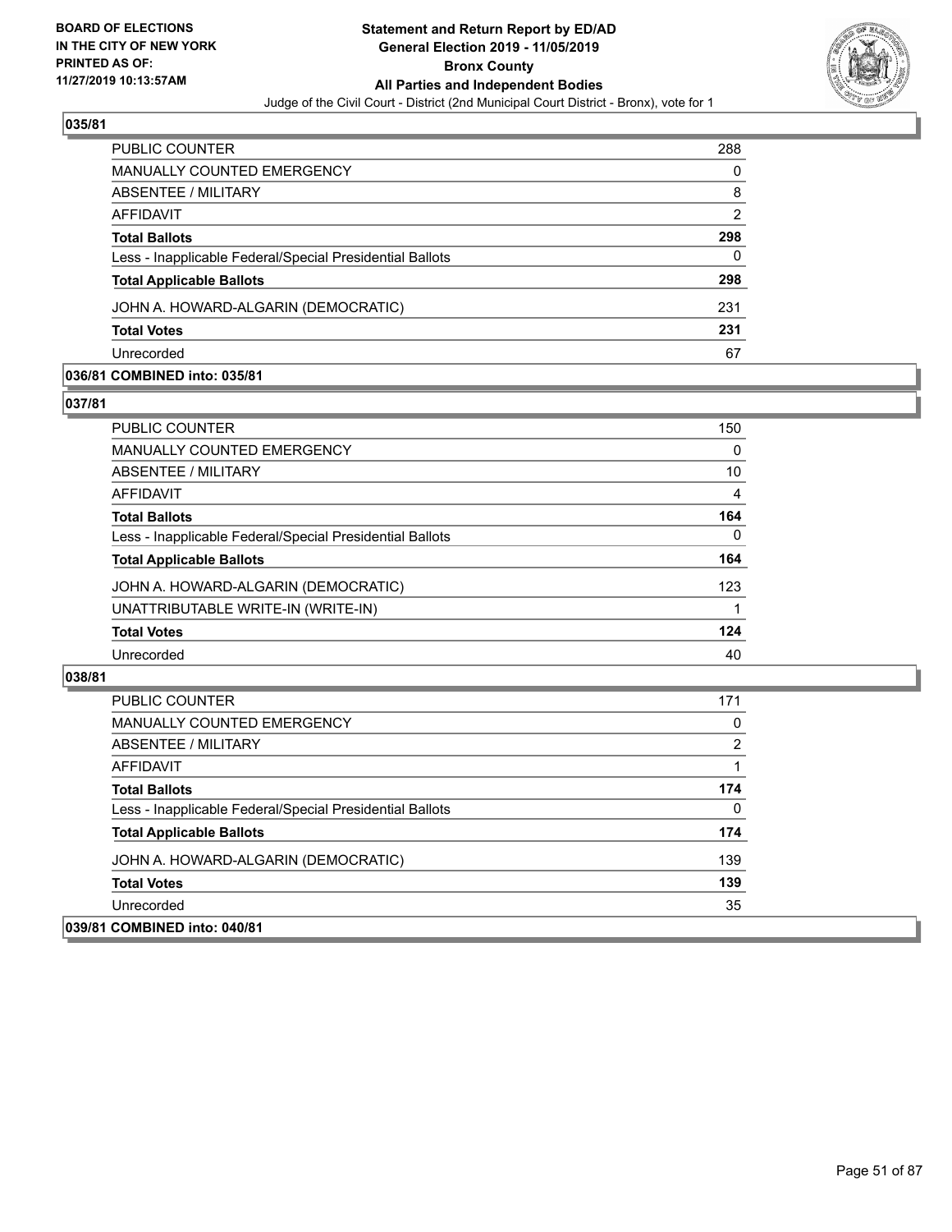BOARD OF ELECTIONS
IN THE CITY OF NEW YORK
PRINTED AS OF:
11/27/2019 10:13:57AM

**Statement and Return Report by ED/AD**
**General Election 2019 - 11/05/2019**
**Bronx County**
**All Parties and Independent Bodies**
Judge of the Civil Court - District (2nd Municipal Court District - Bronx), vote for 1

### 035/81

| | |
|---|---|
| PUBLIC COUNTER | 288 |
| MANUALLY COUNTED EMERGENCY | 0 |
| ABSENTEE / MILITARY | 8 |
| AFFIDAVIT | 2 |
| **Total Ballots** | **298** |
| Less - Inapplicable Federal/Special Presidential Ballots | 0 |
| **Total Applicable Ballots** | **298** |
| JOHN A. HOWARD-ALGARIN (DEMOCRATIC) | 231 |
| **Total Votes** | **231** |
| Unrecorded | 67 |

### 036/81 COMBINED into: 035/81

### 037/81

| | |
|---|---|
| PUBLIC COUNTER | 150 |
| MANUALLY COUNTED EMERGENCY | 0 |
| ABSENTEE / MILITARY | 10 |
| AFFIDAVIT | 4 |
| **Total Ballots** | **164** |
| Less - Inapplicable Federal/Special Presidential Ballots | 0 |
| **Total Applicable Ballots** | **164** |
| JOHN A. HOWARD-ALGARIN (DEMOCRATIC) | 123 |
| UNATTRIBUTABLE WRITE-IN (WRITE-IN) | 1 |
| **Total Votes** | **124** |
| Unrecorded | 40 |

### 038/81

| | |
|---|---|
| PUBLIC COUNTER | 171 |
| MANUALLY COUNTED EMERGENCY | 0 |
| ABSENTEE / MILITARY | 2 |
| AFFIDAVIT | 1 |
| **Total Ballots** | **174** |
| Less - Inapplicable Federal/Special Presidential Ballots | 0 |
| **Total Applicable Ballots** | **174** |
| JOHN A. HOWARD-ALGARIN (DEMOCRATIC) | 139 |
| **Total Votes** | **139** |
| Unrecorded | 35 |

### 039/81 COMBINED into: 040/81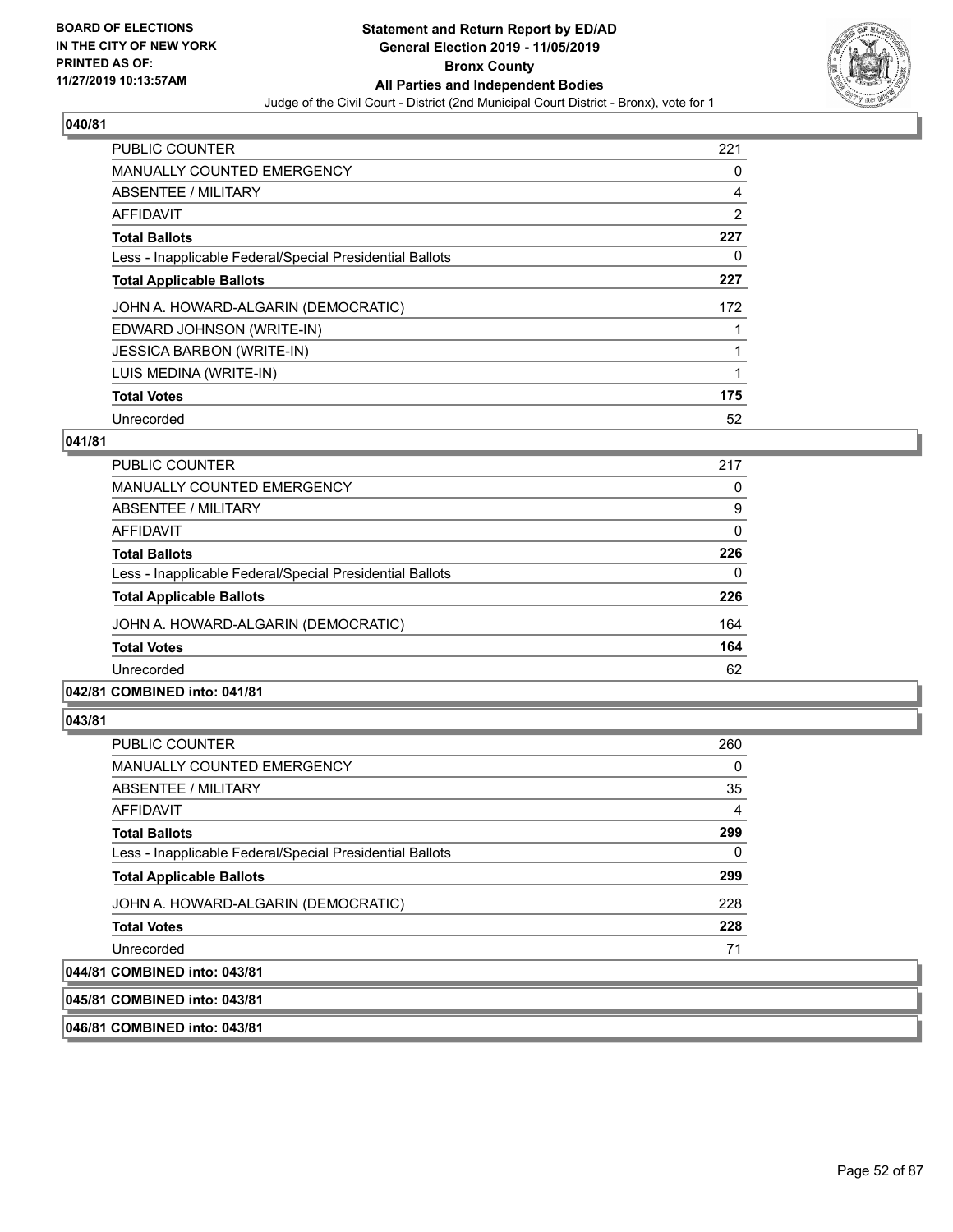## 040/81

| | |
|---|---|
| PUBLIC COUNTER | 221 |
| MANUALLY COUNTED EMERGENCY | 0 |
| ABSENTEE / MILITARY | 4 |
| AFFIDAVIT | 2 |
| **Total Ballots** | **227** |
| Less - Inapplicable Federal/Special Presidential Ballots | 0 |
| **Total Applicable Ballots** | **227** |
| JOHN A. HOWARD-ALGARIN (DEMOCRATIC) | 172 |
| EDWARD JOHNSON (WRITE-IN) | 1 |
| JESSICA BARBON (WRITE-IN) | 1 |
| LUIS MEDINA (WRITE-IN) | 1 |
| **Total Votes** | **175** |
| Unrecorded | 52 |

## 041/81

| | |
|---|---|
| PUBLIC COUNTER | 217 |
| MANUALLY COUNTED EMERGENCY | 0 |
| ABSENTEE / MILITARY | 9 |
| AFFIDAVIT | 0 |
| **Total Ballots** | **226** |
| Less - Inapplicable Federal/Special Presidential Ballots | 0 |
| **Total Applicable Ballots** | **226** |
| JOHN A. HOWARD-ALGARIN (DEMOCRATIC) | 164 |
| **Total Votes** | **164** |
| Unrecorded | 62 |

## 042/81 COMBINED into: 041/81

## 043/81

| | |
|---|---|
| PUBLIC COUNTER | 260 |
| MANUALLY COUNTED EMERGENCY | 0 |
| ABSENTEE / MILITARY | 35 |
| AFFIDAVIT | 4 |
| **Total Ballots** | **299** |
| Less - Inapplicable Federal/Special Presidential Ballots | 0 |
| **Total Applicable Ballots** | **299** |
| JOHN A. HOWARD-ALGARIN (DEMOCRATIC) | 228 |
| **Total Votes** | **228** |
| Unrecorded | 71 |

## 044/81 COMBINED into: 043/81

## 045/81 COMBINED into: 043/81

## 046/81 COMBINED into: 043/81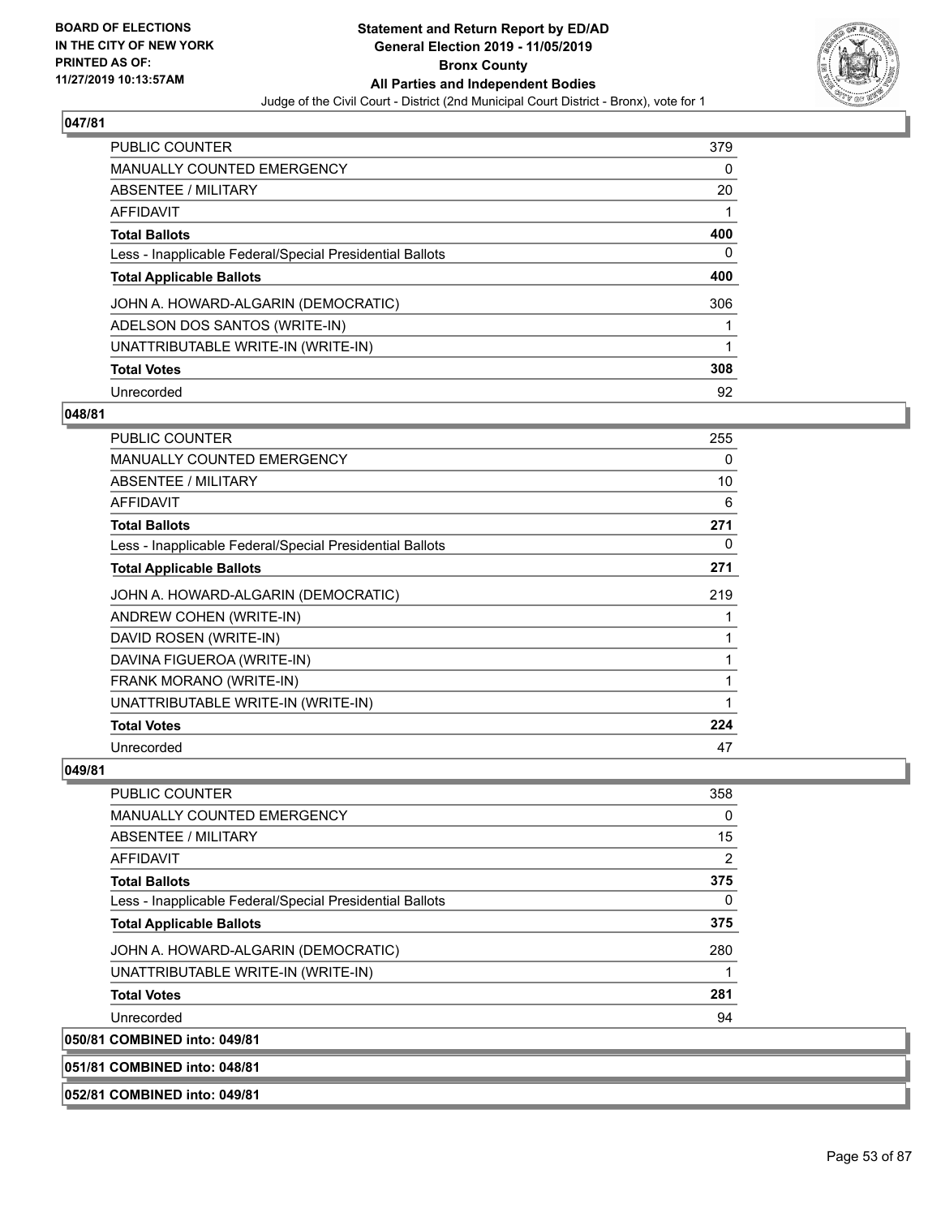## 047/81

| | |
|---|---|
| PUBLIC COUNTER | 379 |
| MANUALLY COUNTED EMERGENCY | 0 |
| ABSENTEE / MILITARY | 20 |
| AFFIDAVIT | 1 |
| **Total Ballots** | **400** |
| Less - Inapplicable Federal/Special Presidential Ballots | 0 |
| **Total Applicable Ballots** | **400** |
| JOHN A. HOWARD-ALGARIN (DEMOCRATIC) | 306 |
| ADELSON DOS SANTOS (WRITE-IN) | 1 |
| UNATTRIBUTABLE WRITE-IN (WRITE-IN) | 1 |
| **Total Votes** | **308** |
| Unrecorded | 92 |

## 048/81

| | |
|---|---|
| PUBLIC COUNTER | 255 |
| MANUALLY COUNTED EMERGENCY | 0 |
| ABSENTEE / MILITARY | 10 |
| AFFIDAVIT | 6 |
| **Total Ballots** | **271** |
| Less - Inapplicable Federal/Special Presidential Ballots | 0 |
| **Total Applicable Ballots** | **271** |
| JOHN A. HOWARD-ALGARIN (DEMOCRATIC) | 219 |
| ANDREW COHEN (WRITE-IN) | 1 |
| DAVID ROSEN (WRITE-IN) | 1 |
| DAVINA FIGUEROA (WRITE-IN) | 1 |
| FRANK MORANO (WRITE-IN) | 1 |
| UNATTRIBUTABLE WRITE-IN (WRITE-IN) | 1 |
| **Total Votes** | **224** |
| Unrecorded | 47 |

## 049/81

| | |
|---|---|
| PUBLIC COUNTER | 358 |
| MANUALLY COUNTED EMERGENCY | 0 |
| ABSENTEE / MILITARY | 15 |
| AFFIDAVIT | 2 |
| **Total Ballots** | **375** |
| Less - Inapplicable Federal/Special Presidential Ballots | 0 |
| **Total Applicable Ballots** | **375** |
| JOHN A. HOWARD-ALGARIN (DEMOCRATIC) | 280 |
| UNATTRIBUTABLE WRITE-IN (WRITE-IN) | 1 |
| **Total Votes** | **281** |
| Unrecorded | 94 |

**050/81 COMBINED into: 049/81**

**051/81 COMBINED into: 048/81**

**052/81 COMBINED into: 049/81**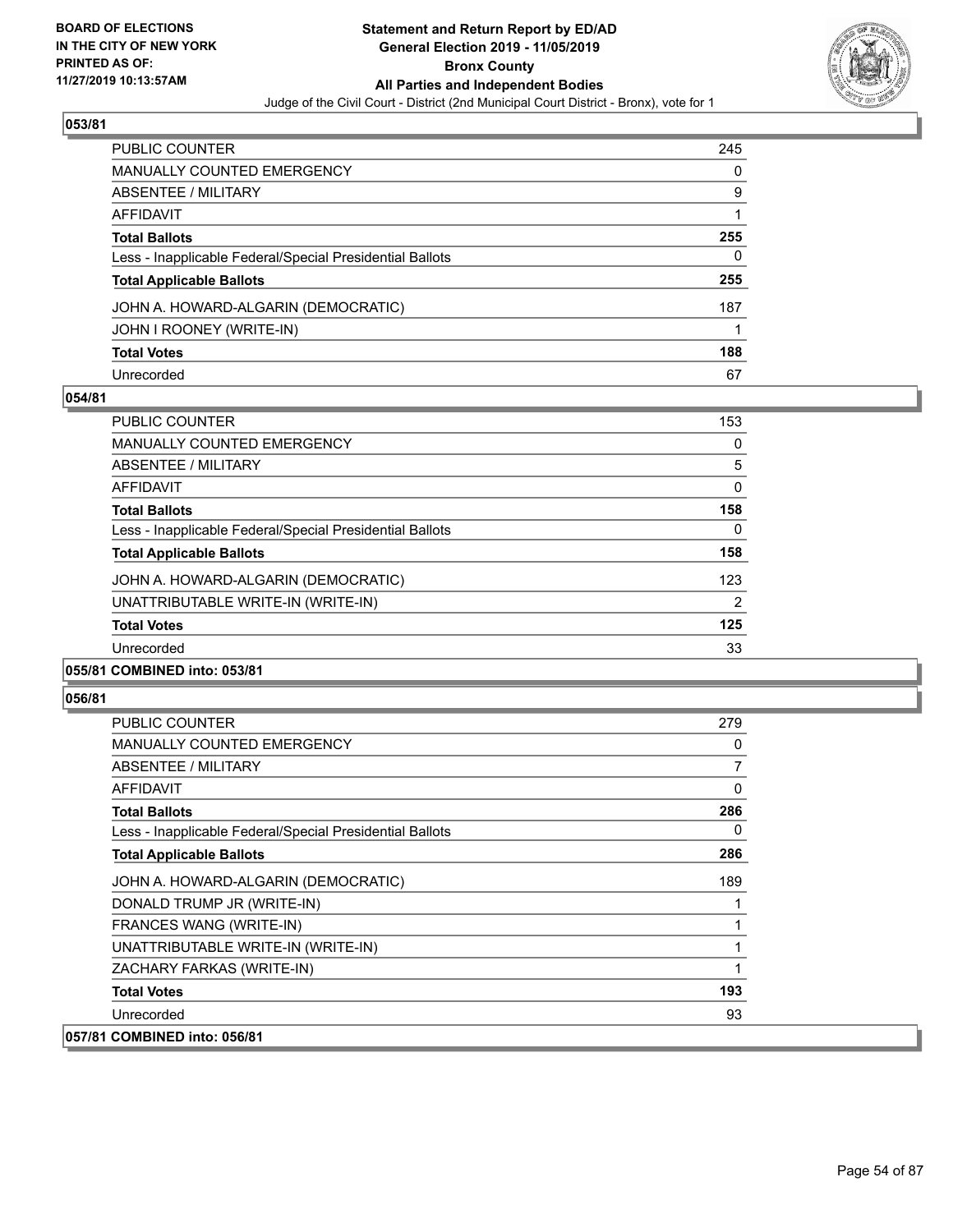## 053/81

| | |
|---|---|
| PUBLIC COUNTER | 245 |
| MANUALLY COUNTED EMERGENCY | 0 |
| ABSENTEE / MILITARY | 9 |
| AFFIDAVIT | 1 |
| **Total Ballots** | **255** |
| Less - Inapplicable Federal/Special Presidential Ballots | 0 |
| **Total Applicable Ballots** | **255** |
| JOHN A. HOWARD-ALGARIN (DEMOCRATIC) | 187 |
| JOHN I ROONEY (WRITE-IN) | 1 |
| **Total Votes** | **188** |
| Unrecorded | 67 |

## 054/81

| | |
|---|---|
| PUBLIC COUNTER | 153 |
| MANUALLY COUNTED EMERGENCY | 0 |
| ABSENTEE / MILITARY | 5 |
| AFFIDAVIT | 0 |
| **Total Ballots** | **158** |
| Less - Inapplicable Federal/Special Presidential Ballots | 0 |
| **Total Applicable Ballots** | **158** |
| JOHN A. HOWARD-ALGARIN (DEMOCRATIC) | 123 |
| UNATTRIBUTABLE WRITE-IN (WRITE-IN) | 2 |
| **Total Votes** | **125** |
| Unrecorded | 33 |

## 055/81 COMBINED into: 053/81

## 056/81

| | |
|---|---|
| PUBLIC COUNTER | 279 |
| MANUALLY COUNTED EMERGENCY | 0 |
| ABSENTEE / MILITARY | 7 |
| AFFIDAVIT | 0 |
| **Total Ballots** | **286** |
| Less - Inapplicable Federal/Special Presidential Ballots | 0 |
| **Total Applicable Ballots** | **286** |
| JOHN A. HOWARD-ALGARIN (DEMOCRATIC) | 189 |
| DONALD TRUMP JR (WRITE-IN) | 1 |
| FRANCES WANG (WRITE-IN) | 1 |
| UNATTRIBUTABLE WRITE-IN (WRITE-IN) | 1 |
| ZACHARY FARKAS (WRITE-IN) | 1 |
| **Total Votes** | **193** |
| Unrecorded | 93 |

## 057/81 COMBINED into: 056/81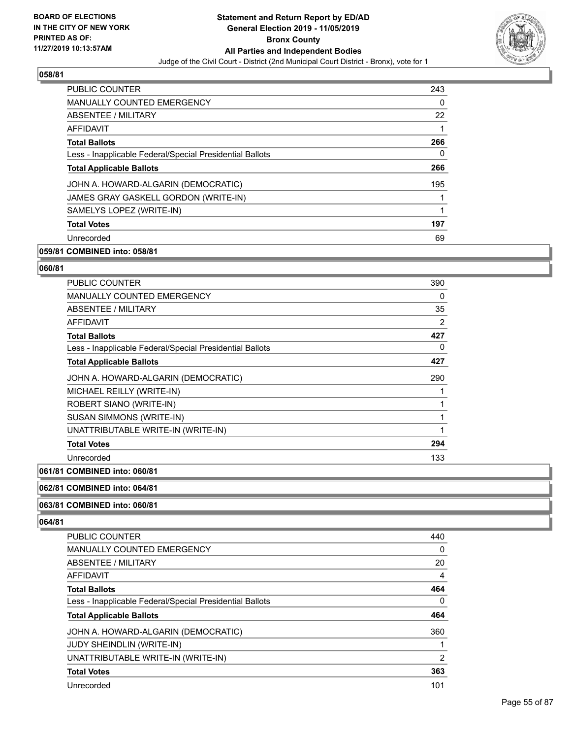**058/81**

| | |
|---|---|
| PUBLIC COUNTER | 243 |
| MANUALLY COUNTED EMERGENCY | 0 |
| ABSENTEE / MILITARY | 22 |
| AFFIDAVIT | 1 |
| **Total Ballots** | **266** |
| Less - Inapplicable Federal/Special Presidential Ballots | 0 |
| **Total Applicable Ballots** | **266** |
| JOHN A. HOWARD-ALGARIN (DEMOCRATIC) | 195 |
| JAMES GRAY GASKELL GORDON (WRITE-IN) | 1 |
| SAMELYS LOPEZ (WRITE-IN) | 1 |
| **Total Votes** | **197** |
| Unrecorded | 69 |

**059/81 COMBINED into: 058/81**

**060/81**

| | |
|---|---|
| PUBLIC COUNTER | 390 |
| MANUALLY COUNTED EMERGENCY | 0 |
| ABSENTEE / MILITARY | 35 |
| AFFIDAVIT | 2 |
| **Total Ballots** | **427** |
| Less - Inapplicable Federal/Special Presidential Ballots | 0 |
| **Total Applicable Ballots** | **427** |
| JOHN A. HOWARD-ALGARIN (DEMOCRATIC) | 290 |
| MICHAEL REILLY (WRITE-IN) | 1 |
| ROBERT SIANO (WRITE-IN) | 1 |
| SUSAN SIMMONS (WRITE-IN) | 1 |
| UNATTRIBUTABLE WRITE-IN (WRITE-IN) | 1 |
| **Total Votes** | **294** |
| Unrecorded | 133 |

**061/81 COMBINED into: 060/81**

**062/81 COMBINED into: 064/81**

**063/81 COMBINED into: 060/81**

**064/81**

| | |
|---|---|
| PUBLIC COUNTER | 440 |
| MANUALLY COUNTED EMERGENCY | 0 |
| ABSENTEE / MILITARY | 20 |
| AFFIDAVIT | 4 |
| **Total Ballots** | **464** |
| Less - Inapplicable Federal/Special Presidential Ballots | 0 |
| **Total Applicable Ballots** | **464** |
| JOHN A. HOWARD-ALGARIN (DEMOCRATIC) | 360 |
| JUDY SHEINDLIN (WRITE-IN) | 1 |
| UNATTRIBUTABLE WRITE-IN (WRITE-IN) | 2 |
| **Total Votes** | **363** |
| Unrecorded | 101 |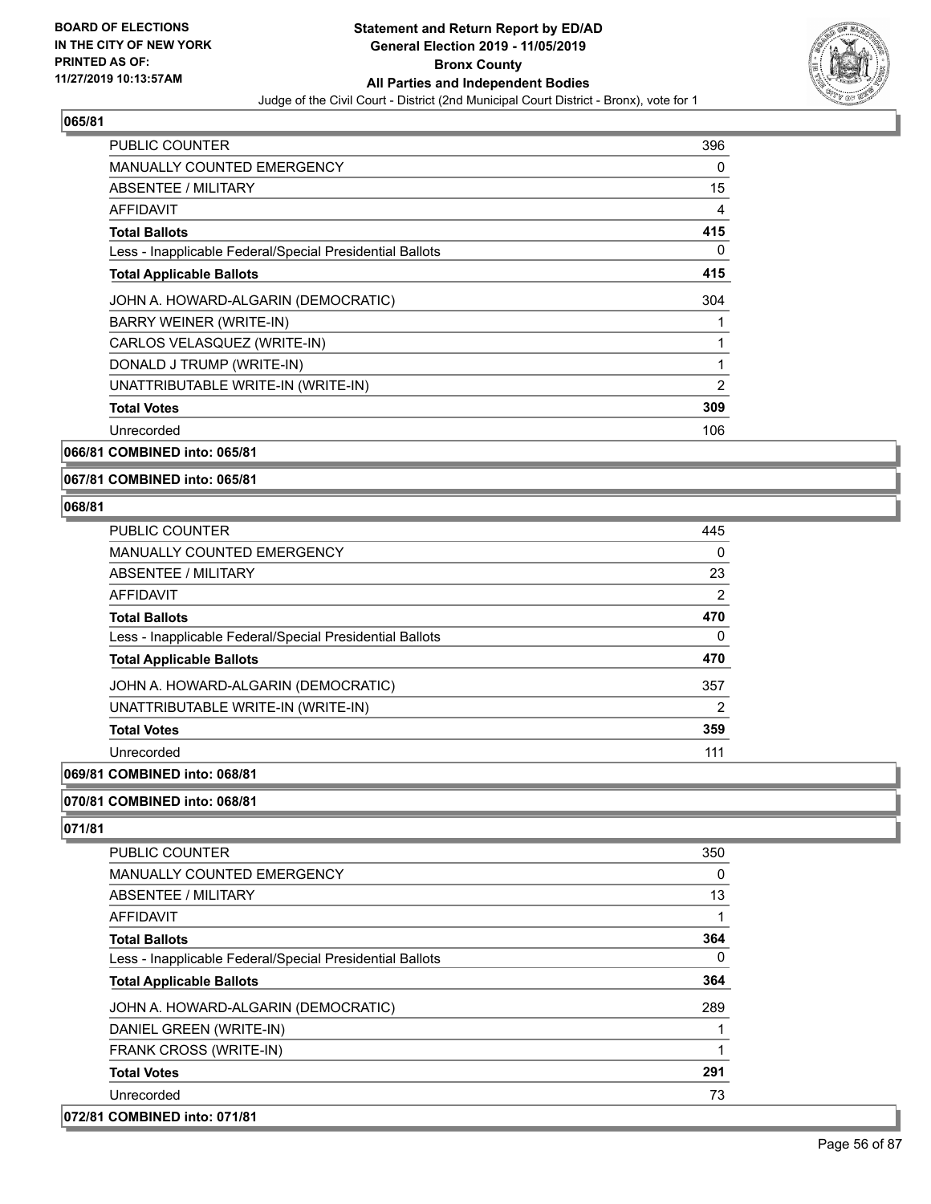### 065/81

| | |
|---|---|
| PUBLIC COUNTER | 396 |
| MANUALLY COUNTED EMERGENCY | 0 |
| ABSENTEE / MILITARY | 15 |
| AFFIDAVIT | 4 |
| **Total Ballots** | **415** |
| Less - Inapplicable Federal/Special Presidential Ballots | 0 |
| **Total Applicable Ballots** | **415** |
| JOHN A. HOWARD-ALGARIN (DEMOCRATIC) | 304 |
| BARRY WEINER (WRITE-IN) | 1 |
| CARLOS VELASQUEZ (WRITE-IN) | 1 |
| DONALD J TRUMP (WRITE-IN) | 1 |
| UNATTRIBUTABLE WRITE-IN (WRITE-IN) | 2 |
| **Total Votes** | **309** |
| Unrecorded | 106 |

### 066/81 COMBINED into: 065/81

### 067/81 COMBINED into: 065/81

### 068/81

| | |
|---|---|
| PUBLIC COUNTER | 445 |
| MANUALLY COUNTED EMERGENCY | 0 |
| ABSENTEE / MILITARY | 23 |
| AFFIDAVIT | 2 |
| **Total Ballots** | **470** |
| Less - Inapplicable Federal/Special Presidential Ballots | 0 |
| **Total Applicable Ballots** | **470** |
| JOHN A. HOWARD-ALGARIN (DEMOCRATIC) | 357 |
| UNATTRIBUTABLE WRITE-IN (WRITE-IN) | 2 |
| **Total Votes** | **359** |
| Unrecorded | 111 |

### 069/81 COMBINED into: 068/81

### 070/81 COMBINED into: 068/81

### 071/81

| | |
|---|---|
| PUBLIC COUNTER | 350 |
| MANUALLY COUNTED EMERGENCY | 0 |
| ABSENTEE / MILITARY | 13 |
| AFFIDAVIT | 1 |
| **Total Ballots** | **364** |
| Less - Inapplicable Federal/Special Presidential Ballots | 0 |
| **Total Applicable Ballots** | **364** |
| JOHN A. HOWARD-ALGARIN (DEMOCRATIC) | 289 |
| DANIEL GREEN (WRITE-IN) | 1 |
| FRANK CROSS (WRITE-IN) | 1 |
| **Total Votes** | **291** |
| Unrecorded | 73 |

### 072/81 COMBINED into: 071/81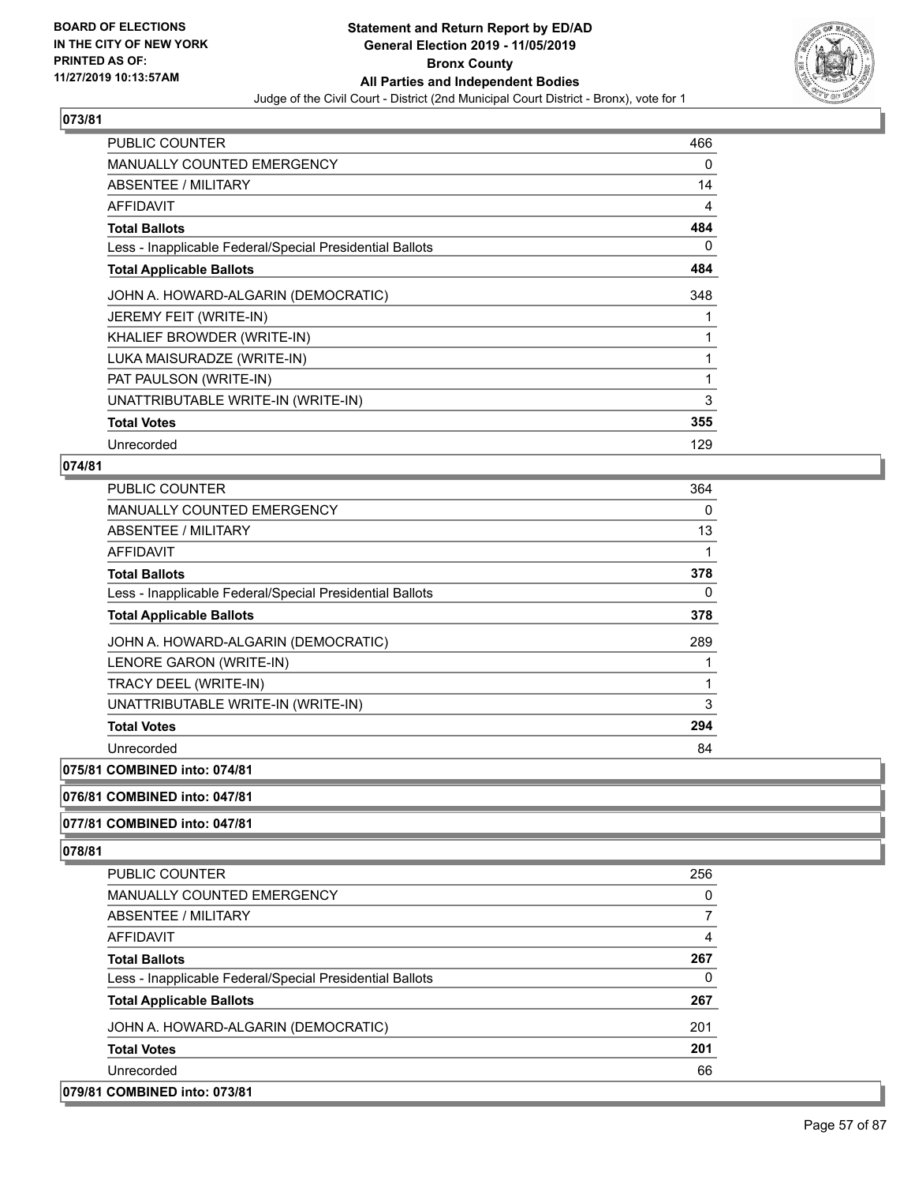## 073/81

| | |
|---|---|
| PUBLIC COUNTER | 466 |
| MANUALLY COUNTED EMERGENCY | 0 |
| ABSENTEE / MILITARY | 14 |
| AFFIDAVIT | 4 |
| **Total Ballots** | **484** |
| Less - Inapplicable Federal/Special Presidential Ballots | 0 |
| **Total Applicable Ballots** | **484** |
| JOHN A. HOWARD-ALGARIN (DEMOCRATIC) | 348 |
| JEREMY FEIT (WRITE-IN) | 1 |
| KHALIEF BROWDER (WRITE-IN) | 1 |
| LUKA MAISURADZE (WRITE-IN) | 1 |
| PAT PAULSON (WRITE-IN) | 1 |
| UNATTRIBUTABLE WRITE-IN (WRITE-IN) | 3 |
| **Total Votes** | **355** |
| Unrecorded | 129 |

## 074/81

| | |
|---|---|
| PUBLIC COUNTER | 364 |
| MANUALLY COUNTED EMERGENCY | 0 |
| ABSENTEE / MILITARY | 13 |
| AFFIDAVIT | 1 |
| **Total Ballots** | **378** |
| Less - Inapplicable Federal/Special Presidential Ballots | 0 |
| **Total Applicable Ballots** | **378** |
| JOHN A. HOWARD-ALGARIN (DEMOCRATIC) | 289 |
| LENORE GARON (WRITE-IN) | 1 |
| TRACY DEEL (WRITE-IN) | 1 |
| UNATTRIBUTABLE WRITE-IN (WRITE-IN) | 3 |
| **Total Votes** | **294** |
| Unrecorded | 84 |

## 075/81 COMBINED into: 074/81

## 076/81 COMBINED into: 047/81

## 077/81 COMBINED into: 047/81

## 078/81

| | |
|---|---|
| PUBLIC COUNTER | 256 |
| MANUALLY COUNTED EMERGENCY | 0 |
| ABSENTEE / MILITARY | 7 |
| AFFIDAVIT | 4 |
| **Total Ballots** | **267** |
| Less - Inapplicable Federal/Special Presidential Ballots | 0 |
| **Total Applicable Ballots** | **267** |
| JOHN A. HOWARD-ALGARIN (DEMOCRATIC) | 201 |
| **Total Votes** | **201** |
| Unrecorded | 66 |

## 079/81 COMBINED into: 073/81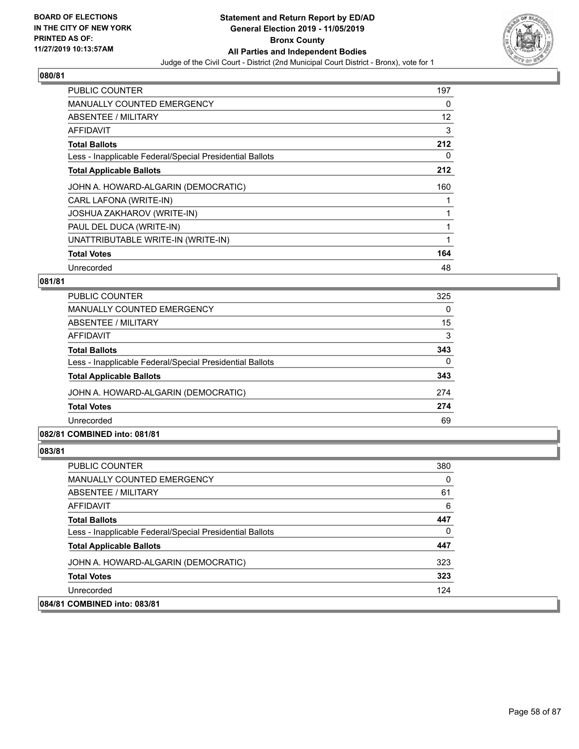## 080/81

| | |
|---|---|
| PUBLIC COUNTER | 197 |
| MANUALLY COUNTED EMERGENCY | 0 |
| ABSENTEE / MILITARY | 12 |
| AFFIDAVIT | 3 |
| **Total Ballots** | **212** |
| Less - Inapplicable Federal/Special Presidential Ballots | 0 |
| **Total Applicable Ballots** | **212** |
| JOHN A. HOWARD-ALGARIN (DEMOCRATIC) | 160 |
| CARL LAFONA (WRITE-IN) | 1 |
| JOSHUA ZAKHAROV (WRITE-IN) | 1 |
| PAUL DEL DUCA (WRITE-IN) | 1 |
| UNATTRIBUTABLE WRITE-IN (WRITE-IN) | 1 |
| **Total Votes** | **164** |
| Unrecorded | 48 |

## 081/81

| | |
|---|---|
| PUBLIC COUNTER | 325 |
| MANUALLY COUNTED EMERGENCY | 0 |
| ABSENTEE / MILITARY | 15 |
| AFFIDAVIT | 3 |
| **Total Ballots** | **343** |
| Less - Inapplicable Federal/Special Presidential Ballots | 0 |
| **Total Applicable Ballots** | **343** |
| JOHN A. HOWARD-ALGARIN (DEMOCRATIC) | 274 |
| **Total Votes** | **274** |
| Unrecorded | 69 |

## 082/81 COMBINED into: 081/81

## 083/81

| | |
|---|---|
| PUBLIC COUNTER | 380 |
| MANUALLY COUNTED EMERGENCY | 0 |
| ABSENTEE / MILITARY | 61 |
| AFFIDAVIT | 6 |
| **Total Ballots** | **447** |
| Less - Inapplicable Federal/Special Presidential Ballots | 0 |
| **Total Applicable Ballots** | **447** |
| JOHN A. HOWARD-ALGARIN (DEMOCRATIC) | 323 |
| **Total Votes** | **323** |
| Unrecorded | 124 |

## 084/81 COMBINED into: 083/81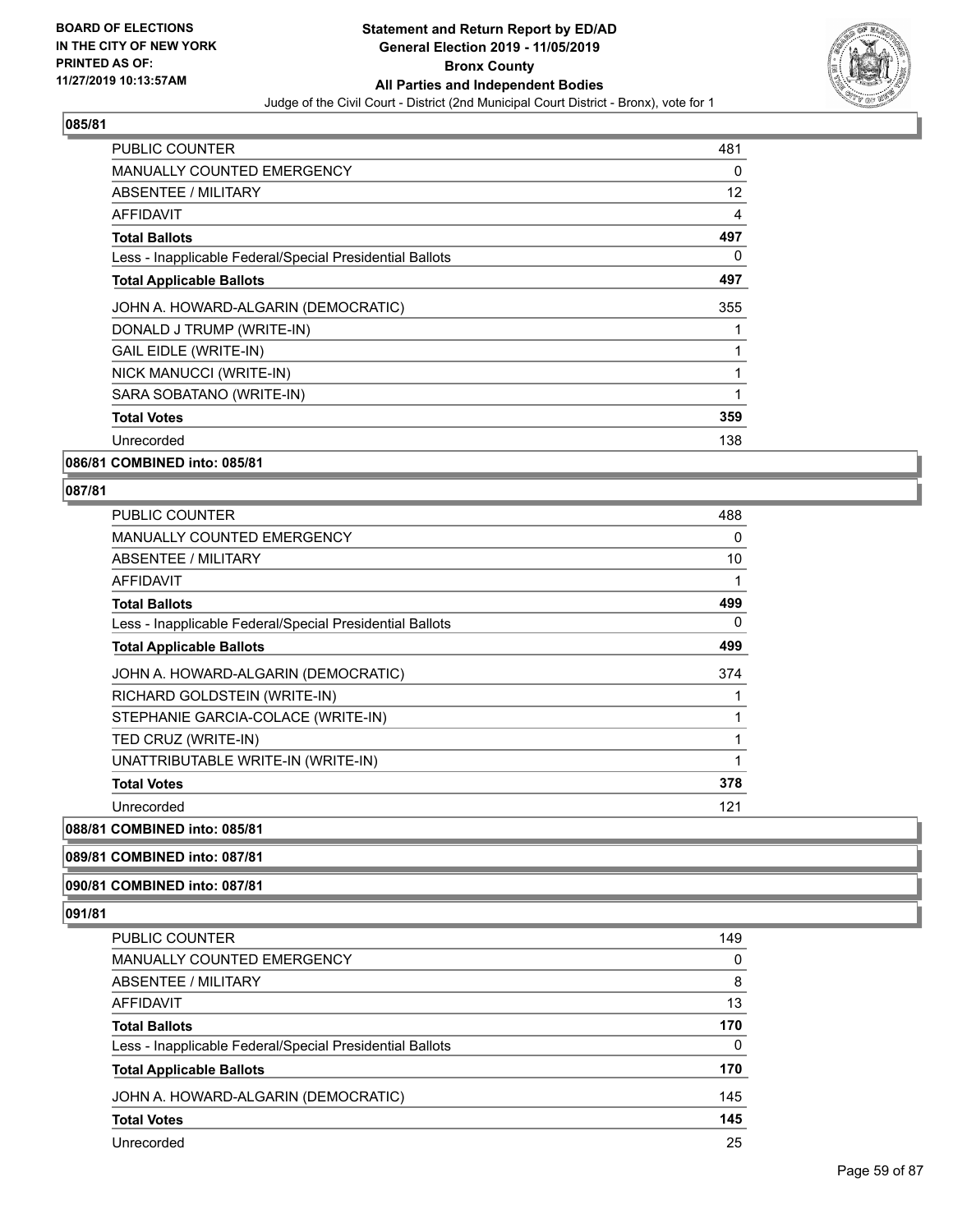**Statement and Return Report by ED/AD**
**General Election 2019 - 11/05/2019**
**Bronx County**
**All Parties and Independent Bodies**
Judge of the Civil Court - District (2nd Municipal Court District - Bronx), vote for 1

BOARD OF ELECTIONS IN THE CITY OF NEW YORK PRINTED AS OF: 11/27/2019 10:13:57AM

### 085/81

| | |
|---|---|
| PUBLIC COUNTER | 481 |
| MANUALLY COUNTED EMERGENCY | 0 |
| ABSENTEE / MILITARY | 12 |
| AFFIDAVIT | 4 |
| **Total Ballots** | **497** |
| Less - Inapplicable Federal/Special Presidential Ballots | 0 |
| **Total Applicable Ballots** | **497** |
| JOHN A. HOWARD-ALGARIN (DEMOCRATIC) | 355 |
| DONALD J TRUMP (WRITE-IN) | 1 |
| GAIL EIDLE (WRITE-IN) | 1 |
| NICK MANUCCI (WRITE-IN) | 1 |
| SARA SOBATANO (WRITE-IN) | 1 |
| **Total Votes** | **359** |
| Unrecorded | 138 |

### 086/81 COMBINED into: 085/81

### 087/81

| | |
|---|---|
| PUBLIC COUNTER | 488 |
| MANUALLY COUNTED EMERGENCY | 0 |
| ABSENTEE / MILITARY | 10 |
| AFFIDAVIT | 1 |
| **Total Ballots** | **499** |
| Less - Inapplicable Federal/Special Presidential Ballots | 0 |
| **Total Applicable Ballots** | **499** |
| JOHN A. HOWARD-ALGARIN (DEMOCRATIC) | 374 |
| RICHARD GOLDSTEIN (WRITE-IN) | 1 |
| STEPHANIE GARCIA-COLACE (WRITE-IN) | 1 |
| TED CRUZ (WRITE-IN) | 1 |
| UNATTRIBUTABLE WRITE-IN (WRITE-IN) | 1 |
| **Total Votes** | **378** |
| Unrecorded | 121 |

### 088/81 COMBINED into: 085/81

### 089/81 COMBINED into: 087/81

### 090/81 COMBINED into: 087/81

### 091/81

| | |
|---|---|
| PUBLIC COUNTER | 149 |
| MANUALLY COUNTED EMERGENCY | 0 |
| ABSENTEE / MILITARY | 8 |
| AFFIDAVIT | 13 |
| **Total Ballots** | **170** |
| Less - Inapplicable Federal/Special Presidential Ballots | 0 |
| **Total Applicable Ballots** | **170** |
| JOHN A. HOWARD-ALGARIN (DEMOCRATIC) | 145 |
| **Total Votes** | **145** |
| Unrecorded | 25 |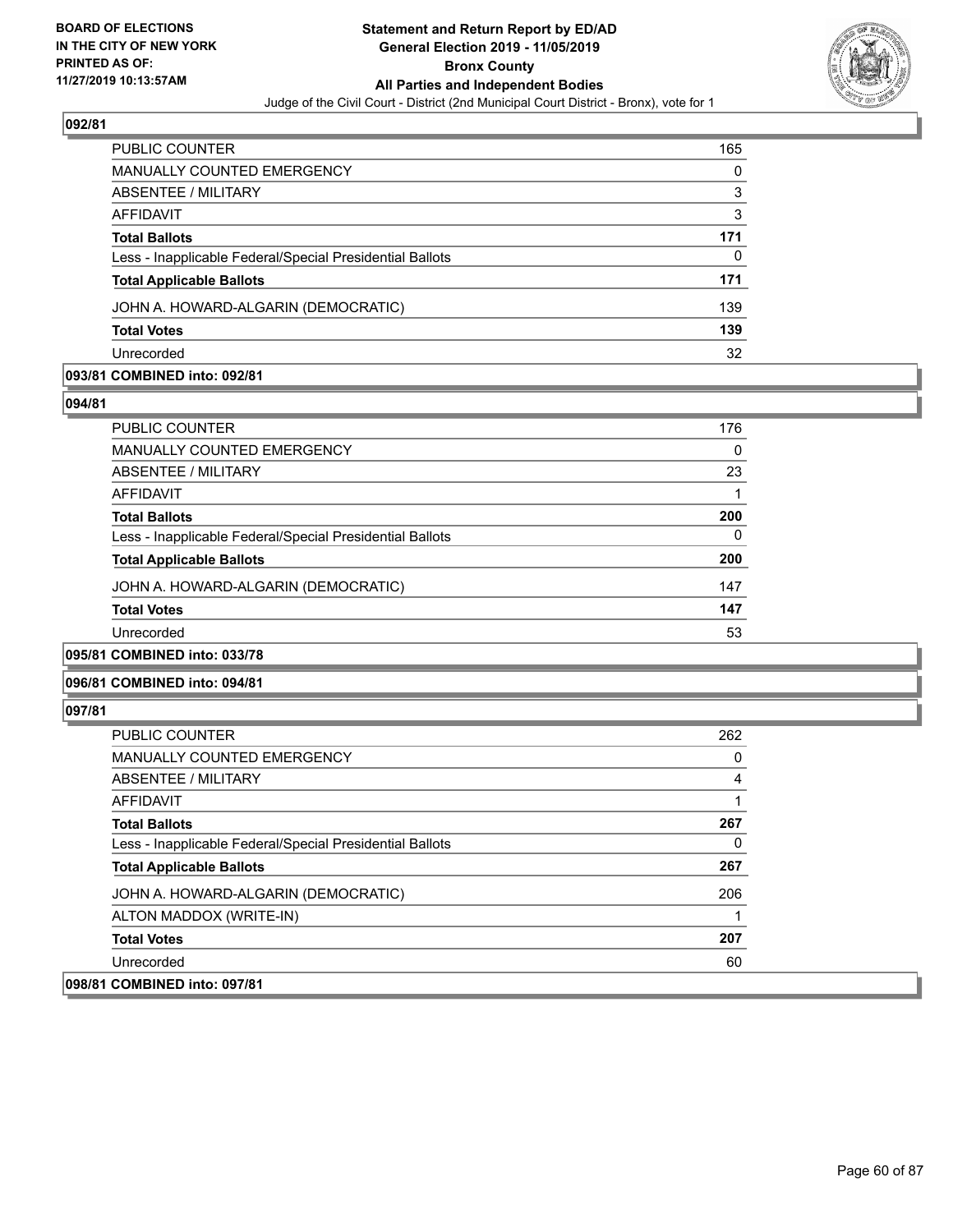### 092/81

| | |
|---|---|
| PUBLIC COUNTER | 165 |
| MANUALLY COUNTED EMERGENCY | 0 |
| ABSENTEE / MILITARY | 3 |
| AFFIDAVIT | 3 |
| **Total Ballots** | **171** |
| Less - Inapplicable Federal/Special Presidential Ballots | 0 |
| **Total Applicable Ballots** | **171** |
| JOHN A. HOWARD-ALGARIN (DEMOCRATIC) | 139 |
| **Total Votes** | **139** |
| Unrecorded | 32 |

### 093/81 COMBINED into: 092/81

### 094/81

| | |
|---|---|
| PUBLIC COUNTER | 176 |
| MANUALLY COUNTED EMERGENCY | 0 |
| ABSENTEE / MILITARY | 23 |
| AFFIDAVIT | 1 |
| **Total Ballots** | **200** |
| Less - Inapplicable Federal/Special Presidential Ballots | 0 |
| **Total Applicable Ballots** | **200** |
| JOHN A. HOWARD-ALGARIN (DEMOCRATIC) | 147 |
| **Total Votes** | **147** |
| Unrecorded | 53 |

### 095/81 COMBINED into: 033/78

### 096/81 COMBINED into: 094/81

### 097/81

| | |
|---|---|
| PUBLIC COUNTER | 262 |
| MANUALLY COUNTED EMERGENCY | 0 |
| ABSENTEE / MILITARY | 4 |
| AFFIDAVIT | 1 |
| **Total Ballots** | **267** |
| Less - Inapplicable Federal/Special Presidential Ballots | 0 |
| **Total Applicable Ballots** | **267** |
| JOHN A. HOWARD-ALGARIN (DEMOCRATIC) | 206 |
| ALTON MADDOX (WRITE-IN) | 1 |
| **Total Votes** | **207** |
| Unrecorded | 60 |

### 098/81 COMBINED into: 097/81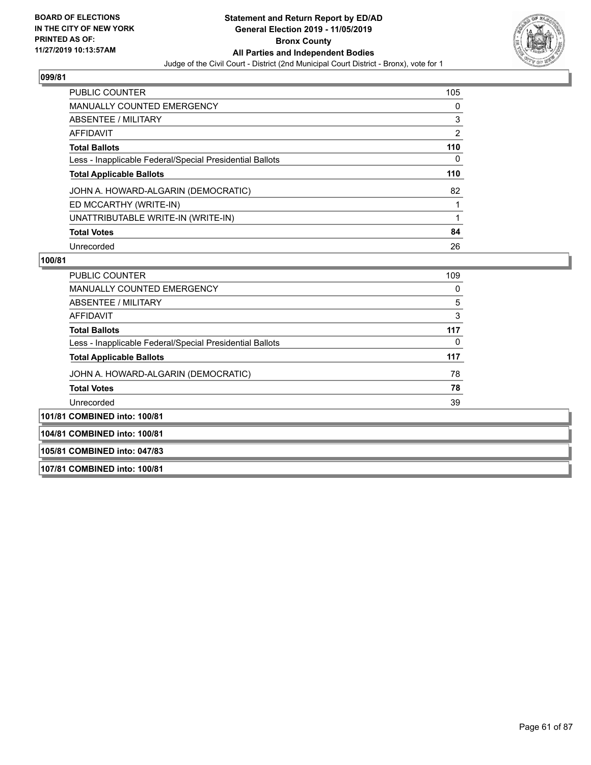### 099/81

| | |
|---|---|
| PUBLIC COUNTER | 105 |
| MANUALLY COUNTED EMERGENCY | 0 |
| ABSENTEE / MILITARY | 3 |
| AFFIDAVIT | 2 |
| **Total Ballots** | **110** |
| Less - Inapplicable Federal/Special Presidential Ballots | 0 |
| **Total Applicable Ballots** | **110** |
| JOHN A. HOWARD-ALGARIN (DEMOCRATIC) | 82 |
| ED MCCARTHY (WRITE-IN) | 1 |
| UNATTRIBUTABLE WRITE-IN (WRITE-IN) | 1 |
| **Total Votes** | **84** |
| Unrecorded | 26 |

### 100/81

| | |
|---|---|
| PUBLIC COUNTER | 109 |
| MANUALLY COUNTED EMERGENCY | 0 |
| ABSENTEE / MILITARY | 5 |
| AFFIDAVIT | 3 |
| **Total Ballots** | **117** |
| Less - Inapplicable Federal/Special Presidential Ballots | 0 |
| **Total Applicable Ballots** | **117** |
| JOHN A. HOWARD-ALGARIN (DEMOCRATIC) | 78 |
| **Total Votes** | **78** |
| Unrecorded | 39 |

### 101/81 COMBINED into: 100/81

### 104/81 COMBINED into: 100/81

### 105/81 COMBINED into: 047/83

### 107/81 COMBINED into: 100/81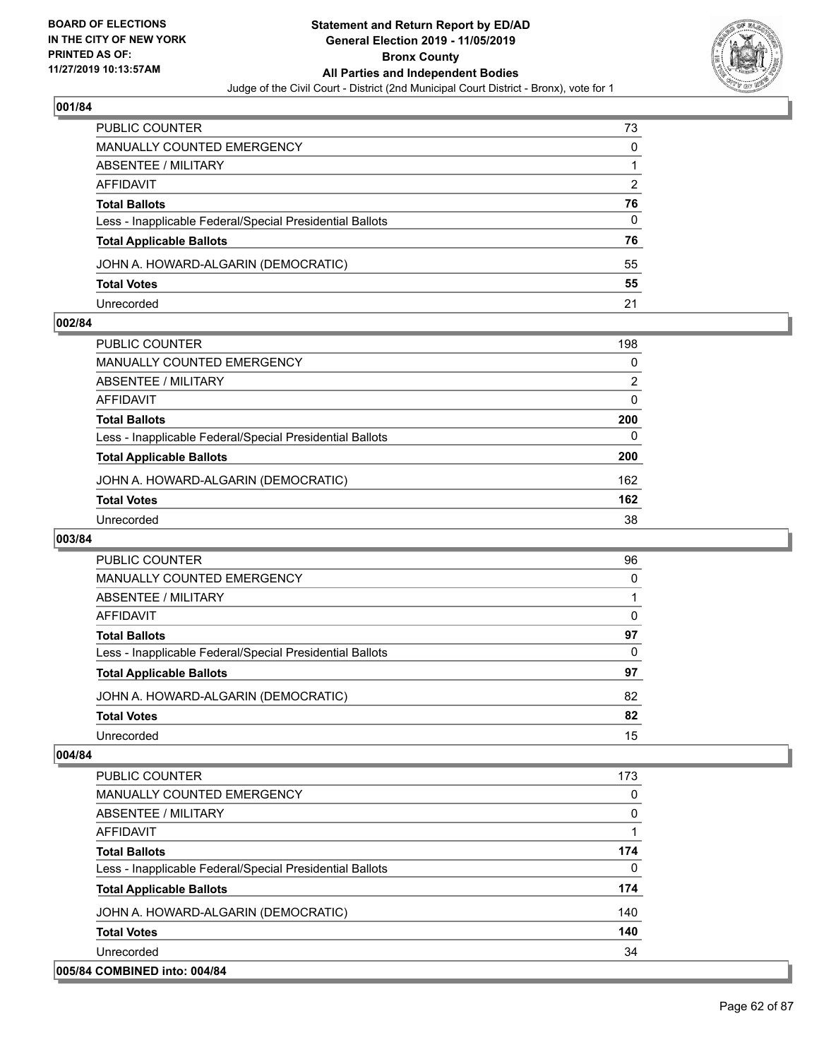**BOARD OF ELECTIONS IN THE CITY OF NEW YORK PRINTED AS OF: 11/27/2019 10:13:57AM**

**Statement and Return Report by ED/AD**
**General Election 2019 - 11/05/2019**
**Bronx County**
**All Parties and Independent Bodies**
Judge of the Civil Court - District (2nd Municipal Court District - Bronx), vote for 1

### 001/84

| | |
|---|---|
| PUBLIC COUNTER | 73 |
| MANUALLY COUNTED EMERGENCY | 0 |
| ABSENTEE / MILITARY | 1 |
| AFFIDAVIT | 2 |
| **Total Ballots** | **76** |
| Less - Inapplicable Federal/Special Presidential Ballots | 0 |
| **Total Applicable Ballots** | **76** |
| JOHN A. HOWARD-ALGARIN (DEMOCRATIC) | 55 |
| **Total Votes** | **55** |
| Unrecorded | 21 |

### 002/84

| | |
|---|---|
| PUBLIC COUNTER | 198 |
| MANUALLY COUNTED EMERGENCY | 0 |
| ABSENTEE / MILITARY | 2 |
| AFFIDAVIT | 0 |
| **Total Ballots** | **200** |
| Less - Inapplicable Federal/Special Presidential Ballots | 0 |
| **Total Applicable Ballots** | **200** |
| JOHN A. HOWARD-ALGARIN (DEMOCRATIC) | 162 |
| **Total Votes** | **162** |
| Unrecorded | 38 |

### 003/84

| | |
|---|---|
| PUBLIC COUNTER | 96 |
| MANUALLY COUNTED EMERGENCY | 0 |
| ABSENTEE / MILITARY | 1 |
| AFFIDAVIT | 0 |
| **Total Ballots** | **97** |
| Less - Inapplicable Federal/Special Presidential Ballots | 0 |
| **Total Applicable Ballots** | **97** |
| JOHN A. HOWARD-ALGARIN (DEMOCRATIC) | 82 |
| **Total Votes** | **82** |
| Unrecorded | 15 |

### 004/84

| | |
|---|---|
| PUBLIC COUNTER | 173 |
| MANUALLY COUNTED EMERGENCY | 0 |
| ABSENTEE / MILITARY | 0 |
| AFFIDAVIT | 1 |
| **Total Ballots** | **174** |
| Less - Inapplicable Federal/Special Presidential Ballots | 0 |
| **Total Applicable Ballots** | **174** |
| JOHN A. HOWARD-ALGARIN (DEMOCRATIC) | 140 |
| **Total Votes** | **140** |
| Unrecorded | 34 |

### 005/84 COMBINED into: 004/84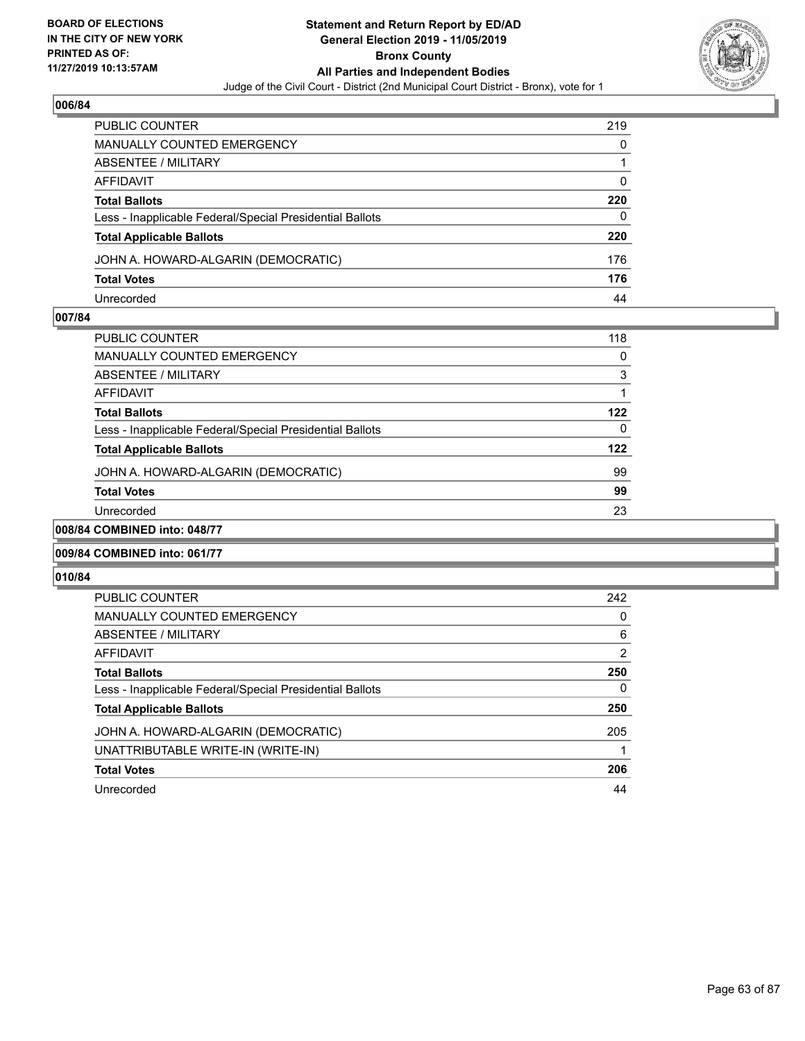## 006/84

| | |
|---|---|
| PUBLIC COUNTER | 219 |
| MANUALLY COUNTED EMERGENCY | 0 |
| ABSENTEE / MILITARY | 1 |
| AFFIDAVIT | 0 |
| **Total Ballots** | **220** |
| Less - Inapplicable Federal/Special Presidential Ballots | 0 |
| **Total Applicable Ballots** | **220** |
| JOHN A. HOWARD-ALGARIN (DEMOCRATIC) | 176 |
| **Total Votes** | **176** |
| Unrecorded | 44 |

## 007/84

| | |
|---|---|
| PUBLIC COUNTER | 118 |
| MANUALLY COUNTED EMERGENCY | 0 |
| ABSENTEE / MILITARY | 3 |
| AFFIDAVIT | 1 |
| **Total Ballots** | **122** |
| Less - Inapplicable Federal/Special Presidential Ballots | 0 |
| **Total Applicable Ballots** | **122** |
| JOHN A. HOWARD-ALGARIN (DEMOCRATIC) | 99 |
| **Total Votes** | **99** |
| Unrecorded | 23 |

## 008/84 COMBINED into: 048/77

## 009/84 COMBINED into: 061/77

## 010/84

| | |
|---|---|
| PUBLIC COUNTER | 242 |
| MANUALLY COUNTED EMERGENCY | 0 |
| ABSENTEE / MILITARY | 6 |
| AFFIDAVIT | 2 |
| **Total Ballots** | **250** |
| Less - Inapplicable Federal/Special Presidential Ballots | 0 |
| **Total Applicable Ballots** | **250** |
| JOHN A. HOWARD-ALGARIN (DEMOCRATIC) | 205 |
| UNATTRIBUTABLE WRITE-IN (WRITE-IN) | 1 |
| **Total Votes** | **206** |
| Unrecorded | 44 |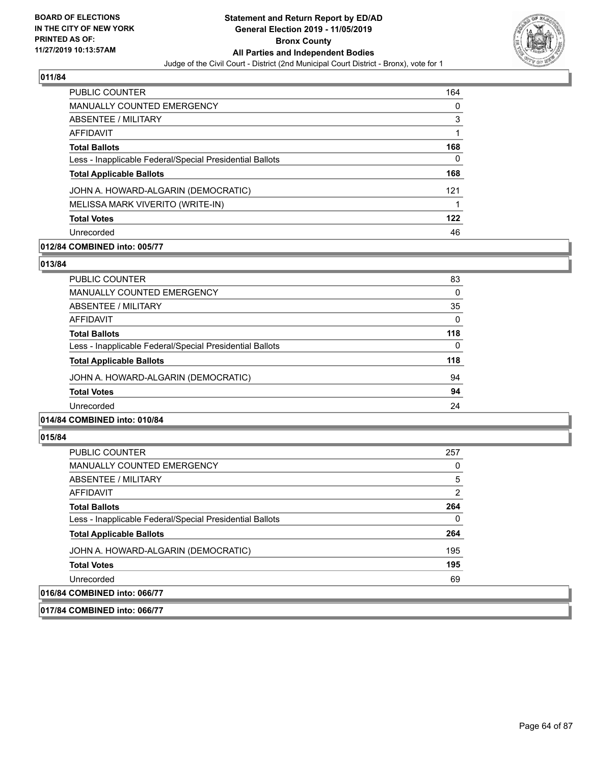## 011/84

| | |
|---|---|
| PUBLIC COUNTER | 164 |
| MANUALLY COUNTED EMERGENCY | 0 |
| ABSENTEE / MILITARY | 3 |
| AFFIDAVIT | 1 |
| **Total Ballots** | **168** |
| Less - Inapplicable Federal/Special Presidential Ballots | 0 |
| **Total Applicable Ballots** | **168** |
| JOHN A. HOWARD-ALGARIN (DEMOCRATIC) | 121 |
| MELISSA MARK VIVERITO (WRITE-IN) | 1 |
| **Total Votes** | **122** |
| Unrecorded | 46 |

## 012/84 COMBINED into: 005/77

## 013/84

| | |
|---|---|
| PUBLIC COUNTER | 83 |
| MANUALLY COUNTED EMERGENCY | 0 |
| ABSENTEE / MILITARY | 35 |
| AFFIDAVIT | 0 |
| **Total Ballots** | **118** |
| Less - Inapplicable Federal/Special Presidential Ballots | 0 |
| **Total Applicable Ballots** | **118** |
| JOHN A. HOWARD-ALGARIN (DEMOCRATIC) | 94 |
| **Total Votes** | **94** |
| Unrecorded | 24 |

## 014/84 COMBINED into: 010/84

## 015/84

| | |
|---|---|
| PUBLIC COUNTER | 257 |
| MANUALLY COUNTED EMERGENCY | 0 |
| ABSENTEE / MILITARY | 5 |
| AFFIDAVIT | 2 |
| **Total Ballots** | **264** |
| Less - Inapplicable Federal/Special Presidential Ballots | 0 |
| **Total Applicable Ballots** | **264** |
| JOHN A. HOWARD-ALGARIN (DEMOCRATIC) | 195 |
| **Total Votes** | **195** |
| Unrecorded | 69 |

## 016/84 COMBINED into: 066/77

## 017/84 COMBINED into: 066/77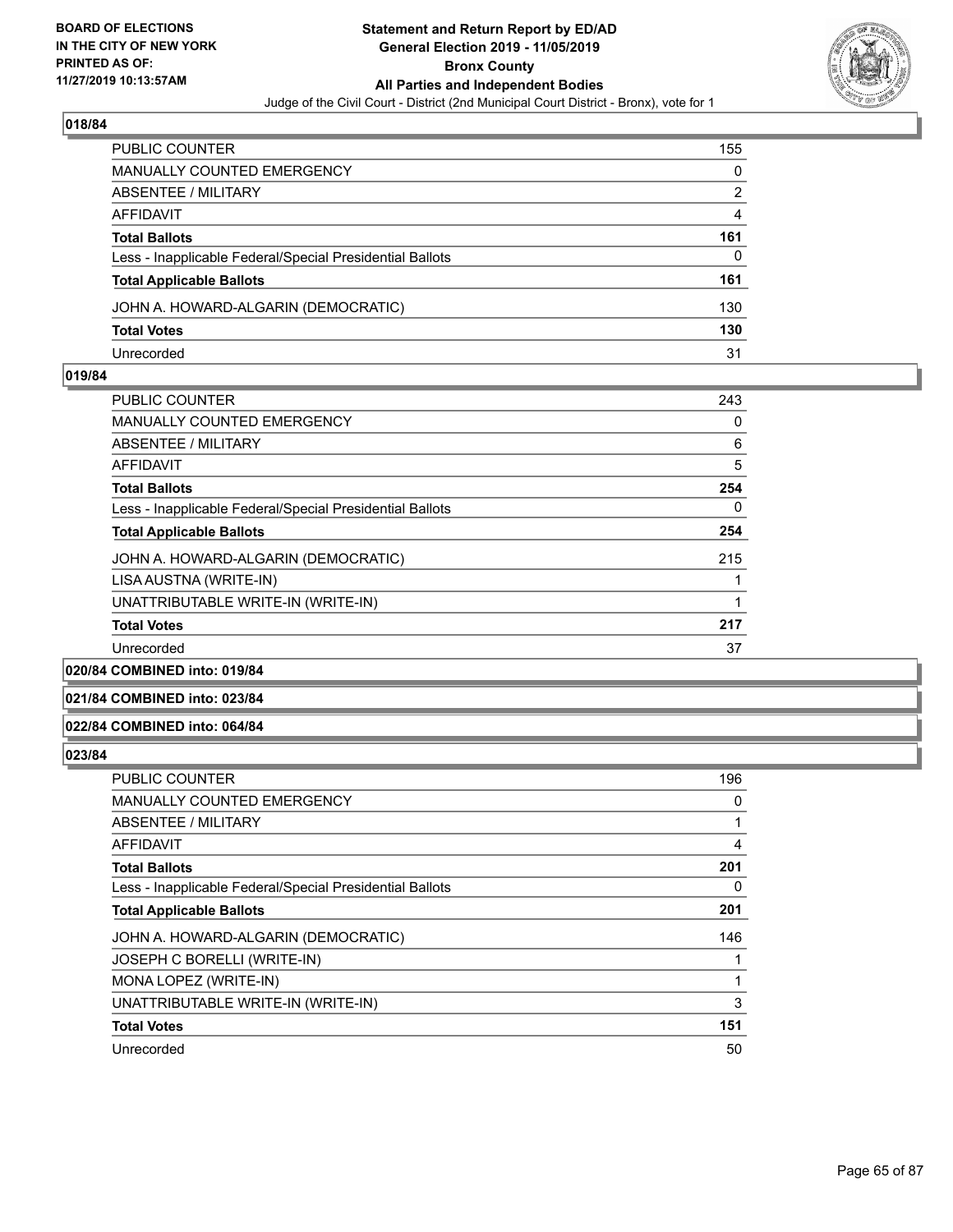**018/84**

| | |
|---|---|
| PUBLIC COUNTER | 155 |
| MANUALLY COUNTED EMERGENCY | 0 |
| ABSENTEE / MILITARY | 2 |
| AFFIDAVIT | 4 |
| **Total Ballots** | **161** |
| Less - Inapplicable Federal/Special Presidential Ballots | 0 |
| **Total Applicable Ballots** | **161** |
| JOHN A. HOWARD-ALGARIN (DEMOCRATIC) | 130 |
| **Total Votes** | **130** |
| Unrecorded | 31 |

**019/84**

| | |
|---|---|
| PUBLIC COUNTER | 243 |
| MANUALLY COUNTED EMERGENCY | 0 |
| ABSENTEE / MILITARY | 6 |
| AFFIDAVIT | 5 |
| **Total Ballots** | **254** |
| Less - Inapplicable Federal/Special Presidential Ballots | 0 |
| **Total Applicable Ballots** | **254** |
| JOHN A. HOWARD-ALGARIN (DEMOCRATIC) | 215 |
| LISA AUSTNA (WRITE-IN) | 1 |
| UNATTRIBUTABLE WRITE-IN (WRITE-IN) | 1 |
| **Total Votes** | **217** |
| Unrecorded | 37 |

**020/84 COMBINED into: 019/84**

**021/84 COMBINED into: 023/84**

**022/84 COMBINED into: 064/84**

**023/84**

| | |
|---|---|
| PUBLIC COUNTER | 196 |
| MANUALLY COUNTED EMERGENCY | 0 |
| ABSENTEE / MILITARY | 1 |
| AFFIDAVIT | 4 |
| **Total Ballots** | **201** |
| Less - Inapplicable Federal/Special Presidential Ballots | 0 |
| **Total Applicable Ballots** | **201** |
| JOHN A. HOWARD-ALGARIN (DEMOCRATIC) | 146 |
| JOSEPH C BORELLI (WRITE-IN) | 1 |
| MONA LOPEZ (WRITE-IN) | 1 |
| UNATTRIBUTABLE WRITE-IN (WRITE-IN) | 3 |
| **Total Votes** | **151** |
| Unrecorded | 50 |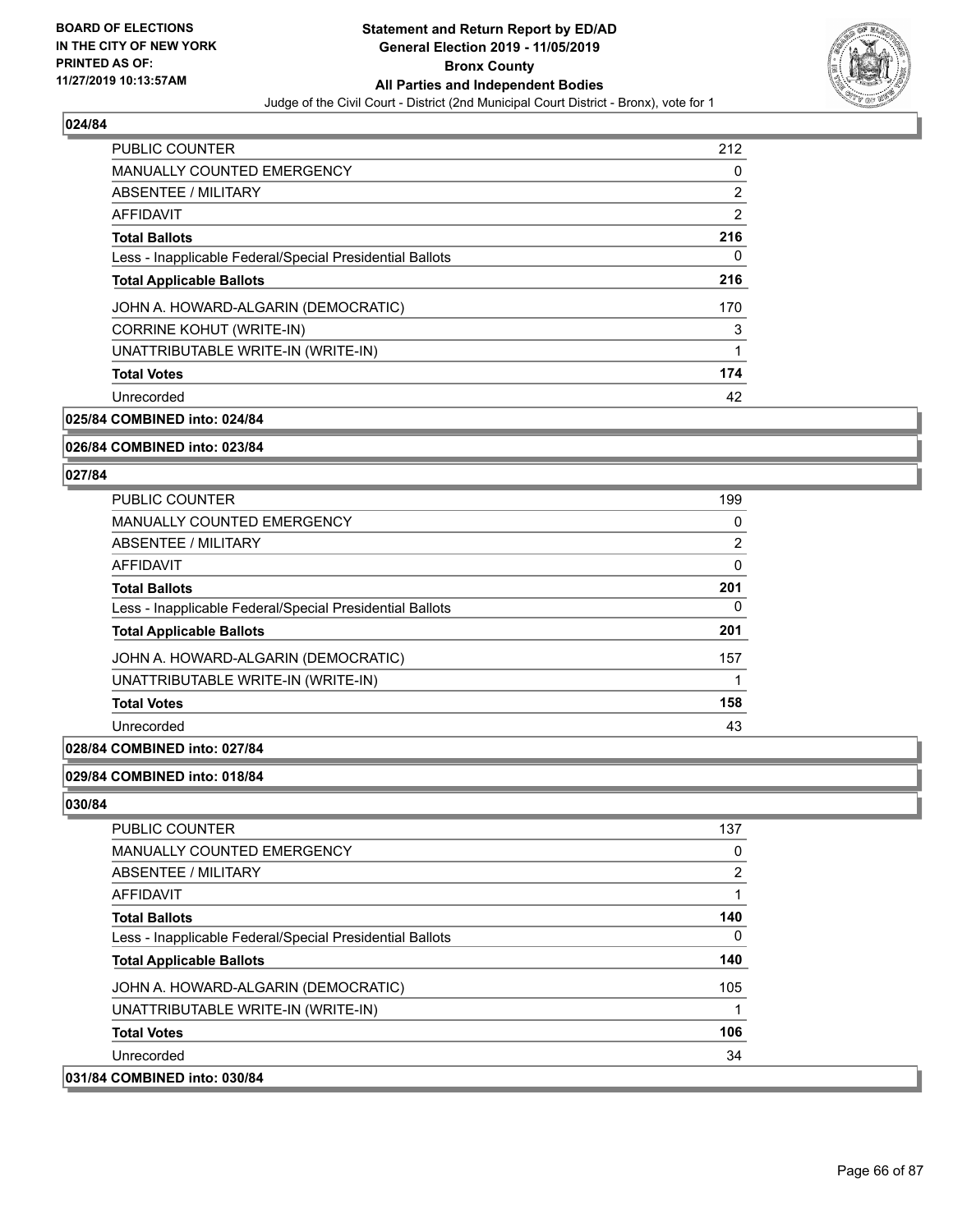## 024/84

| | |
|---|---|
| PUBLIC COUNTER | 212 |
| MANUALLY COUNTED EMERGENCY | 0 |
| ABSENTEE / MILITARY | 2 |
| AFFIDAVIT | 2 |
| **Total Ballots** | **216** |
| Less - Inapplicable Federal/Special Presidential Ballots | 0 |
| **Total Applicable Ballots** | **216** |
| JOHN A. HOWARD-ALGARIN (DEMOCRATIC) | 170 |
| CORRINE KOHUT (WRITE-IN) | 3 |
| UNATTRIBUTABLE WRITE-IN (WRITE-IN) | 1 |
| **Total Votes** | **174** |
| Unrecorded | 42 |

**025/84 COMBINED into: 024/84**

**026/84 COMBINED into: 023/84**

## 027/84

| | |
|---|---|
| PUBLIC COUNTER | 199 |
| MANUALLY COUNTED EMERGENCY | 0 |
| ABSENTEE / MILITARY | 2 |
| AFFIDAVIT | 0 |
| **Total Ballots** | **201** |
| Less - Inapplicable Federal/Special Presidential Ballots | 0 |
| **Total Applicable Ballots** | **201** |
| JOHN A. HOWARD-ALGARIN (DEMOCRATIC) | 157 |
| UNATTRIBUTABLE WRITE-IN (WRITE-IN) | 1 |
| **Total Votes** | **158** |
| Unrecorded | 43 |

**028/84 COMBINED into: 027/84**

**029/84 COMBINED into: 018/84**

## 030/84

| | |
|---|---|
| PUBLIC COUNTER | 137 |
| MANUALLY COUNTED EMERGENCY | 0 |
| ABSENTEE / MILITARY | 2 |
| AFFIDAVIT | 1 |
| **Total Ballots** | **140** |
| Less - Inapplicable Federal/Special Presidential Ballots | 0 |
| **Total Applicable Ballots** | **140** |
| JOHN A. HOWARD-ALGARIN (DEMOCRATIC) | 105 |
| UNATTRIBUTABLE WRITE-IN (WRITE-IN) | 1 |
| **Total Votes** | **106** |
| Unrecorded | 34 |

**031/84 COMBINED into: 030/84**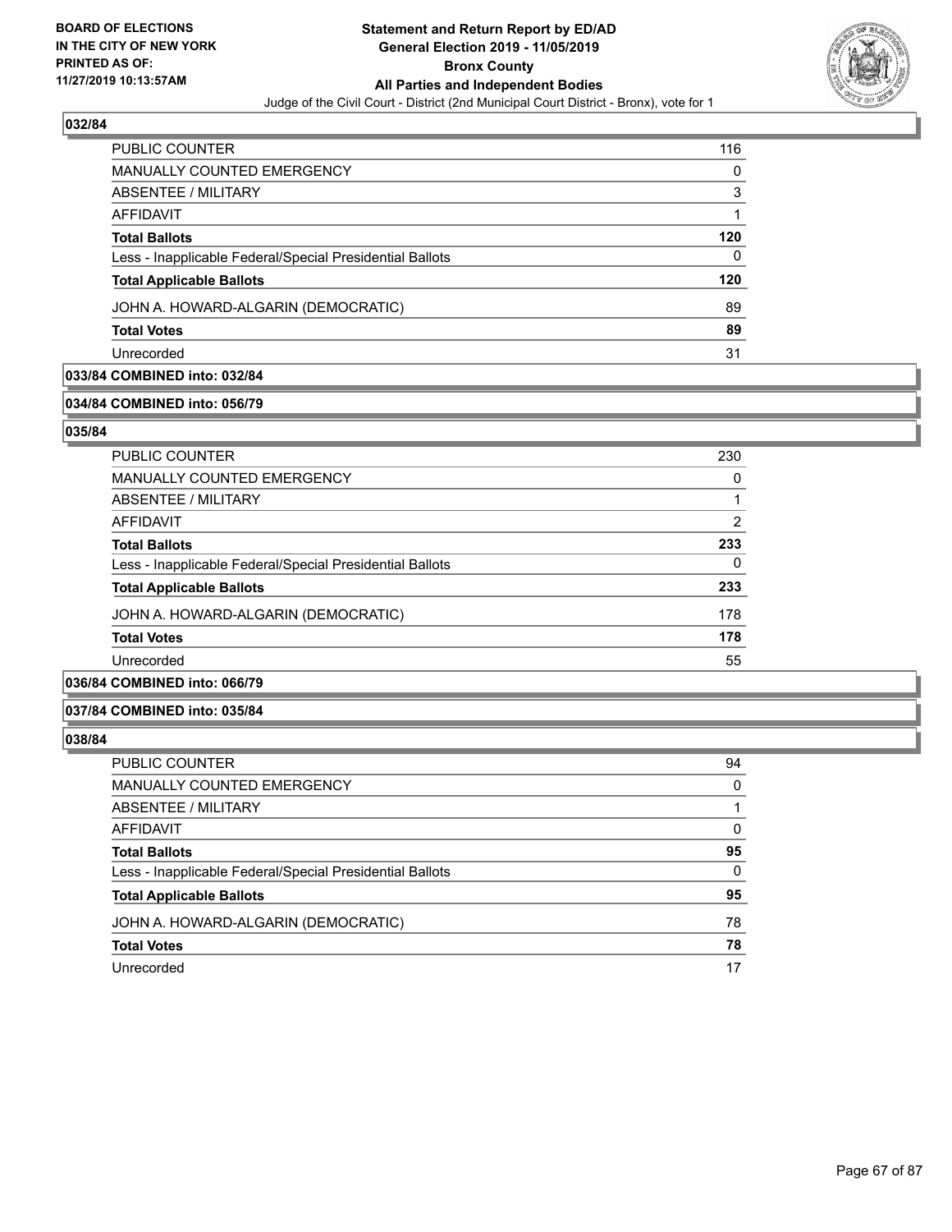## 032/84

| | |
|---|---|
| PUBLIC COUNTER | 116 |
| MANUALLY COUNTED EMERGENCY | 0 |
| ABSENTEE / MILITARY | 3 |
| AFFIDAVIT | 1 |
| **Total Ballots** | **120** |
| Less - Inapplicable Federal/Special Presidential Ballots | 0 |
| **Total Applicable Ballots** | **120** |
| JOHN A. HOWARD-ALGARIN (DEMOCRATIC) | 89 |
| **Total Votes** | **89** |
| Unrecorded | 31 |

## 033/84 COMBINED into: 032/84

## 034/84 COMBINED into: 056/79

## 035/84

| | |
|---|---|
| PUBLIC COUNTER | 230 |
| MANUALLY COUNTED EMERGENCY | 0 |
| ABSENTEE / MILITARY | 1 |
| AFFIDAVIT | 2 |
| **Total Ballots** | **233** |
| Less - Inapplicable Federal/Special Presidential Ballots | 0 |
| **Total Applicable Ballots** | **233** |
| JOHN A. HOWARD-ALGARIN (DEMOCRATIC) | 178 |
| **Total Votes** | **178** |
| Unrecorded | 55 |

## 036/84 COMBINED into: 066/79

## 037/84 COMBINED into: 035/84

## 038/84

| | |
|---|---|
| PUBLIC COUNTER | 94 |
| MANUALLY COUNTED EMERGENCY | 0 |
| ABSENTEE / MILITARY | 1 |
| AFFIDAVIT | 0 |
| **Total Ballots** | **95** |
| Less - Inapplicable Federal/Special Presidential Ballots | 0 |
| **Total Applicable Ballots** | **95** |
| JOHN A. HOWARD-ALGARIN (DEMOCRATIC) | 78 |
| **Total Votes** | **78** |
| Unrecorded | 17 |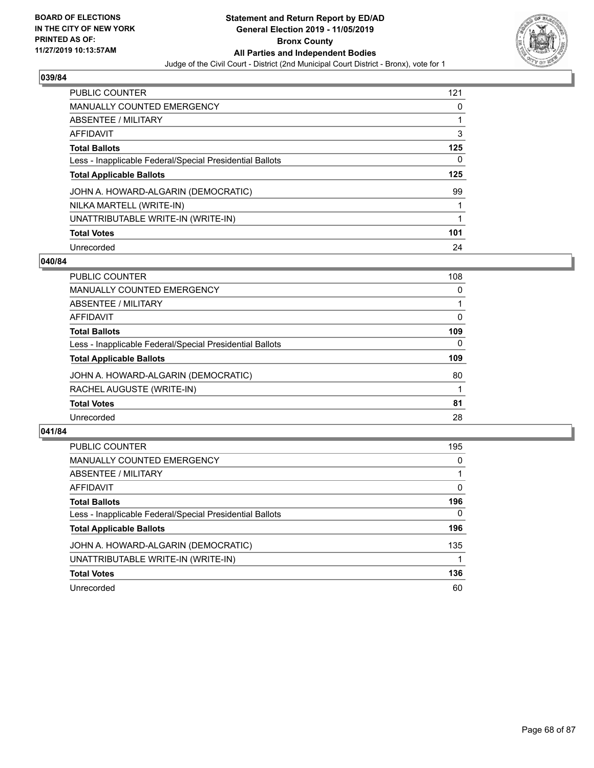BOARD OF ELECTIONS
IN THE CITY OF NEW YORK
PRINTED AS OF:
11/27/2019 10:13:57AM

**Statement and Return Report by ED/AD**
**General Election 2019 - 11/05/2019**
**Bronx County**
**All Parties and Independent Bodies**
Judge of the Civil Court - District (2nd Municipal Court District - Bronx), vote for 1

### 039/84

| | |
|---|---|
| PUBLIC COUNTER | 121 |
| MANUALLY COUNTED EMERGENCY | 0 |
| ABSENTEE / MILITARY | 1 |
| AFFIDAVIT | 3 |
| **Total Ballots** | **125** |
| Less - Inapplicable Federal/Special Presidential Ballots | 0 |
| **Total Applicable Ballots** | **125** |
| JOHN A. HOWARD-ALGARIN (DEMOCRATIC) | 99 |
| NILKA MARTELL (WRITE-IN) | 1 |
| UNATTRIBUTABLE WRITE-IN (WRITE-IN) | 1 |
| **Total Votes** | **101** |
| Unrecorded | 24 |

### 040/84

| | |
|---|---|
| PUBLIC COUNTER | 108 |
| MANUALLY COUNTED EMERGENCY | 0 |
| ABSENTEE / MILITARY | 1 |
| AFFIDAVIT | 0 |
| **Total Ballots** | **109** |
| Less - Inapplicable Federal/Special Presidential Ballots | 0 |
| **Total Applicable Ballots** | **109** |
| JOHN A. HOWARD-ALGARIN (DEMOCRATIC) | 80 |
| RACHEL AUGUSTE (WRITE-IN) | 1 |
| **Total Votes** | **81** |
| Unrecorded | 28 |

### 041/84

| | |
|---|---|
| PUBLIC COUNTER | 195 |
| MANUALLY COUNTED EMERGENCY | 0 |
| ABSENTEE / MILITARY | 1 |
| AFFIDAVIT | 0 |
| **Total Ballots** | **196** |
| Less - Inapplicable Federal/Special Presidential Ballots | 0 |
| **Total Applicable Ballots** | **196** |
| JOHN A. HOWARD-ALGARIN (DEMOCRATIC) | 135 |
| UNATTRIBUTABLE WRITE-IN (WRITE-IN) | 1 |
| **Total Votes** | **136** |
| Unrecorded | 60 |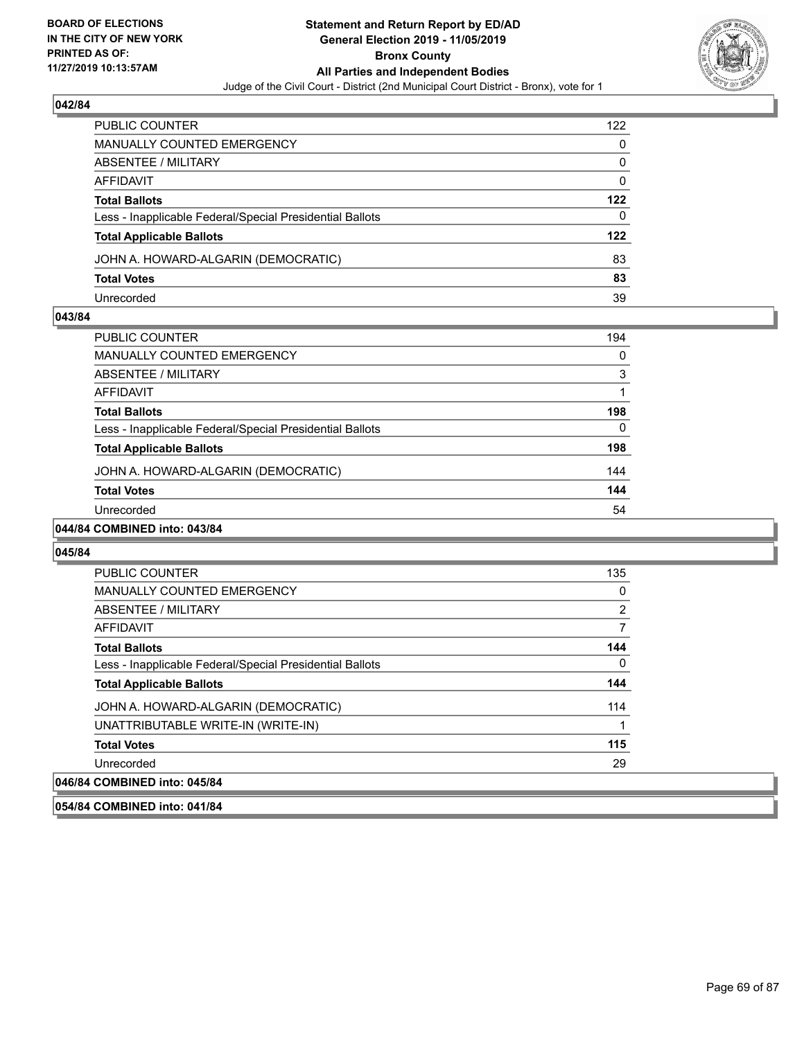**Statement and Return Report by ED/AD**
**General Election 2019 - 11/05/2019**
**Bronx County**
**All Parties and Independent Bodies**
Judge of the Civil Court - District (2nd Municipal Court District - Bronx), vote for 1

BOARD OF ELECTIONS IN THE CITY OF NEW YORK PRINTED AS OF: 11/27/2019 10:13:57AM

### 042/84

| | |
|---|---|
| PUBLIC COUNTER | 122 |
| MANUALLY COUNTED EMERGENCY | 0 |
| ABSENTEE / MILITARY | 0 |
| AFFIDAVIT | 0 |
| **Total Ballots** | **122** |
| Less - Inapplicable Federal/Special Presidential Ballots | 0 |
| **Total Applicable Ballots** | **122** |
| JOHN A. HOWARD-ALGARIN (DEMOCRATIC) | 83 |
| **Total Votes** | **83** |
| Unrecorded | 39 |

### 043/84

| | |
|---|---|
| PUBLIC COUNTER | 194 |
| MANUALLY COUNTED EMERGENCY | 0 |
| ABSENTEE / MILITARY | 3 |
| AFFIDAVIT | 1 |
| **Total Ballots** | **198** |
| Less - Inapplicable Federal/Special Presidential Ballots | 0 |
| **Total Applicable Ballots** | **198** |
| JOHN A. HOWARD-ALGARIN (DEMOCRATIC) | 144 |
| **Total Votes** | **144** |
| Unrecorded | 54 |

### 044/84 COMBINED into: 043/84

### 045/84

| | |
|---|---|
| PUBLIC COUNTER | 135 |
| MANUALLY COUNTED EMERGENCY | 0 |
| ABSENTEE / MILITARY | 2 |
| AFFIDAVIT | 7 |
| **Total Ballots** | **144** |
| Less - Inapplicable Federal/Special Presidential Ballots | 0 |
| **Total Applicable Ballots** | **144** |
| JOHN A. HOWARD-ALGARIN (DEMOCRATIC) | 114 |
| UNATTRIBUTABLE WRITE-IN (WRITE-IN) | 1 |
| **Total Votes** | **115** |
| Unrecorded | 29 |

### 046/84 COMBINED into: 045/84

### 054/84 COMBINED into: 041/84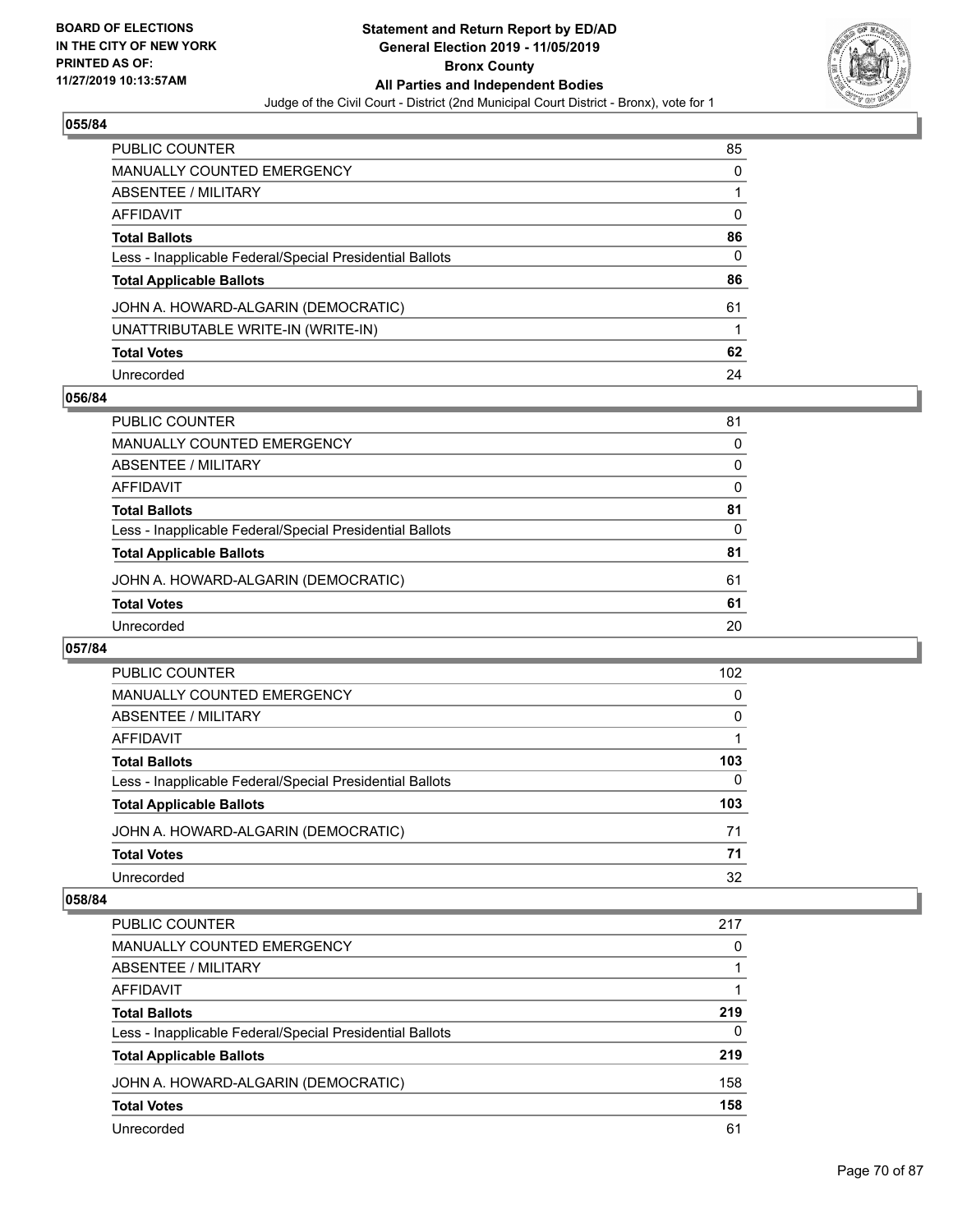## 055/84

| | |
|---|---|
| PUBLIC COUNTER | 85 |
| MANUALLY COUNTED EMERGENCY | 0 |
| ABSENTEE / MILITARY | 1 |
| AFFIDAVIT | 0 |
| **Total Ballots** | **86** |
| Less - Inapplicable Federal/Special Presidential Ballots | 0 |
| **Total Applicable Ballots** | **86** |
| JOHN A. HOWARD-ALGARIN (DEMOCRATIC) | 61 |
| UNATTRIBUTABLE WRITE-IN (WRITE-IN) | 1 |
| **Total Votes** | **62** |
| Unrecorded | 24 |

## 056/84

| | |
|---|---|
| PUBLIC COUNTER | 81 |
| MANUALLY COUNTED EMERGENCY | 0 |
| ABSENTEE / MILITARY | 0 |
| AFFIDAVIT | 0 |
| **Total Ballots** | **81** |
| Less - Inapplicable Federal/Special Presidential Ballots | 0 |
| **Total Applicable Ballots** | **81** |
| JOHN A. HOWARD-ALGARIN (DEMOCRATIC) | 61 |
| **Total Votes** | **61** |
| Unrecorded | 20 |

## 057/84

| | |
|---|---|
| PUBLIC COUNTER | 102 |
| MANUALLY COUNTED EMERGENCY | 0 |
| ABSENTEE / MILITARY | 0 |
| AFFIDAVIT | 1 |
| **Total Ballots** | **103** |
| Less - Inapplicable Federal/Special Presidential Ballots | 0 |
| **Total Applicable Ballots** | **103** |
| JOHN A. HOWARD-ALGARIN (DEMOCRATIC) | 71 |
| **Total Votes** | **71** |
| Unrecorded | 32 |

## 058/84

| | |
|---|---|
| PUBLIC COUNTER | 217 |
| MANUALLY COUNTED EMERGENCY | 0 |
| ABSENTEE / MILITARY | 1 |
| AFFIDAVIT | 1 |
| **Total Ballots** | **219** |
| Less - Inapplicable Federal/Special Presidential Ballots | 0 |
| **Total Applicable Ballots** | **219** |
| JOHN A. HOWARD-ALGARIN (DEMOCRATIC) | 158 |
| **Total Votes** | **158** |
| Unrecorded | 61 |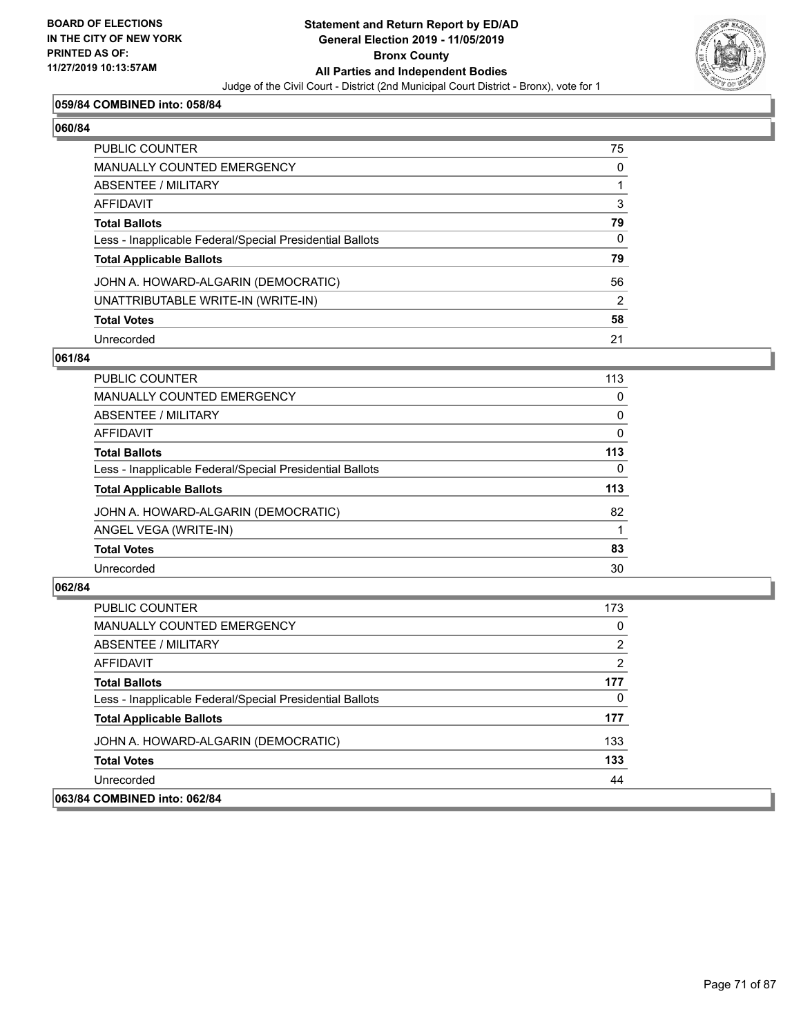**059/84 COMBINED into: 058/84**

**060/84**

| | |
|---|---|
| PUBLIC COUNTER | 75 |
| MANUALLY COUNTED EMERGENCY | 0 |
| ABSENTEE / MILITARY | 1 |
| AFFIDAVIT | 3 |
| **Total Ballots** | **79** |
| Less - Inapplicable Federal/Special Presidential Ballots | 0 |
| **Total Applicable Ballots** | **79** |
| JOHN A. HOWARD-ALGARIN (DEMOCRATIC) | 56 |
| UNATTRIBUTABLE WRITE-IN (WRITE-IN) | 2 |
| **Total Votes** | **58** |
| Unrecorded | 21 |

**061/84**

| | |
|---|---|
| PUBLIC COUNTER | 113 |
| MANUALLY COUNTED EMERGENCY | 0 |
| ABSENTEE / MILITARY | 0 |
| AFFIDAVIT | 0 |
| **Total Ballots** | **113** |
| Less - Inapplicable Federal/Special Presidential Ballots | 0 |
| **Total Applicable Ballots** | **113** |
| JOHN A. HOWARD-ALGARIN (DEMOCRATIC) | 82 |
| ANGEL VEGA (WRITE-IN) | 1 |
| **Total Votes** | **83** |
| Unrecorded | 30 |

**062/84**

| | |
|---|---|
| PUBLIC COUNTER | 173 |
| MANUALLY COUNTED EMERGENCY | 0 |
| ABSENTEE / MILITARY | 2 |
| AFFIDAVIT | 2 |
| **Total Ballots** | **177** |
| Less - Inapplicable Federal/Special Presidential Ballots | 0 |
| **Total Applicable Ballots** | **177** |
| JOHN A. HOWARD-ALGARIN (DEMOCRATIC) | 133 |
| **Total Votes** | **133** |
| Unrecorded | 44 |

**063/84 COMBINED into: 062/84**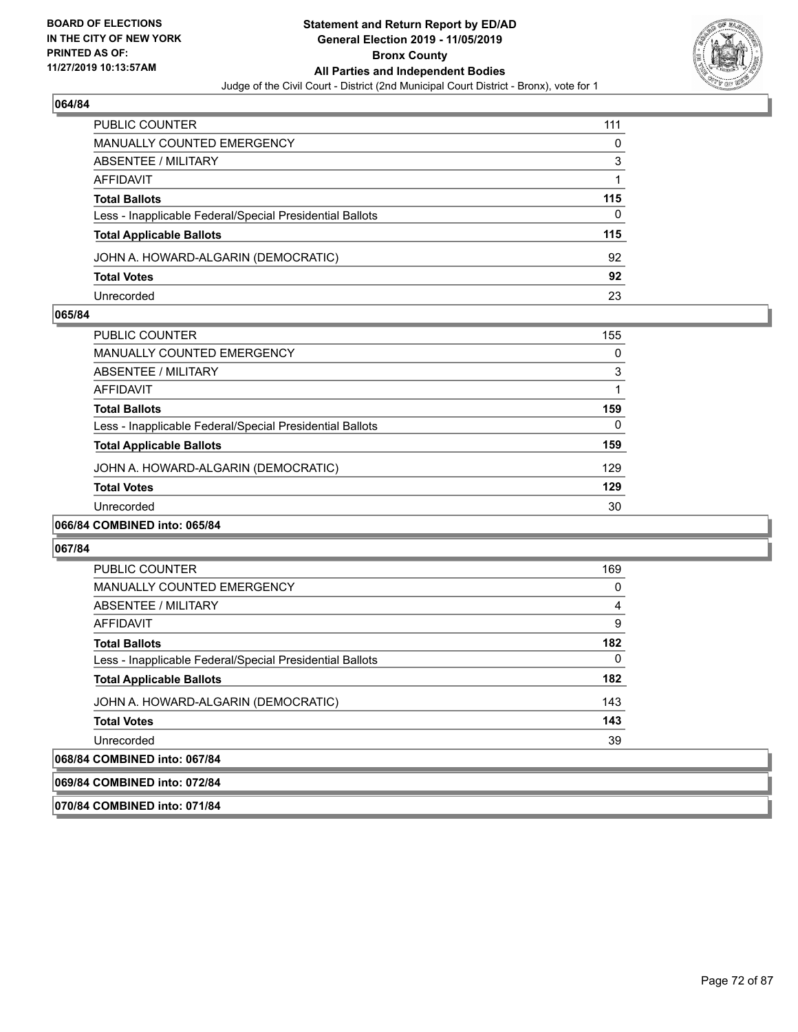### 064/84

| | |
|---|---|
| PUBLIC COUNTER | 111 |
| MANUALLY COUNTED EMERGENCY | 0 |
| ABSENTEE / MILITARY | 3 |
| AFFIDAVIT | 1 |
| **Total Ballots** | **115** |
| Less - Inapplicable Federal/Special Presidential Ballots | 0 |
| **Total Applicable Ballots** | **115** |
| JOHN A. HOWARD-ALGARIN (DEMOCRATIC) | 92 |
| **Total Votes** | **92** |
| Unrecorded | 23 |

### 065/84

| | |
|---|---|
| PUBLIC COUNTER | 155 |
| MANUALLY COUNTED EMERGENCY | 0 |
| ABSENTEE / MILITARY | 3 |
| AFFIDAVIT | 1 |
| **Total Ballots** | **159** |
| Less - Inapplicable Federal/Special Presidential Ballots | 0 |
| **Total Applicable Ballots** | **159** |
| JOHN A. HOWARD-ALGARIN (DEMOCRATIC) | 129 |
| **Total Votes** | **129** |
| Unrecorded | 30 |

### 066/84 COMBINED into: 065/84

### 067/84

| | |
|---|---|
| PUBLIC COUNTER | 169 |
| MANUALLY COUNTED EMERGENCY | 0 |
| ABSENTEE / MILITARY | 4 |
| AFFIDAVIT | 9 |
| **Total Ballots** | **182** |
| Less - Inapplicable Federal/Special Presidential Ballots | 0 |
| **Total Applicable Ballots** | **182** |
| JOHN A. HOWARD-ALGARIN (DEMOCRATIC) | 143 |
| **Total Votes** | **143** |
| Unrecorded | 39 |

### 068/84 COMBINED into: 067/84

### 069/84 COMBINED into: 072/84

### 070/84 COMBINED into: 071/84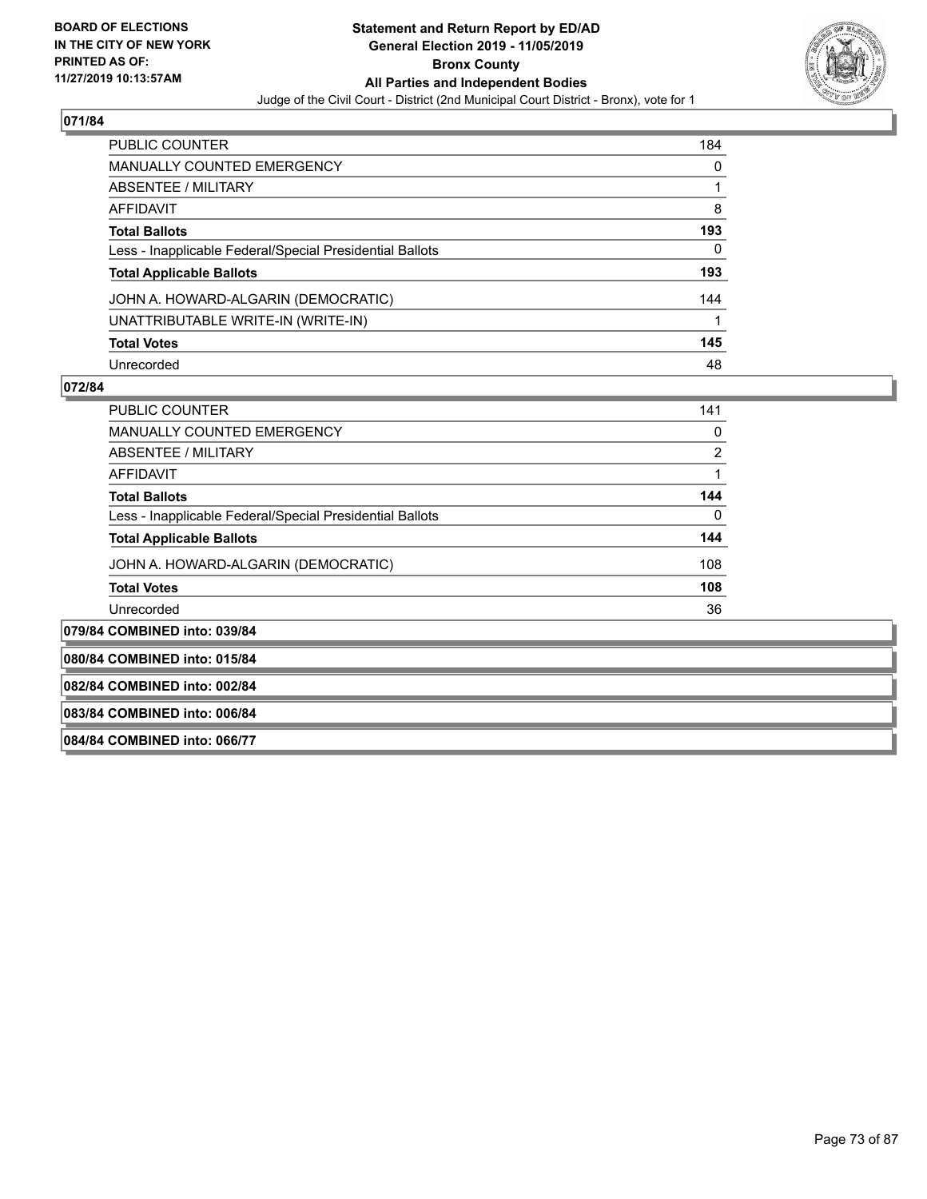**071/84**

| | |
|---|---|
| PUBLIC COUNTER | 184 |
| MANUALLY COUNTED EMERGENCY | 0 |
| ABSENTEE / MILITARY | 1 |
| AFFIDAVIT | 8 |
| **Total Ballots** | **193** |
| Less - Inapplicable Federal/Special Presidential Ballots | 0 |
| **Total Applicable Ballots** | **193** |
| JOHN A. HOWARD-ALGARIN (DEMOCRATIC) | 144 |
| UNATTRIBUTABLE WRITE-IN (WRITE-IN) | 1 |
| **Total Votes** | **145** |
| Unrecorded | 48 |

**072/84**

| | |
|---|---|
| PUBLIC COUNTER | 141 |
| MANUALLY COUNTED EMERGENCY | 0 |
| ABSENTEE / MILITARY | 2 |
| AFFIDAVIT | 1 |
| **Total Ballots** | **144** |
| Less - Inapplicable Federal/Special Presidential Ballots | 0 |
| **Total Applicable Ballots** | **144** |
| JOHN A. HOWARD-ALGARIN (DEMOCRATIC) | 108 |
| **Total Votes** | **108** |
| Unrecorded | 36 |

**079/84 COMBINED into: 039/84**

**080/84 COMBINED into: 015/84**

**082/84 COMBINED into: 002/84**

**083/84 COMBINED into: 006/84**

**084/84 COMBINED into: 066/77**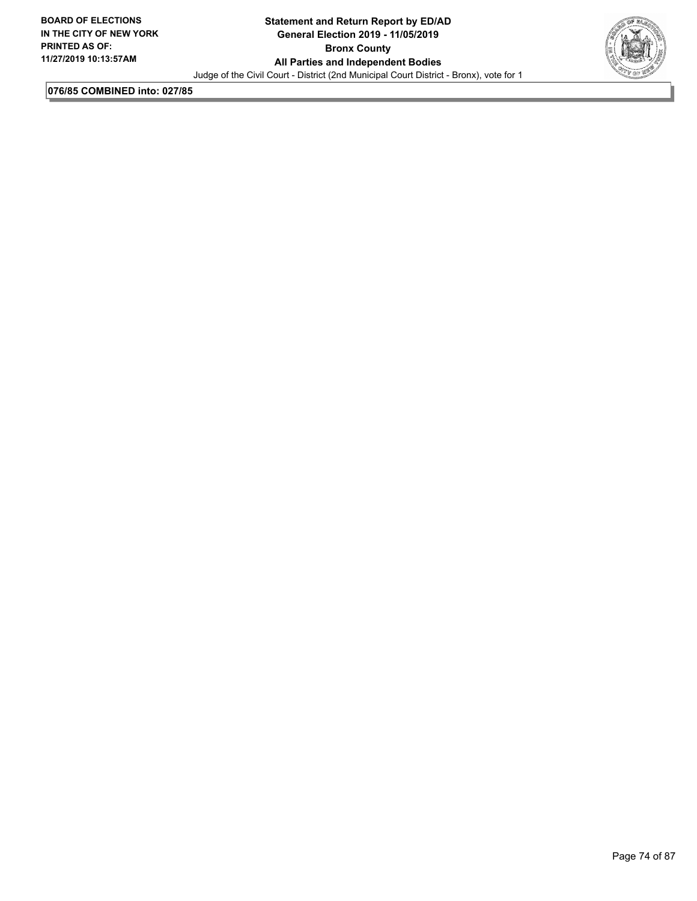**076/85 COMBINED into: 027/85**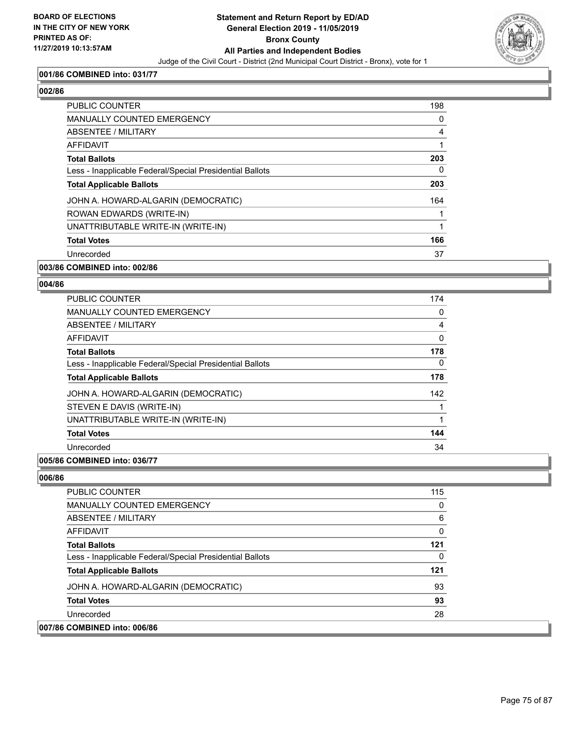BOARD OF ELECTIONS
IN THE CITY OF NEW YORK
PRINTED AS OF:
11/27/2019 10:13:57AM

**Statement and Return Report by ED/AD**
**General Election 2019 - 11/05/2019**
**Bronx County**
**All Parties and Independent Bodies**
Judge of the Civil Court - District (2nd Municipal Court District - Bronx), vote for 1

**001/86 COMBINED into: 031/77**

**002/86**

| | |
|---|---|
| PUBLIC COUNTER | 198 |
| MANUALLY COUNTED EMERGENCY | 0 |
| ABSENTEE / MILITARY | 4 |
| AFFIDAVIT | 1 |
| **Total Ballots** | **203** |
| Less - Inapplicable Federal/Special Presidential Ballots | 0 |
| **Total Applicable Ballots** | **203** |
| JOHN A. HOWARD-ALGARIN (DEMOCRATIC) | 164 |
| ROWAN EDWARDS (WRITE-IN) | 1 |
| UNATTRIBUTABLE WRITE-IN (WRITE-IN) | 1 |
| **Total Votes** | **166** |
| Unrecorded | 37 |

**003/86 COMBINED into: 002/86**

**004/86**

| | |
|---|---|
| PUBLIC COUNTER | 174 |
| MANUALLY COUNTED EMERGENCY | 0 |
| ABSENTEE / MILITARY | 4 |
| AFFIDAVIT | 0 |
| **Total Ballots** | **178** |
| Less - Inapplicable Federal/Special Presidential Ballots | 0 |
| **Total Applicable Ballots** | **178** |
| JOHN A. HOWARD-ALGARIN (DEMOCRATIC) | 142 |
| STEVEN E DAVIS (WRITE-IN) | 1 |
| UNATTRIBUTABLE WRITE-IN (WRITE-IN) | 1 |
| **Total Votes** | **144** |
| Unrecorded | 34 |

**005/86 COMBINED into: 036/77**

**006/86**

| | |
|---|---|
| PUBLIC COUNTER | 115 |
| MANUALLY COUNTED EMERGENCY | 0 |
| ABSENTEE / MILITARY | 6 |
| AFFIDAVIT | 0 |
| **Total Ballots** | **121** |
| Less - Inapplicable Federal/Special Presidential Ballots | 0 |
| **Total Applicable Ballots** | **121** |
| JOHN A. HOWARD-ALGARIN (DEMOCRATIC) | 93 |
| **Total Votes** | **93** |
| Unrecorded | 28 |

**007/86 COMBINED into: 006/86**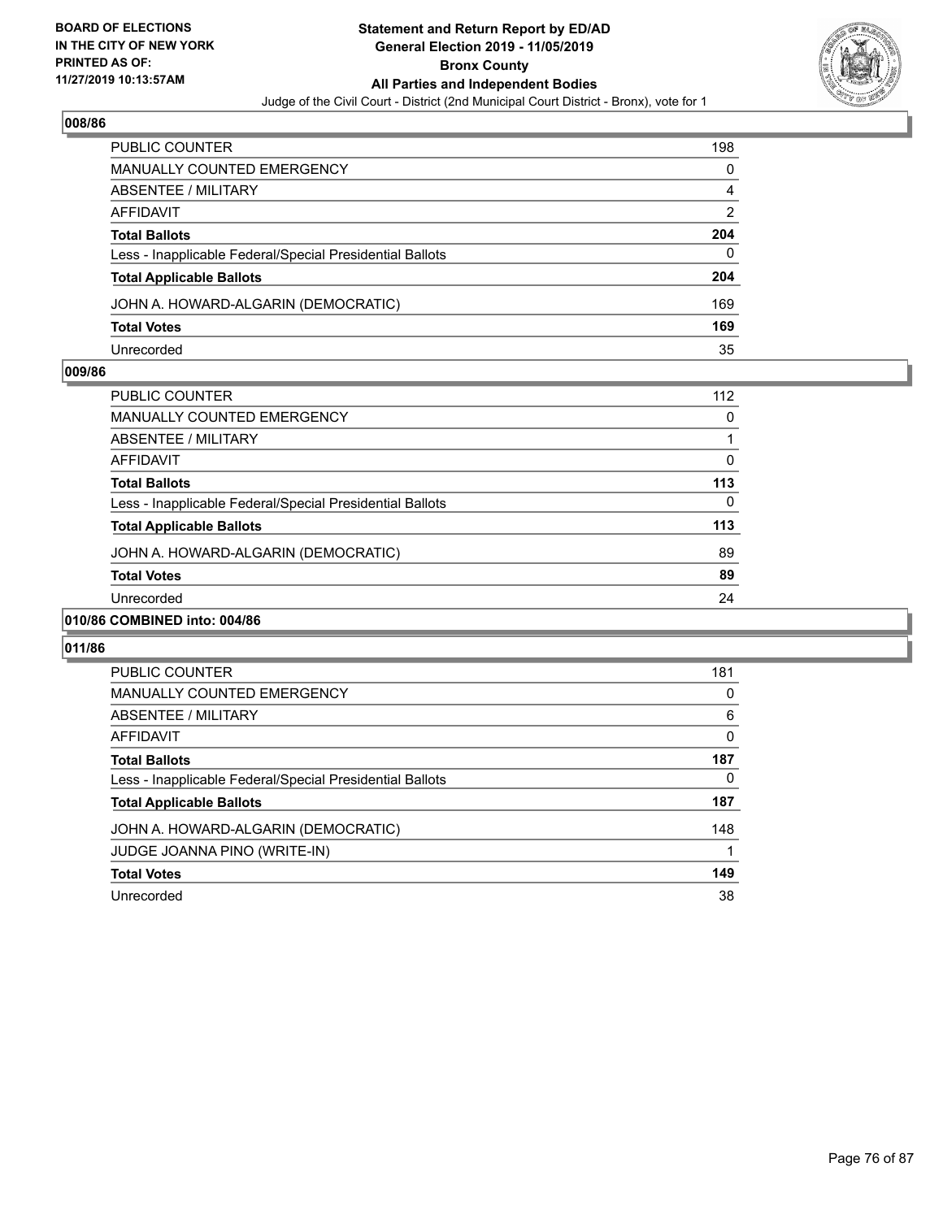## 008/86

| | |
|---|---|
| PUBLIC COUNTER | 198 |
| MANUALLY COUNTED EMERGENCY | 0 |
| ABSENTEE / MILITARY | 4 |
| AFFIDAVIT | 2 |
| **Total Ballots** | **204** |
| Less - Inapplicable Federal/Special Presidential Ballots | 0 |
| **Total Applicable Ballots** | **204** |
| JOHN A. HOWARD-ALGARIN (DEMOCRATIC) | 169 |
| **Total Votes** | **169** |
| Unrecorded | 35 |

## 009/86

| | |
|---|---|
| PUBLIC COUNTER | 112 |
| MANUALLY COUNTED EMERGENCY | 0 |
| ABSENTEE / MILITARY | 1 |
| AFFIDAVIT | 0 |
| **Total Ballots** | **113** |
| Less - Inapplicable Federal/Special Presidential Ballots | 0 |
| **Total Applicable Ballots** | **113** |
| JOHN A. HOWARD-ALGARIN (DEMOCRATIC) | 89 |
| **Total Votes** | **89** |
| Unrecorded | 24 |

## 010/86 COMBINED into: 004/86

## 011/86

| | |
|---|---|
| PUBLIC COUNTER | 181 |
| MANUALLY COUNTED EMERGENCY | 0 |
| ABSENTEE / MILITARY | 6 |
| AFFIDAVIT | 0 |
| **Total Ballots** | **187** |
| Less - Inapplicable Federal/Special Presidential Ballots | 0 |
| **Total Applicable Ballots** | **187** |
| JOHN A. HOWARD-ALGARIN (DEMOCRATIC) | 148 |
| JUDGE JOANNA PINO (WRITE-IN) | 1 |
| **Total Votes** | **149** |
| Unrecorded | 38 |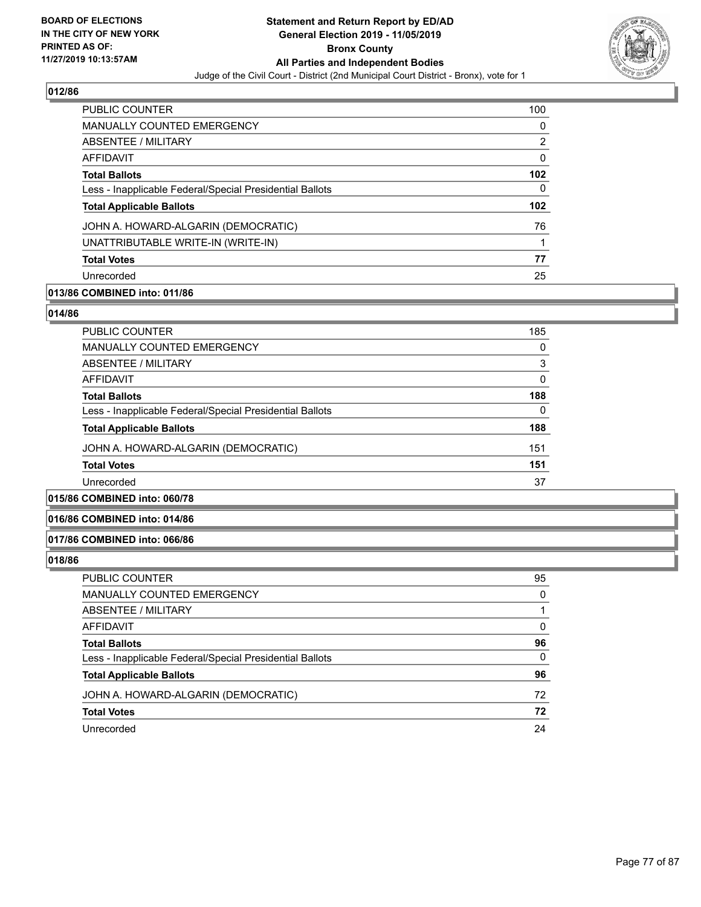### 012/86

| | |
|---|---|
| PUBLIC COUNTER | 100 |
| MANUALLY COUNTED EMERGENCY | 0 |
| ABSENTEE / MILITARY | 2 |
| AFFIDAVIT | 0 |
| **Total Ballots** | **102** |
| Less - Inapplicable Federal/Special Presidential Ballots | 0 |
| **Total Applicable Ballots** | **102** |
| JOHN A. HOWARD-ALGARIN (DEMOCRATIC) | 76 |
| UNATTRIBUTABLE WRITE-IN (WRITE-IN) | 1 |
| **Total Votes** | **77** |
| Unrecorded | 25 |

### 013/86 COMBINED into: 011/86

### 014/86

| | |
|---|---|
| PUBLIC COUNTER | 185 |
| MANUALLY COUNTED EMERGENCY | 0 |
| ABSENTEE / MILITARY | 3 |
| AFFIDAVIT | 0 |
| **Total Ballots** | **188** |
| Less - Inapplicable Federal/Special Presidential Ballots | 0 |
| **Total Applicable Ballots** | **188** |
| JOHN A. HOWARD-ALGARIN (DEMOCRATIC) | 151 |
| **Total Votes** | **151** |
| Unrecorded | 37 |

### 015/86 COMBINED into: 060/78

### 016/86 COMBINED into: 014/86

### 017/86 COMBINED into: 066/86

### 018/86

| | |
|---|---|
| PUBLIC COUNTER | 95 |
| MANUALLY COUNTED EMERGENCY | 0 |
| ABSENTEE / MILITARY | 1 |
| AFFIDAVIT | 0 |
| **Total Ballots** | **96** |
| Less - Inapplicable Federal/Special Presidential Ballots | 0 |
| **Total Applicable Ballots** | **96** |
| JOHN A. HOWARD-ALGARIN (DEMOCRATIC) | 72 |
| **Total Votes** | **72** |
| Unrecorded | 24 |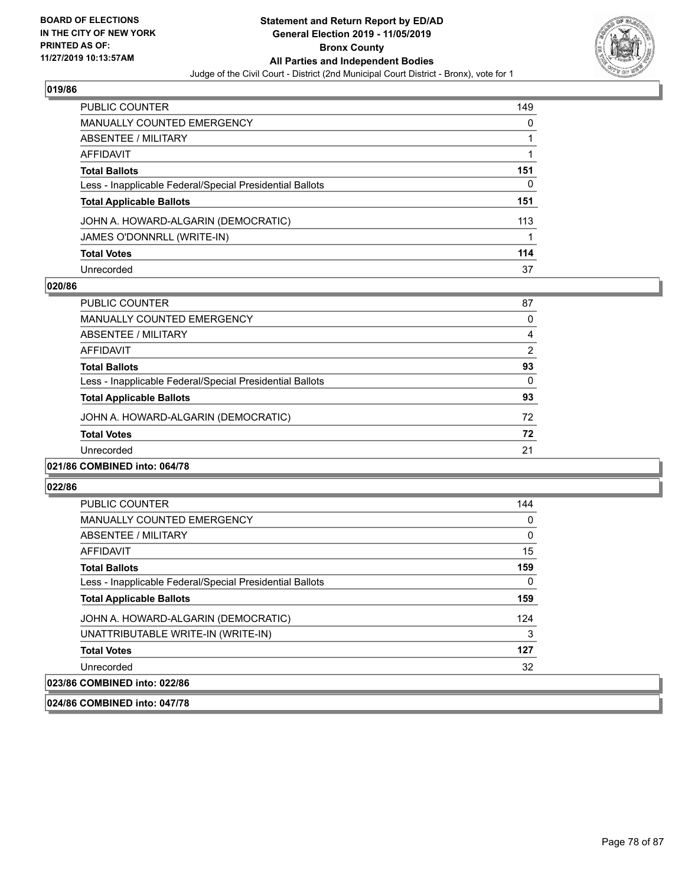**BOARD OF ELECTIONS IN THE CITY OF NEW YORK PRINTED AS OF: 11/27/2019 10:13:57AM**

# Statement and Return Report by ED/AD
## General Election 2019 - 11/05/2019
## Bronx County
## All Parties and Independent Bodies
Judge of the Civil Court - District (2nd Municipal Court District - Bronx), vote for 1

### 019/86

| | |
|---|---|
| PUBLIC COUNTER | 149 |
| MANUALLY COUNTED EMERGENCY | 0 |
| ABSENTEE / MILITARY | 1 |
| AFFIDAVIT | 1 |
| **Total Ballots** | **151** |
| Less - Inapplicable Federal/Special Presidential Ballots | 0 |
| **Total Applicable Ballots** | **151** |
| JOHN A. HOWARD-ALGARIN (DEMOCRATIC) | 113 |
| JAMES O'DONNRLL (WRITE-IN) | 1 |
| **Total Votes** | **114** |
| Unrecorded | 37 |

### 020/86

| | |
|---|---|
| PUBLIC COUNTER | 87 |
| MANUALLY COUNTED EMERGENCY | 0 |
| ABSENTEE / MILITARY | 4 |
| AFFIDAVIT | 2 |
| **Total Ballots** | **93** |
| Less - Inapplicable Federal/Special Presidential Ballots | 0 |
| **Total Applicable Ballots** | **93** |
| JOHN A. HOWARD-ALGARIN (DEMOCRATIC) | 72 |
| **Total Votes** | **72** |
| Unrecorded | 21 |

### 021/86 COMBINED into: 064/78

### 022/86

| | |
|---|---|
| PUBLIC COUNTER | 144 |
| MANUALLY COUNTED EMERGENCY | 0 |
| ABSENTEE / MILITARY | 0 |
| AFFIDAVIT | 15 |
| **Total Ballots** | **159** |
| Less - Inapplicable Federal/Special Presidential Ballots | 0 |
| **Total Applicable Ballots** | **159** |
| JOHN A. HOWARD-ALGARIN (DEMOCRATIC) | 124 |
| UNATTRIBUTABLE WRITE-IN (WRITE-IN) | 3 |
| **Total Votes** | **127** |
| Unrecorded | 32 |

### 023/86 COMBINED into: 022/86

### 024/86 COMBINED into: 047/78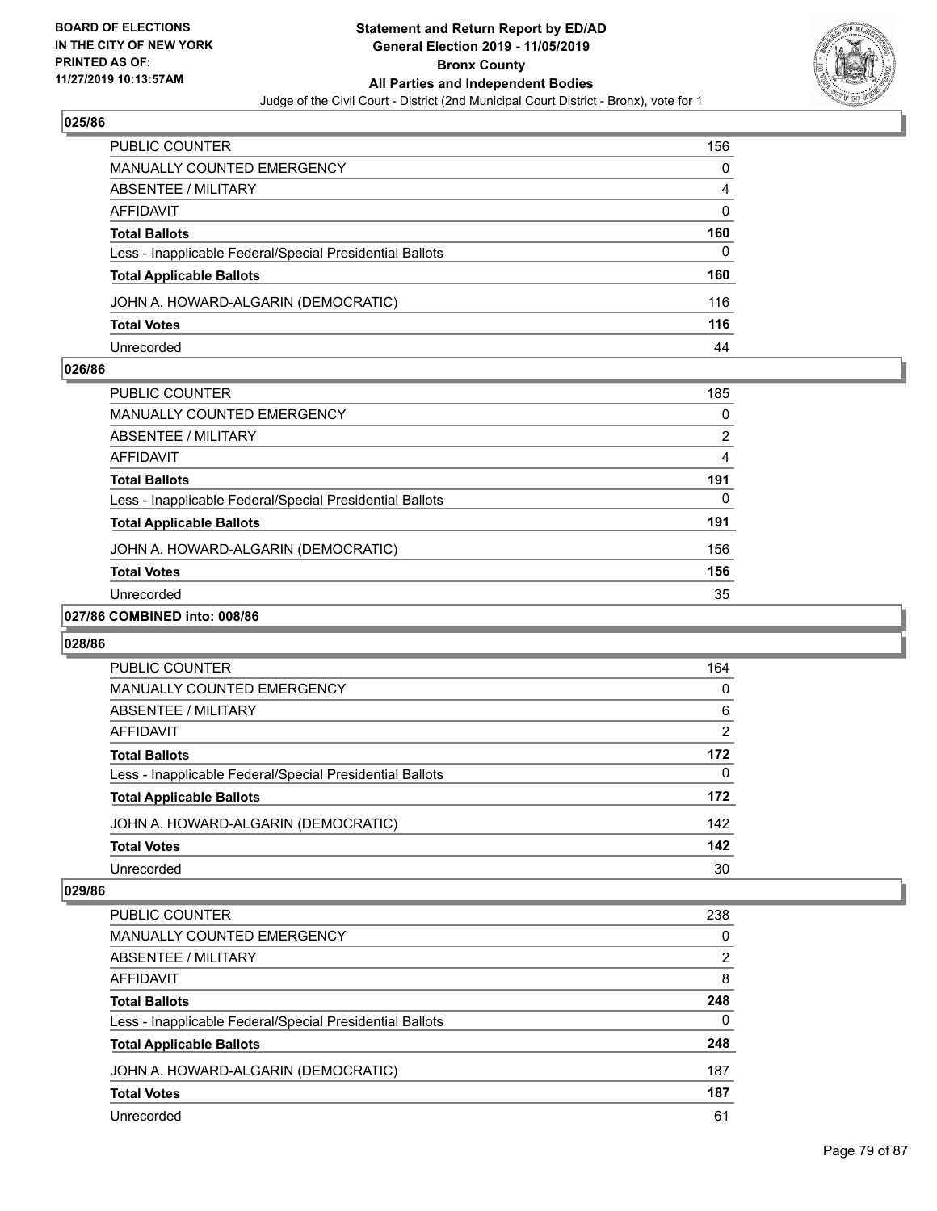### 025/86

| | |
|---|---|
| PUBLIC COUNTER | 156 |
| MANUALLY COUNTED EMERGENCY | 0 |
| ABSENTEE / MILITARY | 4 |
| AFFIDAVIT | 0 |
| **Total Ballots** | **160** |
| Less - Inapplicable Federal/Special Presidential Ballots | 0 |
| **Total Applicable Ballots** | **160** |
| JOHN A. HOWARD-ALGARIN (DEMOCRATIC) | 116 |
| **Total Votes** | **116** |
| Unrecorded | 44 |

### 026/86

| | |
|---|---|
| PUBLIC COUNTER | 185 |
| MANUALLY COUNTED EMERGENCY | 0 |
| ABSENTEE / MILITARY | 2 |
| AFFIDAVIT | 4 |
| **Total Ballots** | **191** |
| Less - Inapplicable Federal/Special Presidential Ballots | 0 |
| **Total Applicable Ballots** | **191** |
| JOHN A. HOWARD-ALGARIN (DEMOCRATIC) | 156 |
| **Total Votes** | **156** |
| Unrecorded | 35 |

### 027/86 COMBINED into: 008/86

### 028/86

| | |
|---|---|
| PUBLIC COUNTER | 164 |
| MANUALLY COUNTED EMERGENCY | 0 |
| ABSENTEE / MILITARY | 6 |
| AFFIDAVIT | 2 |
| **Total Ballots** | **172** |
| Less - Inapplicable Federal/Special Presidential Ballots | 0 |
| **Total Applicable Ballots** | **172** |
| JOHN A. HOWARD-ALGARIN (DEMOCRATIC) | 142 |
| **Total Votes** | **142** |
| Unrecorded | 30 |

### 029/86

| | |
|---|---|
| PUBLIC COUNTER | 238 |
| MANUALLY COUNTED EMERGENCY | 0 |
| ABSENTEE / MILITARY | 2 |
| AFFIDAVIT | 8 |
| **Total Ballots** | **248** |
| Less - Inapplicable Federal/Special Presidential Ballots | 0 |
| **Total Applicable Ballots** | **248** |
| JOHN A. HOWARD-ALGARIN (DEMOCRATIC) | 187 |
| **Total Votes** | **187** |
| Unrecorded | 61 |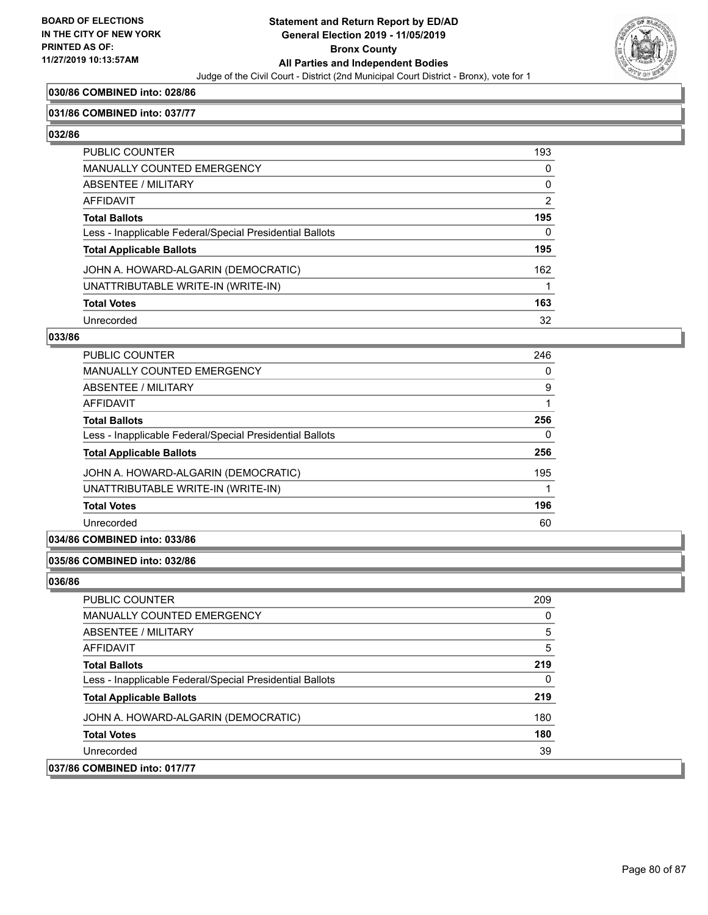**030/86 COMBINED into: 028/86**

**031/86 COMBINED into: 037/77**

**032/86**

| | |
|---|---|
| PUBLIC COUNTER | 193 |
| MANUALLY COUNTED EMERGENCY | 0 |
| ABSENTEE / MILITARY | 0 |
| AFFIDAVIT | 2 |
| **Total Ballots** | **195** |
| Less - Inapplicable Federal/Special Presidential Ballots | 0 |
| **Total Applicable Ballots** | **195** |
| JOHN A. HOWARD-ALGARIN (DEMOCRATIC) | 162 |
| UNATTRIBUTABLE WRITE-IN (WRITE-IN) | 1 |
| **Total Votes** | **163** |
| Unrecorded | 32 |

**033/86**

| | |
|---|---|
| PUBLIC COUNTER | 246 |
| MANUALLY COUNTED EMERGENCY | 0 |
| ABSENTEE / MILITARY | 9 |
| AFFIDAVIT | 1 |
| **Total Ballots** | **256** |
| Less - Inapplicable Federal/Special Presidential Ballots | 0 |
| **Total Applicable Ballots** | **256** |
| JOHN A. HOWARD-ALGARIN (DEMOCRATIC) | 195 |
| UNATTRIBUTABLE WRITE-IN (WRITE-IN) | 1 |
| **Total Votes** | **196** |
| Unrecorded | 60 |

**034/86 COMBINED into: 033/86**

**035/86 COMBINED into: 032/86**

**036/86**

| | |
|---|---|
| PUBLIC COUNTER | 209 |
| MANUALLY COUNTED EMERGENCY | 0 |
| ABSENTEE / MILITARY | 5 |
| AFFIDAVIT | 5 |
| **Total Ballots** | **219** |
| Less - Inapplicable Federal/Special Presidential Ballots | 0 |
| **Total Applicable Ballots** | **219** |
| JOHN A. HOWARD-ALGARIN (DEMOCRATIC) | 180 |
| **Total Votes** | **180** |
| Unrecorded | 39 |

**037/86 COMBINED into: 017/77**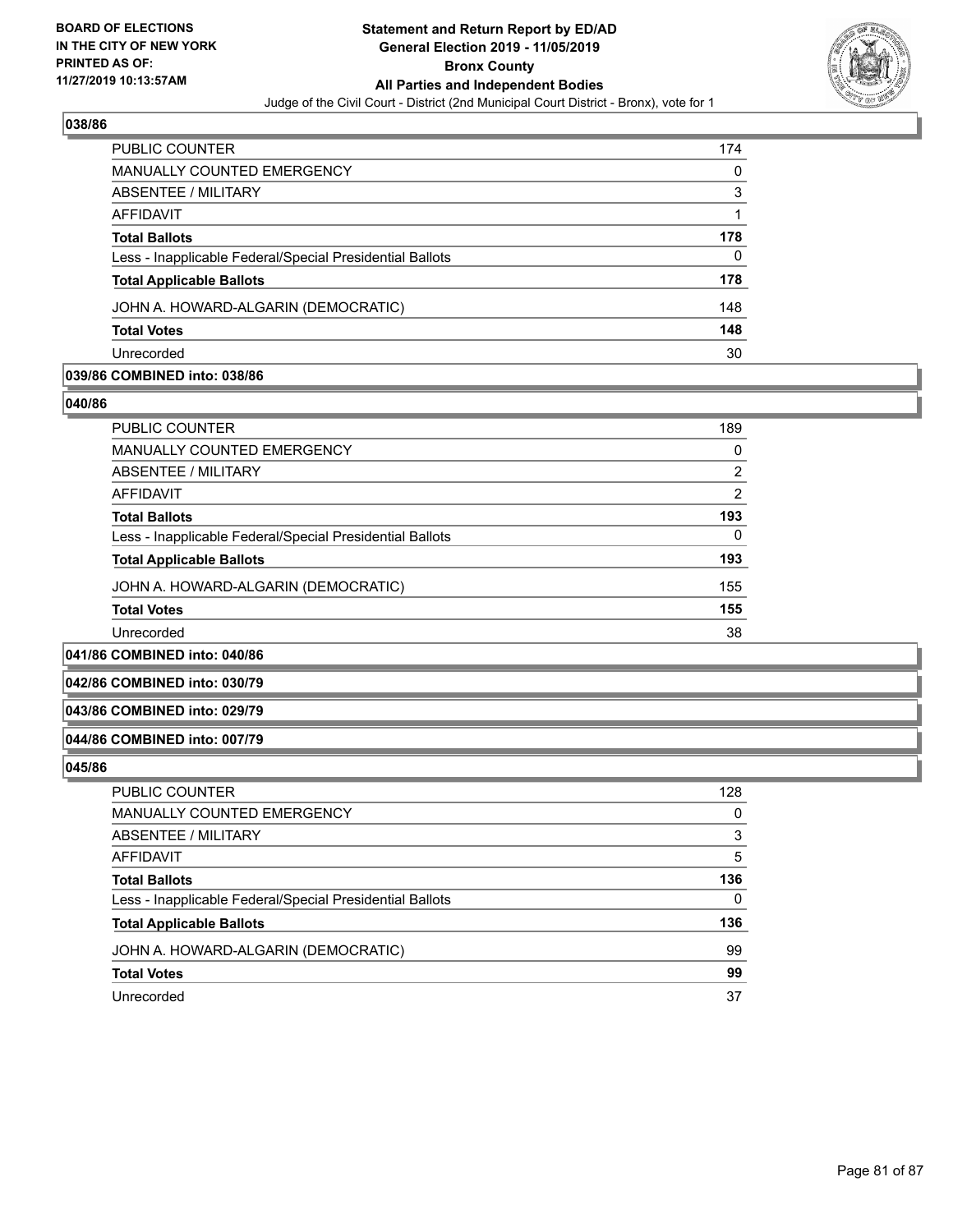**BOARD OF ELECTIONS IN THE CITY OF NEW YORK PRINTED AS OF: 11/27/2019 10:13:57AM**

**Statement and Return Report by ED/AD General Election 2019 - 11/05/2019 Bronx County All Parties and Independent Bodies**

Judge of the Civil Court - District (2nd Municipal Court District - Bronx), vote for 1

**038/86**

| | |
|---|---|
| PUBLIC COUNTER | 174 |
| MANUALLY COUNTED EMERGENCY | 0 |
| ABSENTEE / MILITARY | 3 |
| AFFIDAVIT | 1 |
| **Total Ballots** | **178** |
| Less - Inapplicable Federal/Special Presidential Ballots | 0 |
| **Total Applicable Ballots** | **178** |
| JOHN A. HOWARD-ALGARIN (DEMOCRATIC) | 148 |
| **Total Votes** | **148** |
| Unrecorded | 30 |

**039/86 COMBINED into: 038/86**

**040/86**

| | |
|---|---|
| PUBLIC COUNTER | 189 |
| MANUALLY COUNTED EMERGENCY | 0 |
| ABSENTEE / MILITARY | 2 |
| AFFIDAVIT | 2 |
| **Total Ballots** | **193** |
| Less - Inapplicable Federal/Special Presidential Ballots | 0 |
| **Total Applicable Ballots** | **193** |
| JOHN A. HOWARD-ALGARIN (DEMOCRATIC) | 155 |
| **Total Votes** | **155** |
| Unrecorded | 38 |

**041/86 COMBINED into: 040/86**

**042/86 COMBINED into: 030/79**

**043/86 COMBINED into: 029/79**

**044/86 COMBINED into: 007/79**

**045/86**

| | |
|---|---|
| PUBLIC COUNTER | 128 |
| MANUALLY COUNTED EMERGENCY | 0 |
| ABSENTEE / MILITARY | 3 |
| AFFIDAVIT | 5 |
| **Total Ballots** | **136** |
| Less - Inapplicable Federal/Special Presidential Ballots | 0 |
| **Total Applicable Ballots** | **136** |
| JOHN A. HOWARD-ALGARIN (DEMOCRATIC) | 99 |
| **Total Votes** | **99** |
| Unrecorded | 37 |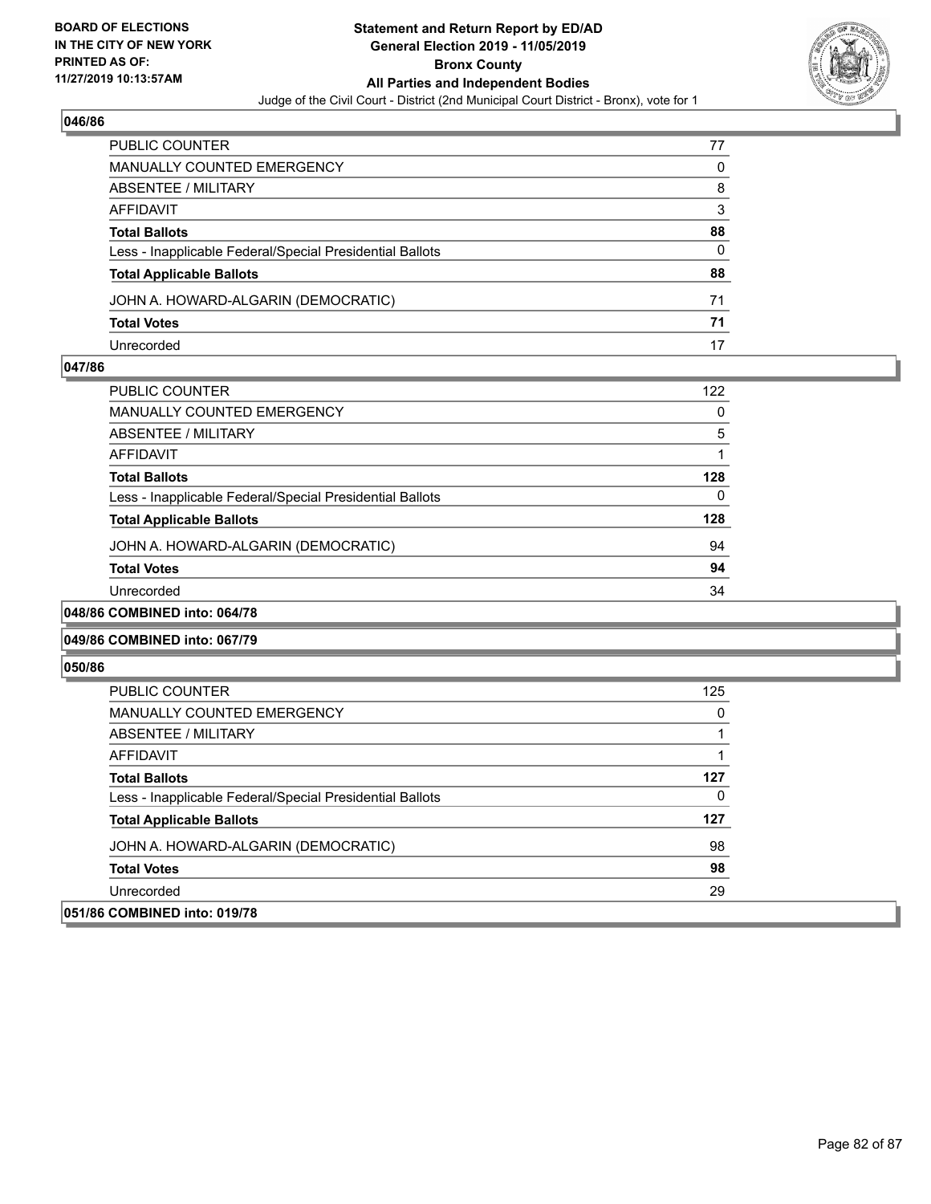## 046/86

| | |
|---|---|
| PUBLIC COUNTER | 77 |
| MANUALLY COUNTED EMERGENCY | 0 |
| ABSENTEE / MILITARY | 8 |
| AFFIDAVIT | 3 |
| **Total Ballots** | **88** |
| Less - Inapplicable Federal/Special Presidential Ballots | 0 |
| **Total Applicable Ballots** | **88** |
| JOHN A. HOWARD-ALGARIN (DEMOCRATIC) | 71 |
| **Total Votes** | **71** |
| Unrecorded | 17 |

## 047/86

| | |
|---|---|
| PUBLIC COUNTER | 122 |
| MANUALLY COUNTED EMERGENCY | 0 |
| ABSENTEE / MILITARY | 5 |
| AFFIDAVIT | 1 |
| **Total Ballots** | **128** |
| Less - Inapplicable Federal/Special Presidential Ballots | 0 |
| **Total Applicable Ballots** | **128** |
| JOHN A. HOWARD-ALGARIN (DEMOCRATIC) | 94 |
| **Total Votes** | **94** |
| Unrecorded | 34 |

## 048/86 COMBINED into: 064/78

## 049/86 COMBINED into: 067/79

## 050/86

| | |
|---|---|
| PUBLIC COUNTER | 125 |
| MANUALLY COUNTED EMERGENCY | 0 |
| ABSENTEE / MILITARY | 1 |
| AFFIDAVIT | 1 |
| **Total Ballots** | **127** |
| Less - Inapplicable Federal/Special Presidential Ballots | 0 |
| **Total Applicable Ballots** | **127** |
| JOHN A. HOWARD-ALGARIN (DEMOCRATIC) | 98 |
| **Total Votes** | **98** |
| Unrecorded | 29 |

## 051/86 COMBINED into: 019/78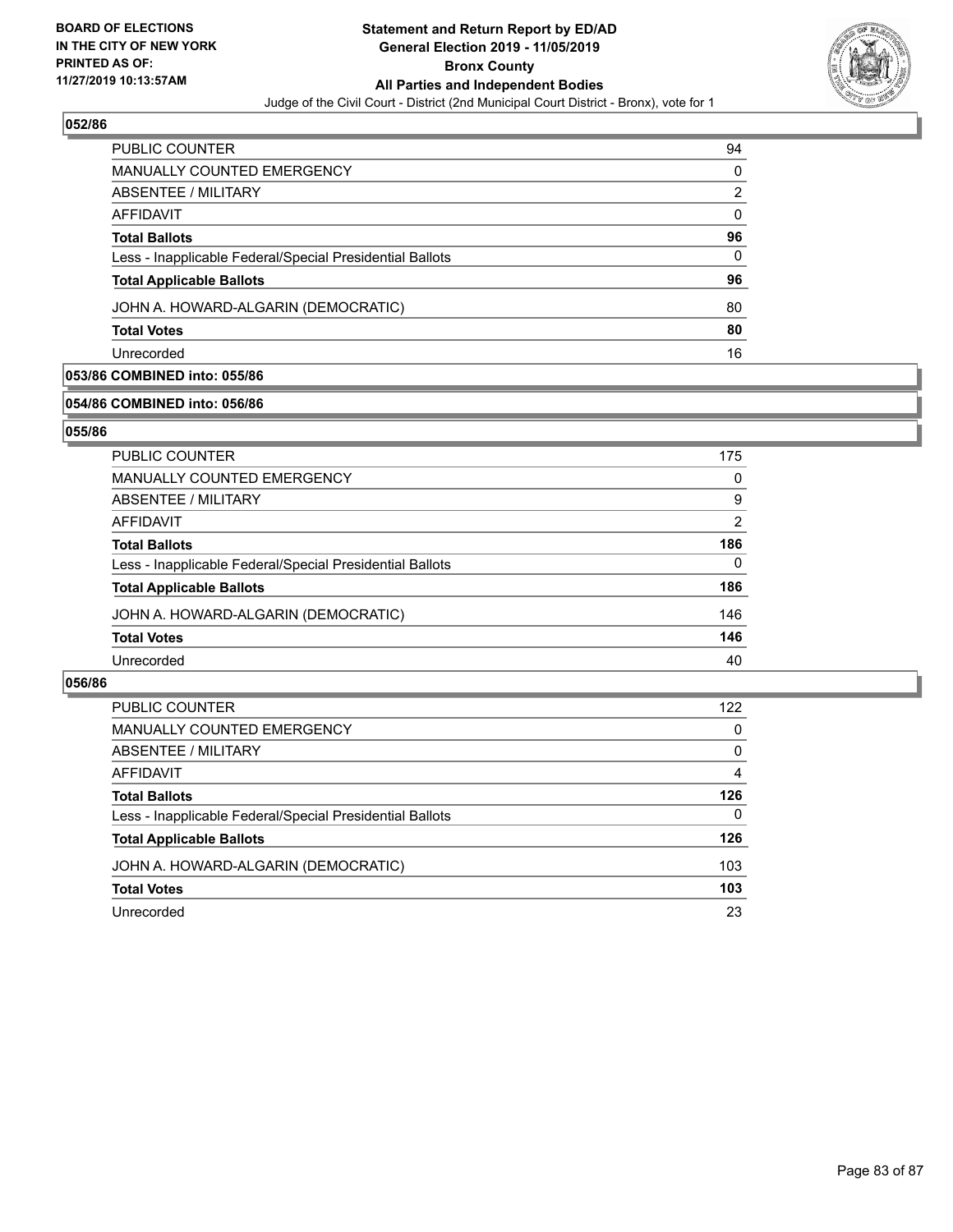**BOARD OF ELECTIONS IN THE CITY OF NEW YORK PRINTED AS OF: 11/27/2019 10:13:57AM**

**Statement and Return Report by ED/AD General Election 2019 - 11/05/2019 Bronx County All Parties and Independent Bodies**

Judge of the Civil Court - District (2nd Municipal Court District - Bronx), vote for 1

### 052/86

| | |
|---|---|
| PUBLIC COUNTER | 94 |
| MANUALLY COUNTED EMERGENCY | 0 |
| ABSENTEE / MILITARY | 2 |
| AFFIDAVIT | 0 |
| **Total Ballots** | **96** |
| Less - Inapplicable Federal/Special Presidential Ballots | 0 |
| **Total Applicable Ballots** | **96** |
| JOHN A. HOWARD-ALGARIN (DEMOCRATIC) | 80 |
| **Total Votes** | **80** |
| Unrecorded | 16 |

### 053/86 COMBINED into: 055/86

### 054/86 COMBINED into: 056/86

### 055/86

| | |
|---|---|
| PUBLIC COUNTER | 175 |
| MANUALLY COUNTED EMERGENCY | 0 |
| ABSENTEE / MILITARY | 9 |
| AFFIDAVIT | 2 |
| **Total Ballots** | **186** |
| Less - Inapplicable Federal/Special Presidential Ballots | 0 |
| **Total Applicable Ballots** | **186** |
| JOHN A. HOWARD-ALGARIN (DEMOCRATIC) | 146 |
| **Total Votes** | **146** |
| Unrecorded | 40 |

### 056/86

| | |
|---|---|
| PUBLIC COUNTER | 122 |
| MANUALLY COUNTED EMERGENCY | 0 |
| ABSENTEE / MILITARY | 0 |
| AFFIDAVIT | 4 |
| **Total Ballots** | **126** |
| Less - Inapplicable Federal/Special Presidential Ballots | 0 |
| **Total Applicable Ballots** | **126** |
| JOHN A. HOWARD-ALGARIN (DEMOCRATIC) | 103 |
| **Total Votes** | **103** |
| Unrecorded | 23 |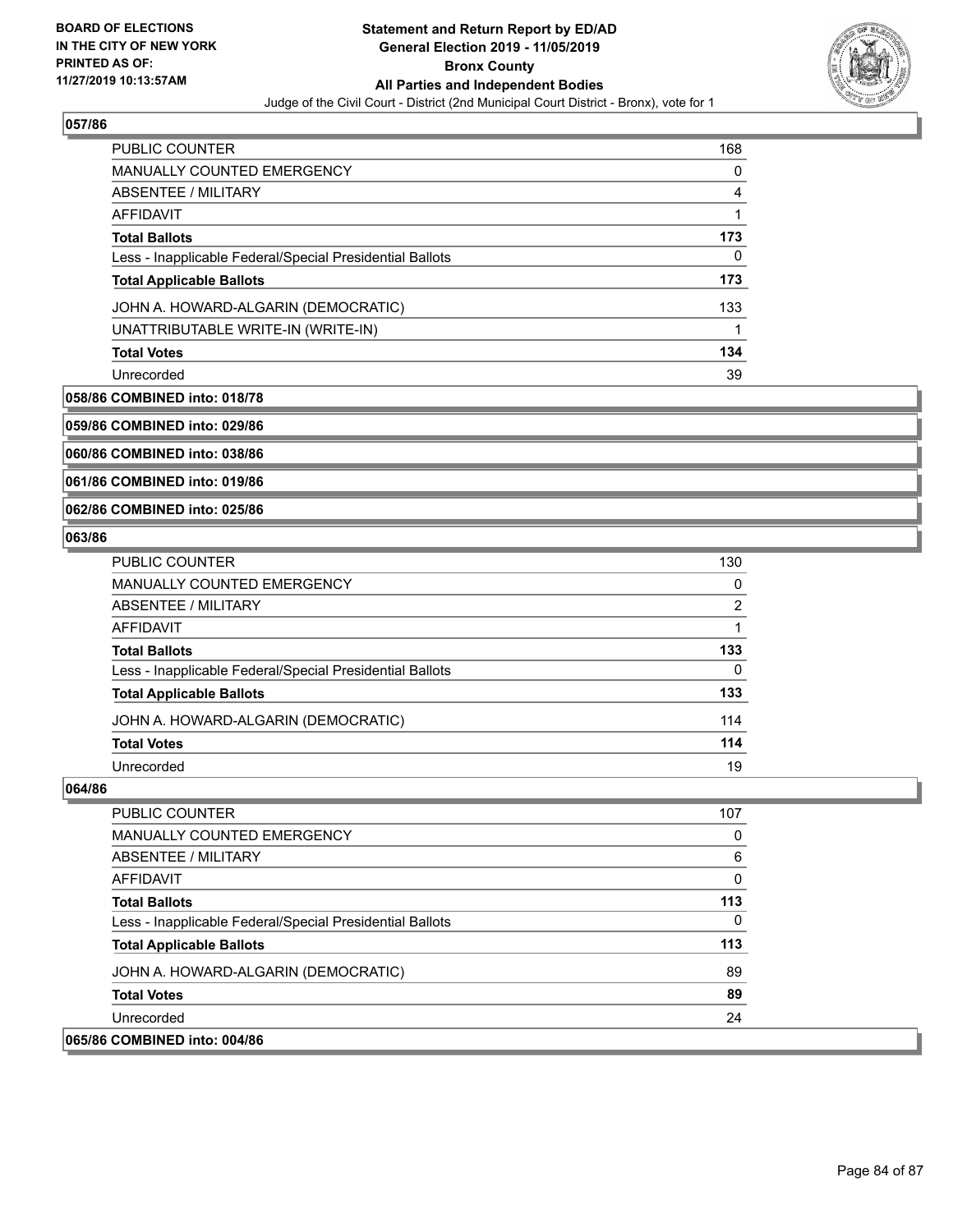## 057/86

| | |
|---|---|
| PUBLIC COUNTER | 168 |
| MANUALLY COUNTED EMERGENCY | 0 |
| ABSENTEE / MILITARY | 4 |
| AFFIDAVIT | 1 |
| **Total Ballots** | **173** |
| Less - Inapplicable Federal/Special Presidential Ballots | 0 |
| **Total Applicable Ballots** | **173** |
| JOHN A. HOWARD-ALGARIN (DEMOCRATIC) | 133 |
| UNATTRIBUTABLE WRITE-IN (WRITE-IN) | 1 |
| **Total Votes** | **134** |
| Unrecorded | 39 |

**058/86 COMBINED into: 018/78**

**059/86 COMBINED into: 029/86**

**060/86 COMBINED into: 038/86**

**061/86 COMBINED into: 019/86**

**062/86 COMBINED into: 025/86**

## 063/86

| | |
|---|---|
| PUBLIC COUNTER | 130 |
| MANUALLY COUNTED EMERGENCY | 0 |
| ABSENTEE / MILITARY | 2 |
| AFFIDAVIT | 1 |
| **Total Ballots** | **133** |
| Less - Inapplicable Federal/Special Presidential Ballots | 0 |
| **Total Applicable Ballots** | **133** |
| JOHN A. HOWARD-ALGARIN (DEMOCRATIC) | 114 |
| **Total Votes** | **114** |
| Unrecorded | 19 |

## 064/86

| | |
|---|---|
| PUBLIC COUNTER | 107 |
| MANUALLY COUNTED EMERGENCY | 0 |
| ABSENTEE / MILITARY | 6 |
| AFFIDAVIT | 0 |
| **Total Ballots** | **113** |
| Less - Inapplicable Federal/Special Presidential Ballots | 0 |
| **Total Applicable Ballots** | **113** |
| JOHN A. HOWARD-ALGARIN (DEMOCRATIC) | 89 |
| **Total Votes** | **89** |
| Unrecorded | 24 |

**065/86 COMBINED into: 004/86**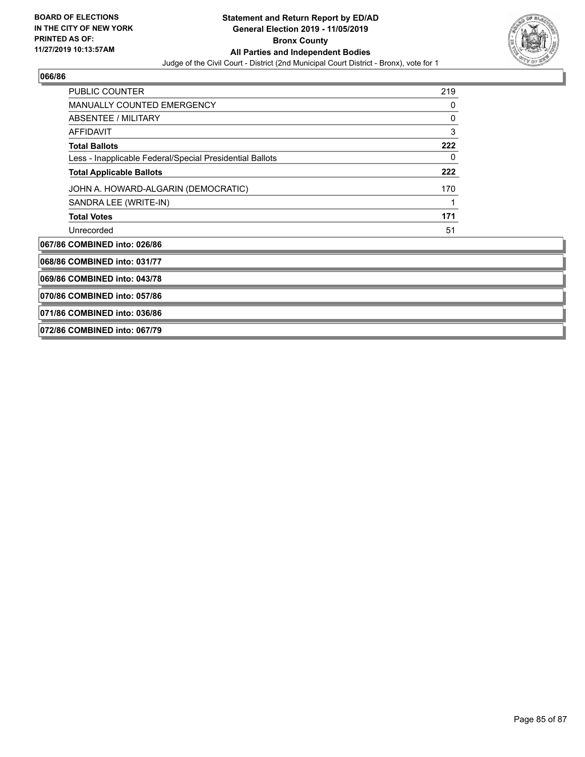**Statement and Return Report by ED/AD**
**General Election 2019 - 11/05/2019**
**Bronx County**
**All Parties and Independent Bodies**
Judge of the Civil Court - District (2nd Municipal Court District - Bronx), vote for 1

**BOARD OF ELECTIONS IN THE CITY OF NEW YORK PRINTED AS OF: 11/27/2019 10:13:57AM**

### 066/86

| | |
|---|---|
| PUBLIC COUNTER | 219 |
| MANUALLY COUNTED EMERGENCY | 0 |
| ABSENTEE / MILITARY | 0 |
| AFFIDAVIT | 3 |
| **Total Ballots** | **222** |
| Less - Inapplicable Federal/Special Presidential Ballots | 0 |
| **Total Applicable Ballots** | **222** |
| JOHN A. HOWARD-ALGARIN (DEMOCRATIC) | 170 |
| SANDRA LEE (WRITE-IN) | 1 |
| **Total Votes** | **171** |
| Unrecorded | 51 |

### 067/86 COMBINED into: 026/86

### 068/86 COMBINED into: 031/77

### 069/86 COMBINED into: 043/78

### 070/86 COMBINED into: 057/86

### 071/86 COMBINED into: 036/86

### 072/86 COMBINED into: 067/79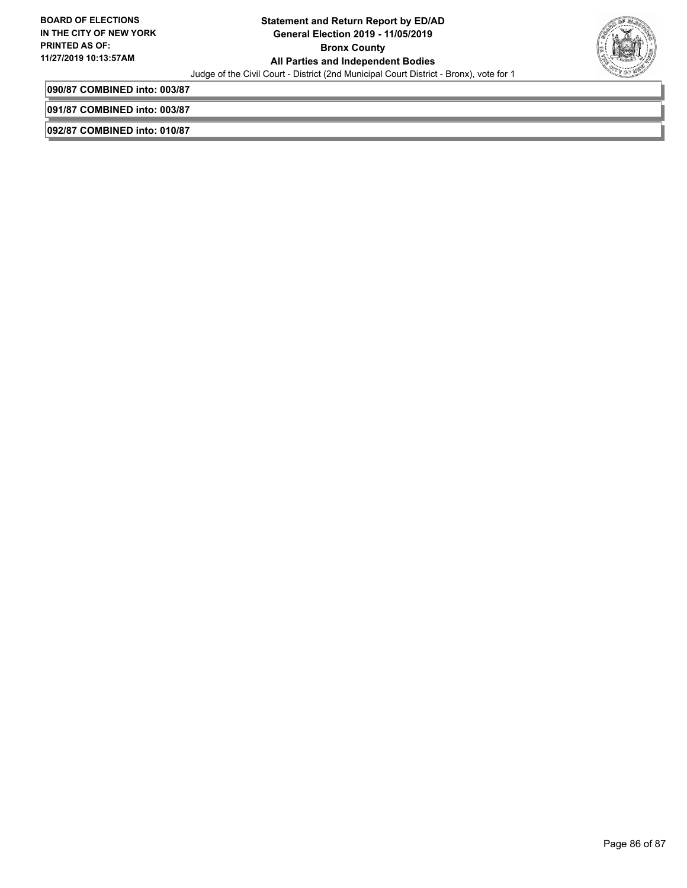**090/87 COMBINED into: 003/87**

**091/87 COMBINED into: 003/87**

**092/87 COMBINED into: 010/87**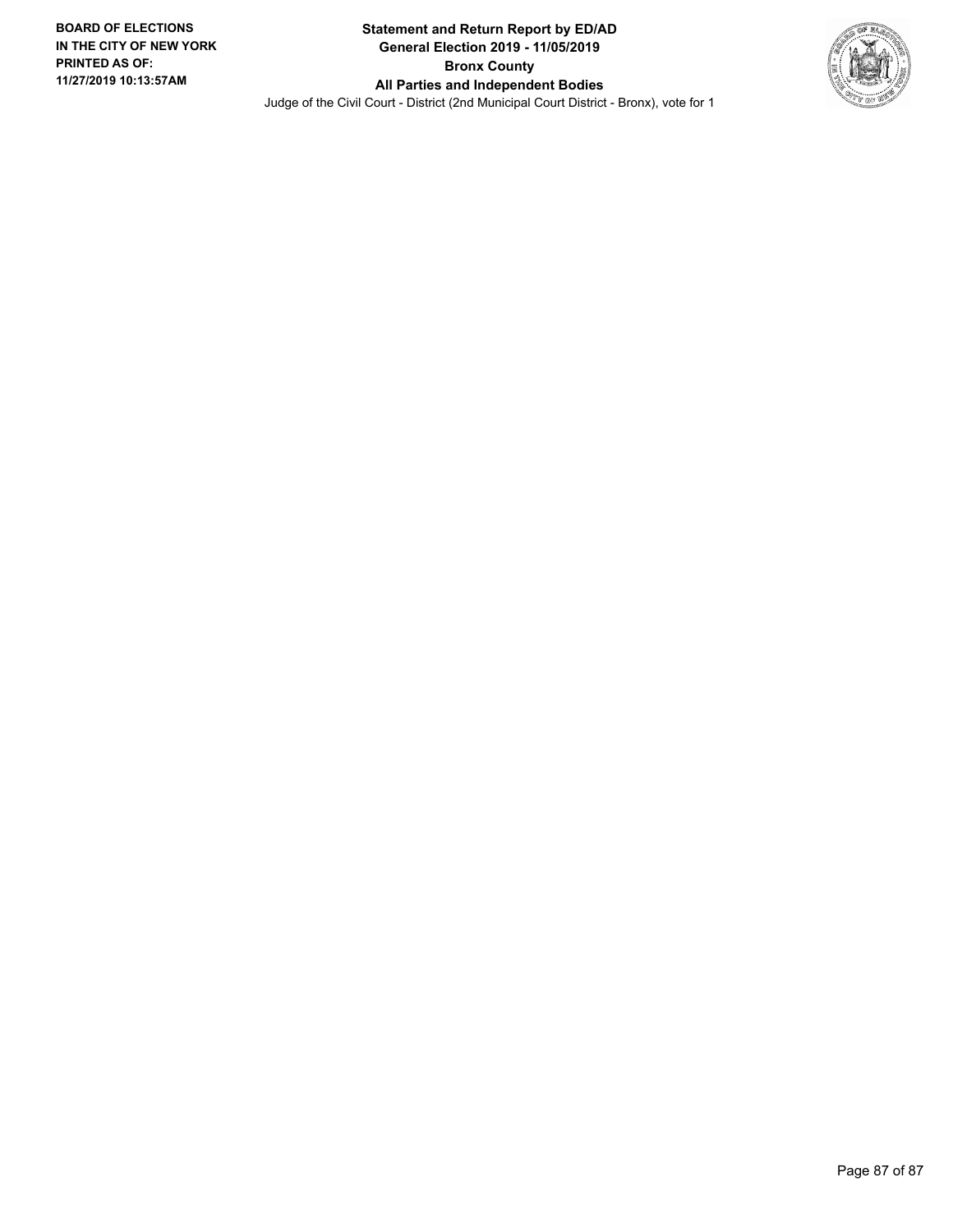**BOARD OF ELECTIONS IN THE CITY OF NEW YORK PRINTED AS OF: 11/27/2019 10:13:57AM**

**Statement and Return Report by ED/AD**
**General Election 2019 - 11/05/2019**
**Bronx County**
**All Parties and Independent Bodies**
Judge of the Civil Court - District (2nd Municipal Court District - Bronx), vote for 1